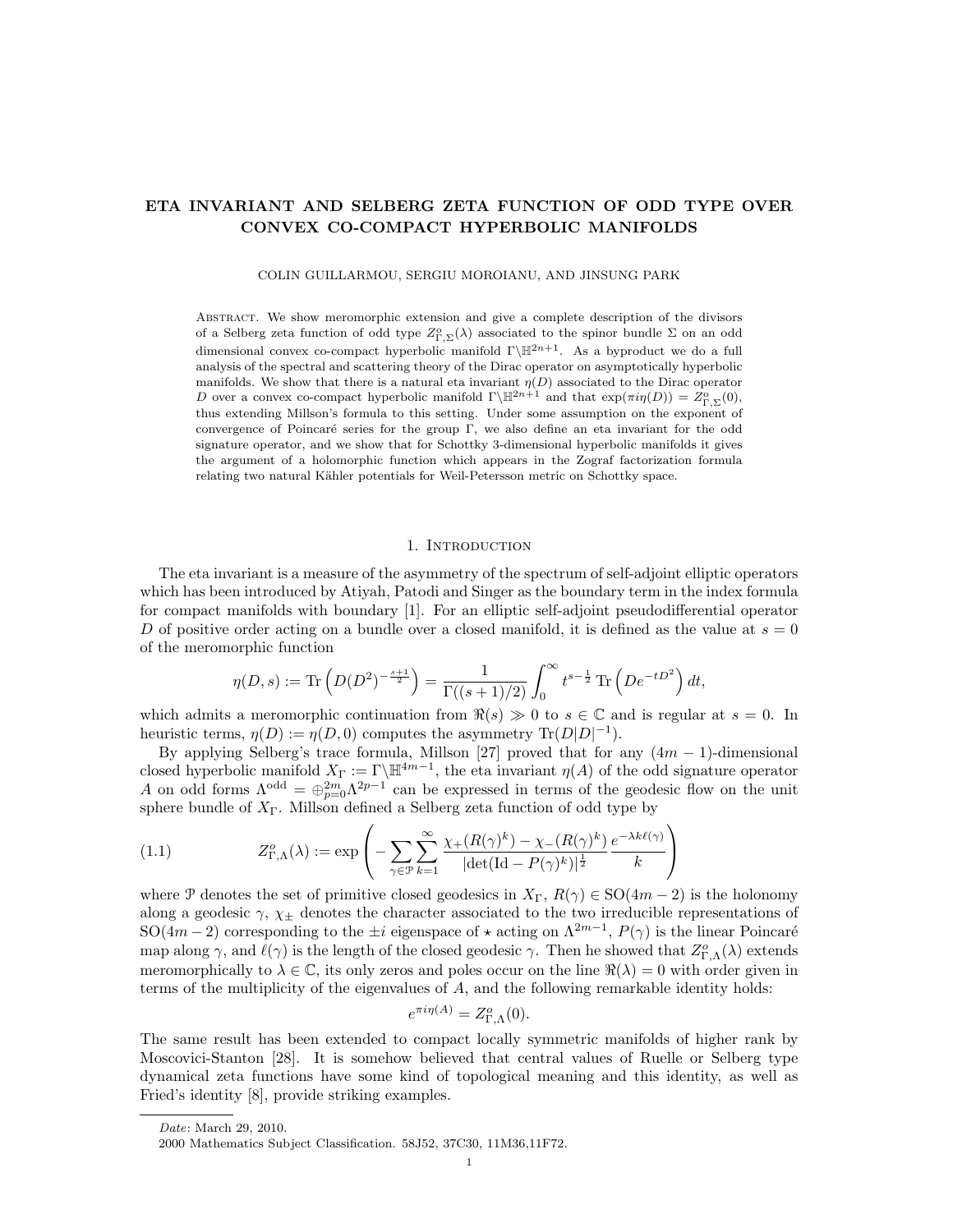# ETA INVARIANT AND SELBERG ZETA FUNCTION OF ODD TYPE OVER CONVEX CO-COMPACT HYPERBOLIC MANIFOLDS

COLIN GUILLARMOU, SERGIU MOROIANU, AND JINSUNG PARK

Abstract. We show meromorphic extension and give a complete description of the divisors of a Selberg zeta function of odd type $Z^o_{\Gamma,\Sigma}(\lambda)$ associated to the spinor bundle $\Sigma$ on an odd dimensional convex co-compact hyperbolic manifold $\Gamma\backslash\mathbb{H}^{2n+1}$. As a byproduct we do a full analysis of the spectral and scattering theory of the Dirac operator on asymptotically hyperbolic manifolds. We show that there is a natural eta invariant $\eta(D)$ associated to the Dirac operator $D$ over a convex co-compact hyperbolic manifold $\Gamma\backslash\mathbb{H}^{2n+1}$ and that $\exp(\pi i\eta(D)) = Z^o_{\Gamma,\Sigma}(0)$, thus extending Millson's formula to this setting. Under some assumption on the exponent of convergence of Poincaré series for the group $\Gamma$, we also define an eta invariant for the odd signature operator, and we show that for Schottky 3-dimensional hyperbolic manifolds it gives the argument of a holomorphic function which appears in the Zograf factorization formula relating two natural Kähler potentials for Weil-Petersson metric on Schottky space.

## 1. Introduction

The eta invariant is a measure of the asymmetry of the spectrum of self-adjoint elliptic operators which has been introduced by Atiyah, Patodi and Singer as the boundary term in the index formula for compact manifolds with boundary [1]. For an elliptic self-adjoint pseudodifferential operator $D$ of positive order acting on a bundle over a closed manifold, it is defined as the value at $s = 0$ of the meromorphic function

$$\eta(D, s) := \operatorname{Tr}\left(D(D^2)^{-\frac{s+1}{2}}\right) = \frac{1}{\Gamma((s+1)/2)}\int_0^\infty t^{s-\frac{1}{2}}\operatorname{Tr}\left(De^{-tD^2}\right)dt,$$

which admits a meromorphic continuation from $\Re(s) \gg 0$ to $s \in \mathbb{C}$ and is regular at $s = 0$. In heuristic terms, $\eta(D) := \eta(D, 0)$ computes the asymmetry $\operatorname{Tr}(D|D|^{-1})$.

By applying Selberg's trace formula, Millson [27] proved that for any $(4m-1)$-dimensional closed hyperbolic manifold $X_\Gamma := \Gamma\backslash\mathbb{H}^{4m-1}$, the eta invariant $\eta(A)$ of the odd signature operator $A$ on odd forms $\Lambda^{\mathrm{odd}} = \oplus_{p=0}^{2m}\Lambda^{2p-1}$ can be expressed in terms of the geodesic flow on the unit sphere bundle of $X_\Gamma$. Millson defined a Selberg zeta function of odd type by

$$Z^o_{\Gamma,\Lambda}(\lambda) := \exp\left(-\sum_{\gamma\in\mathcal{P}}\sum_{k=1}^\infty \frac{\chi_+(R(\gamma)^k) - \chi_-(R(\gamma)^k)}{|\det(\mathrm{Id} - P(\gamma)^k)|^{\frac{1}{2}}}\frac{e^{-\lambda k\ell(\gamma)}}{k}\right) \tag{1.1}$$

where $\mathcal{P}$ denotes the set of primitive closed geodesics in $X_\Gamma$, $R(\gamma) \in \mathrm{SO}(4m-2)$ is the holonomy along a geodesic $\gamma$, $\chi_\pm$ denotes the character associated to the two irreducible representations of $\mathrm{SO}(4m-2)$ corresponding to the $\pm i$ eigenspace of $\star$ acting on $\Lambda^{2m-1}$, $P(\gamma)$ is the linear Poincaré map along $\gamma$, and $\ell(\gamma)$ is the length of the closed geodesic $\gamma$. Then he showed that $Z^o_{\Gamma,\Lambda}(\lambda)$ extends meromorphically to $\lambda \in \mathbb{C}$, its only zeros and poles occur on the line $\Re(\lambda) = 0$ with order given in terms of the multiplicity of the eigenvalues of $A$, and the following remarkable identity holds:

$$e^{\pi i\eta(A)} = Z^o_{\Gamma,\Lambda}(0).$$

The same result has been extended to compact locally symmetric manifolds of higher rank by Moscovici-Stanton [28]. It is somehow believed that central values of Ruelle or Selberg type dynamical zeta functions have some kind of topological meaning and this identity, as well as Fried's identity [8], provide striking examples.

*Date*: March 29, 2010.

2000 Mathematics Subject Classification. 58J52, 37C30, 11M36,11F72.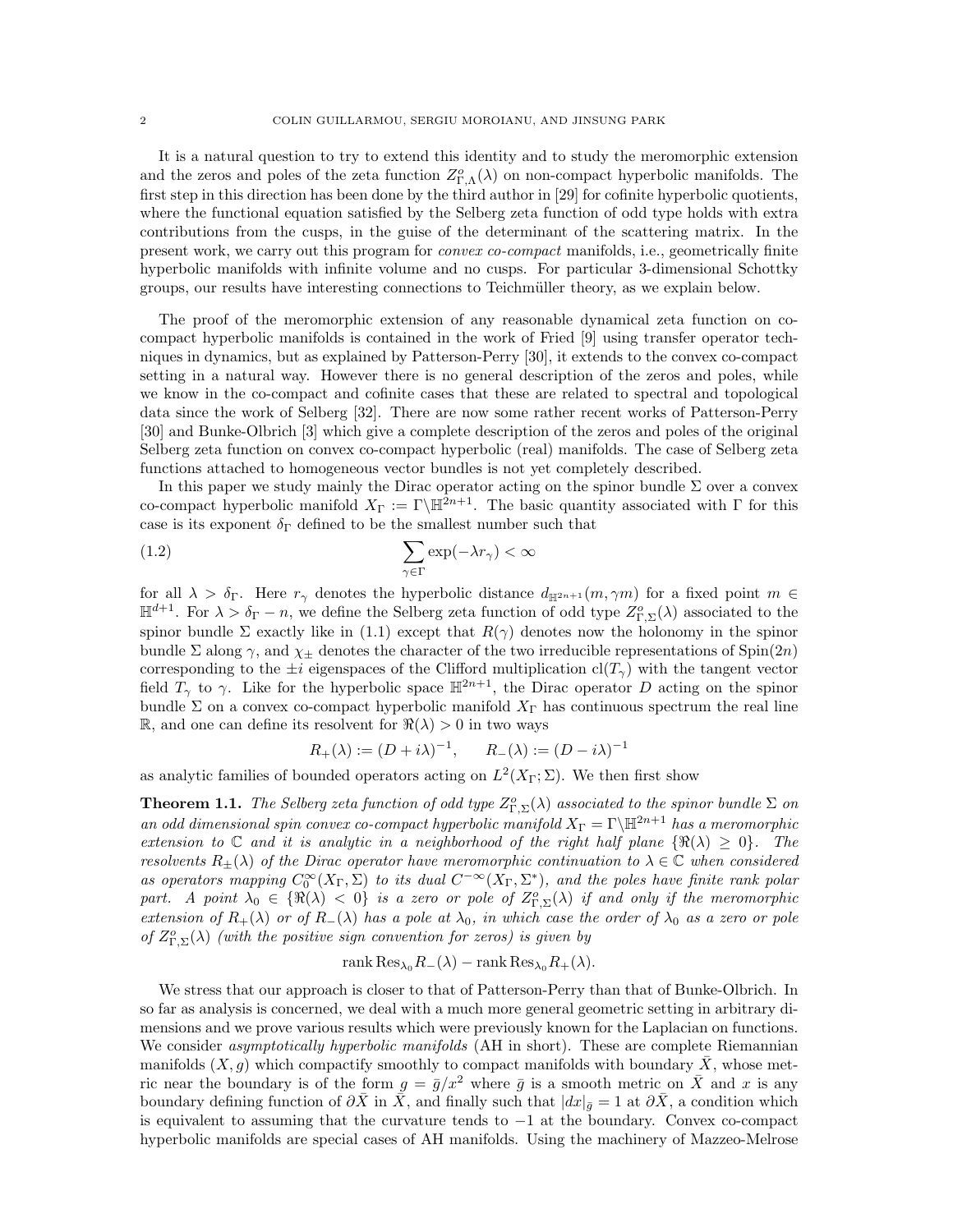It is a natural question to try to extend this identity and to study the meromorphic extension and the zeros and poles of the zeta function $Z^o_{\Gamma,\Lambda}(\lambda)$ on non-compact hyperbolic manifolds. The first step in this direction has been done by the third author in [29] for cofinite hyperbolic quotients, where the functional equation satisfied by the Selberg zeta function of odd type holds with extra contributions from the cusps, in the guise of the determinant of the scattering matrix. In the present work, we carry out this program for *convex co-compact* manifolds, i.e., geometrically finite hyperbolic manifolds with infinite volume and no cusps. For particular 3-dimensional Schottky groups, our results have interesting connections to Teichmüller theory, as we explain below.

The proof of the meromorphic extension of any reasonable dynamical zeta function on co-compact hyperbolic manifolds is contained in the work of Fried [9] using transfer operator techniques in dynamics, but as explained by Patterson-Perry [30], it extends to the convex co-compact setting in a natural way. However there is no general description of the zeros and poles, while we know in the co-compact and cofinite cases that these are related to spectral and topological data since the work of Selberg [32]. There are now some rather recent works of Patterson-Perry [30] and Bunke-Olbrich [3] which give a complete description of the zeros and poles of the original Selberg zeta function on convex co-compact hyperbolic (real) manifolds. The case of Selberg zeta functions attached to homogeneous vector bundles is not yet completely described.

In this paper we study mainly the Dirac operator acting on the spinor bundle $\Sigma$ over a convex co-compact hyperbolic manifold $X_\Gamma := \Gamma\backslash\mathbb{H}^{2n+1}$. The basic quantity associated with $\Gamma$ for this case is its exponent $\delta_\Gamma$ defined to be the smallest number such that

$$\sum_{\gamma\in\Gamma}\exp(-\lambda r_\gamma) < \infty \tag{1.2}$$

for all $\lambda > \delta_\Gamma$. Here $r_\gamma$ denotes the hyperbolic distance $d_{\mathbb{H}^{2n+1}}(m, \gamma m)$ for a fixed point $m \in \mathbb{H}^{d+1}$. For $\lambda > \delta_\Gamma - n$, we define the Selberg zeta function of odd type $Z^o_{\Gamma,\Sigma}(\lambda)$ associated to the spinor bundle $\Sigma$ exactly like in (1.1) except that $R(\gamma)$ denotes now the holonomy in the spinor bundle $\Sigma$ along $\gamma$, and $\chi_\pm$ denotes the character of the two irreducible representations of $\mathrm{Spin}(2n)$ corresponding to the $\pm i$ eigenspaces of the Clifford multiplication $\mathrm{cl}(T_\gamma)$ with the tangent vector field $T_\gamma$ to $\gamma$. Like for the hyperbolic space $\mathbb{H}^{2n+1}$, the Dirac operator $D$ acting on the spinor bundle $\Sigma$ on a convex co-compact hyperbolic manifold $X_\Gamma$ has continuous spectrum the real line $\mathbb{R}$, and one can define its resolvent for $\Re(\lambda) > 0$ in two ways

$$R_+(\lambda) := (D + i\lambda)^{-1}, \qquad R_-(\lambda) := (D - i\lambda)^{-1}$$

as analytic families of bounded operators acting on $L^2(X_\Gamma; \Sigma)$. We then first show

**Theorem 1.1.** *The Selberg zeta function of odd type $Z^o_{\Gamma,\Sigma}(\lambda)$ associated to the spinor bundle $\Sigma$ on an odd dimensional spin convex co-compact hyperbolic manifold $X_\Gamma = \Gamma\backslash\mathbb{H}^{2n+1}$ has a meromorphic extension to $\mathbb{C}$ and it is analytic in a neighborhood of the right half plane $\{\Re(\lambda) \geq 0\}$. The resolvents $R_\pm(\lambda)$ of the Dirac operator have meromorphic continuation to $\lambda \in \mathbb{C}$ when considered as operators mapping $C_0^\infty(X_\Gamma, \Sigma)$ to its dual $C^{-\infty}(X_\Gamma, \Sigma^*)$, and the poles have finite rank polar part. A point $\lambda_0 \in \{\Re(\lambda) < 0\}$ is a zero or pole of $Z^o_{\Gamma,\Sigma}(\lambda)$ if and only if the meromorphic extension of $R_+(\lambda)$ or of $R_-(\lambda)$ has a pole at $\lambda_0$, in which case the order of $\lambda_0$ as a zero or pole of $Z^o_{\Gamma,\Sigma}(\lambda)$ (with the positive sign convention for zeros) is given by*

$$\mathrm{rank}\,\mathrm{Res}_{\lambda_0} R_-(\lambda) - \mathrm{rank}\,\mathrm{Res}_{\lambda_0} R_+(\lambda).$$

We stress that our approach is closer to that of Patterson-Perry than that of Bunke-Olbrich. In so far as analysis is concerned, we deal with a much more general geometric setting in arbitrary dimensions and we prove various results which were previously known for the Laplacian on functions. We consider *asymptotically hyperbolic manifolds* (AH in short). These are complete Riemannian manifolds $(X, g)$ which compactify smoothly to compact manifolds with boundary $\bar{X}$, whose metric near the boundary is of the form $g = \bar{g}/x^2$ where $\bar{g}$ is a smooth metric on $\bar{X}$ and $x$ is any boundary defining function of $\partial\bar{X}$ in $\bar{X}$, and finally such that $|dx|_{\bar{g}} = 1$ at $\partial\bar{X}$, a condition which is equivalent to assuming that the curvature tends to $-1$ at the boundary. Convex co-compact hyperbolic manifolds are special cases of AH manifolds. Using the machinery of Mazzeo-Melrose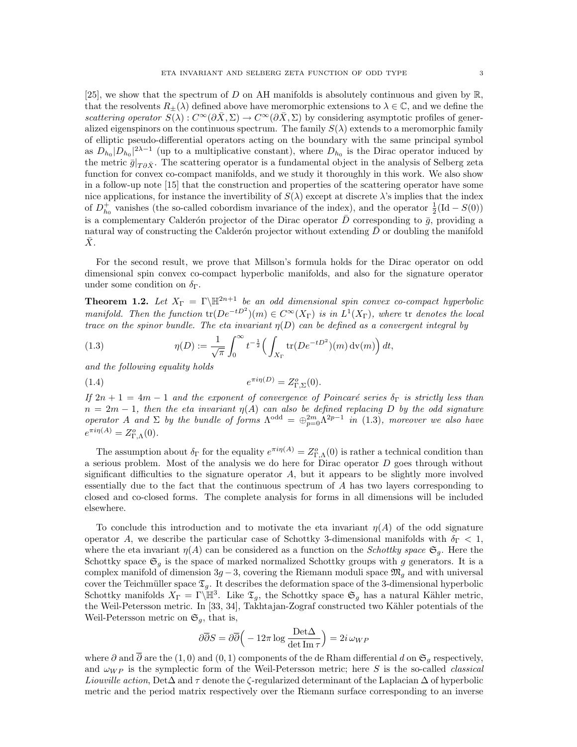[25], we show that the spectrum of $D$ on AH manifolds is absolutely continuous and given by $\mathbb{R}$, that the resolvents $R_\pm(\lambda)$ defined above have meromorphic extensions to $\lambda \in \mathbb{C}$, and we define the *scattering operator* $S(\lambda) : C^\infty(\partial\bar{X}, \Sigma) \to C^\infty(\partial\bar{X}, \Sigma)$ by considering asymptotic profiles of generalized eigenspinors on the continuous spectrum. The family $S(\lambda)$ extends to a meromorphic family of elliptic pseudo-differential operators acting on the boundary with the same principal symbol as $D_{h_0}|D_{h_0}|^{2\lambda-1}$ (up to a multiplicative constant), where $D_{h_0}$ is the Dirac operator induced by the metric $\bar{g}|_{T\partial\bar{X}}$. The scattering operator is a fundamental object in the analysis of Selberg zeta function for convex co-compact manifolds, and we study it thoroughly in this work. We also show in a follow-up note [15] that the construction and properties of the scattering operator have some nice applications, for instance the invertibility of $S(\lambda)$ except at discrete $\lambda$'s implies that the index of $D^+_{h_0}$ vanishes (the so-called cobordism invariance of the index), and the operator $\frac{1}{2}(\mathrm{Id} - S(0))$ is a complementary Calderón projector of the Dirac operator $\bar{D}$ corresponding to $\bar{g}$, providing a natural way of constructing the Calderón projector without extending $\bar{D}$ or doubling the manifold $\bar{X}$.

For the second result, we prove that Millson's formula holds for the Dirac operator on odd dimensional spin convex co-compact hyperbolic manifolds, and also for the signature operator under some condition on $\delta_\Gamma$.

**Theorem 1.2.** *Let $X_\Gamma = \Gamma\backslash\mathbb{H}^{2n+1}$ be an odd dimensional spin convex co-compact hyperbolic manifold. Then the function $\mathrm{tr}(De^{-tD^2})(m) \in C^\infty(X_\Gamma)$ is in $L^1(X_\Gamma)$, where* tr *denotes the local trace on the spinor bundle. The eta invariant $\eta(D)$ can be defined as a convergent integral by*

$$\eta(D) := \frac{1}{\sqrt{\pi}} \int_0^\infty t^{-\frac{1}{2}} \Big( \int_{X_\Gamma} \mathrm{tr}(De^{-tD^2})(m)\, \mathrm{dv}(m) \Big)\, dt, \tag{1.3}$$

*and the following equality holds*

$$e^{\pi i \eta(D)} = Z^o_{\Gamma,\Sigma}(0). \tag{1.4}$$

*If $2n+1 = 4m-1$ and the exponent of convergence of Poincaré series $\delta_\Gamma$ is strictly less than $n = 2m-1$, then the eta invariant $\eta(A)$ can also be defined replacing $D$ by the odd signature operator $A$ and $\Sigma$ by the bundle of forms $\Lambda^{\mathrm{odd}} = \oplus_{p=0}^{2m}\Lambda^{2p-1}$ in* (1.3)*, moreover we also have $e^{\pi i \eta(A)} = Z^o_{\Gamma,\Lambda}(0)$.*

The assumption about $\delta_\Gamma$ for the equality $e^{\pi i \eta(A)} = Z^o_{\Gamma,\Lambda}(0)$ is rather a technical condition than a serious problem. Most of the analysis we do here for Dirac operator $D$ goes through without significant difficulties to the signature operator $A$, but it appears to be slightly more involved essentially due to the fact that the continuous spectrum of $A$ has two layers corresponding to closed and co-closed forms. The complete analysis for forms in all dimensions will be included elsewhere.

To conclude this introduction and to motivate the eta invariant $\eta(A)$ of the odd signature operator $A$, we describe the particular case of Schottky 3-dimensional manifolds with $\delta_\Gamma < 1$, where the eta invariant $\eta(A)$ can be considered as a function on the *Schottky space* $\mathfrak{S}_g$. Here the Schottky space $\mathfrak{S}_g$ is the space of marked normalized Schottky groups with $g$ generators. It is a complex manifold of dimension $3g-3$, covering the Riemann moduli space $\mathfrak{M}_g$ and with universal cover the Teichmüller space $\mathfrak{T}_g$. It describes the deformation space of the 3-dimensional hyperbolic Schottky manifolds $X_\Gamma = \Gamma\backslash\mathbb{H}^3$. Like $\mathfrak{T}_g$, the Schottky space $\mathfrak{S}_g$ has a natural Kähler metric, the Weil-Petersson metric. In [33, 34], Takhtajan-Zograf constructed two Kähler potentials of the Weil-Petersson metric on $\mathfrak{S}_g$, that is,

$$\partial\overline{\partial}S = \partial\overline{\partial}\Big( -12\pi \log \frac{\mathrm{Det}\Delta}{\det \mathrm{Im}\,\tau} \Big) = 2i\,\omega_{WP}$$

where $\partial$ and $\overline{\partial}$ are the $(1,0)$ and $(0,1)$ components of the de Rham differential $d$ on $\mathfrak{S}_g$ respectively, and $\omega_{WP}$ is the symplectic form of the Weil-Petersson metric; here $S$ is the so-called *classical Liouville action*, $\mathrm{Det}\Delta$ and $\tau$ denote the $\zeta$-regularized determinant of the Laplacian $\Delta$ of hyperbolic metric and the period matrix respectively over the Riemann surface corresponding to an inverse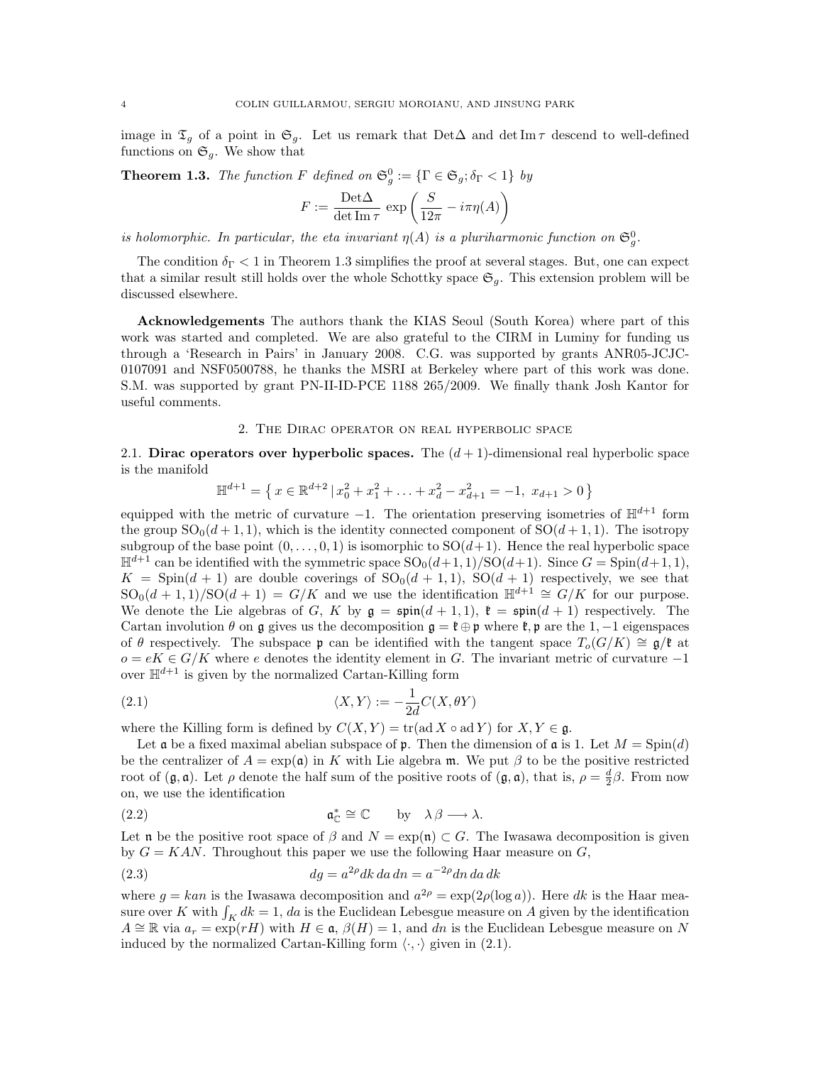image in $\mathfrak{T}_g$ of a point in $\mathfrak{S}_g$. Let us remark that $\mathrm{Det}\Delta$ and $\det \mathrm{Im}\,\tau$ descend to well-defined functions on $\mathfrak{S}_g$. We show that

**Theorem 1.3.** *The function $F$ defined on $\mathfrak{S}_g^0 := \{\Gamma \in \mathfrak{S}_g; \delta_\Gamma < 1\}$ by*

$$F := \frac{\mathrm{Det}\Delta}{\det \mathrm{Im}\,\tau}\, \exp\left(\frac{S}{12\pi} - i\pi\eta(A)\right)$$

*is holomorphic. In particular, the eta invariant $\eta(A)$ is a pluriharmonic function on $\mathfrak{S}_g^0$.*

The condition $\delta_\Gamma < 1$ in Theorem 1.3 simplifies the proof at several stages. But, one can expect that a similar result still holds over the whole Schottky space $\mathfrak{S}_g$. This extension problem will be discussed elsewhere.

**Acknowledgements** The authors thank the KIAS Seoul (South Korea) where part of this work was started and completed. We are also grateful to the CIRM in Luminy for funding us through a 'Research in Pairs' in January 2008. C.G. was supported by grants ANR05-JCJC-0107091 and NSF0500788, he thanks the MSRI at Berkeley where part of this work was done. S.M. was supported by grant PN-II-ID-PCE 1188 265/2009. We finally thank Josh Kantor for useful comments.

## 2. The Dirac operator on real hyperbolic space

2.1. **Dirac operators over hyperbolic spaces.** The $(d+1)$-dimensional real hyperbolic space is the manifold

$$\mathbb{H}^{d+1} = \left\{ x \in \mathbb{R}^{d+2} \,|\, x_0^2 + x_1^2 + \ldots + x_d^2 - x_{d+1}^2 = -1,\ x_{d+1} > 0 \right\}$$

equipped with the metric of curvature $-1$. The orientation preserving isometries of $\mathbb{H}^{d+1}$ form the group $\mathrm{SO}_0(d+1,1)$, which is the identity connected component of $\mathrm{SO}(d+1,1)$. The isotropy subgroup of the base point $(0,\ldots,0,1)$ is isomorphic to $\mathrm{SO}(d+1)$. Hence the real hyperbolic space $\mathbb{H}^{d+1}$ can be identified with the symmetric space $\mathrm{SO}_0(d+1,1)/\mathrm{SO}(d+1)$. Since $G = \mathrm{Spin}(d+1,1)$, $K = \mathrm{Spin}(d+1)$ are double coverings of $\mathrm{SO}_0(d+1,1)$, $\mathrm{SO}(d+1)$ respectively, we see that $\mathrm{SO}_0(d+1,1)/\mathrm{SO}(d+1) = G/K$ and we use the identification $\mathbb{H}^{d+1} \cong G/K$ for our purpose. We denote the Lie algebras of $G$, $K$ by $\mathfrak{g} = \mathfrak{spin}(d+1,1)$, $\mathfrak{k} = \mathfrak{spin}(d+1)$ respectively. The Cartan involution $\theta$ on $\mathfrak{g}$ gives us the decomposition $\mathfrak{g} = \mathfrak{k} \oplus \mathfrak{p}$ where $\mathfrak{k}, \mathfrak{p}$ are the $1, -1$ eigenspaces of $\theta$ respectively. The subspace $\mathfrak{p}$ can be identified with the tangent space $T_o(G/K) \cong \mathfrak{g}/\mathfrak{k}$ at $o = eK \in G/K$ where $e$ denotes the identity element in $G$. The invariant metric of curvature $-1$ over $\mathbb{H}^{d+1}$ is given by the normalized Cartan-Killing form

$$\langle X, Y\rangle := -\frac{1}{2d} C(X, \theta Y) \tag{2.1}$$

where the Killing form is defined by $C(X,Y) = \mathrm{tr}(\mathrm{ad}\, X \circ \mathrm{ad}\, Y)$ for $X, Y \in \mathfrak{g}$.

Let $\mathfrak{a}$ be a fixed maximal abelian subspace of $\mathfrak{p}$. Then the dimension of $\mathfrak{a}$ is 1. Let $M = \mathrm{Spin}(d)$ be the centralizer of $A = \exp(\mathfrak{a})$ in $K$ with Lie algebra $\mathfrak{m}$. We put $\beta$ to be the positive restricted root of $(\mathfrak{g}, \mathfrak{a})$. Let $\rho$ denote the half sum of the positive roots of $(\mathfrak{g}, \mathfrak{a})$, that is, $\rho = \frac{d}{2}\beta$. From now on, we use the identification

$$\mathfrak{a}_{\mathbb{C}}^* \cong \mathbb{C} \qquad \text{by} \quad \lambda\,\beta \longrightarrow \lambda. \tag{2.2}$$

Let $\mathfrak{n}$ be the positive root space of $\beta$ and $N = \exp(\mathfrak{n}) \subset G$. The Iwasawa decomposition is given by $G = KAN$. Throughout this paper we use the following Haar measure on $G$,

$$dg = a^{2\rho} dk\, da\, dn = a^{-2\rho} dn\, da\, dk \tag{2.3}$$

where $g = kan$ is the Iwasawa decomposition and $a^{2\rho} = \exp(2\rho(\log a))$. Here $dk$ is the Haar measure over $K$ with $\int_K dk = 1$, $da$ is the Euclidean Lebesgue measure on $A$ given by the identification $A \cong \mathbb{R}$ via $a_r = \exp(rH)$ with $H \in \mathfrak{a}$, $\beta(H) = 1$, and $dn$ is the Euclidean Lebesgue measure on $N$ induced by the normalized Cartan-Killing form $\langle\cdot,\cdot\rangle$ given in (2.1).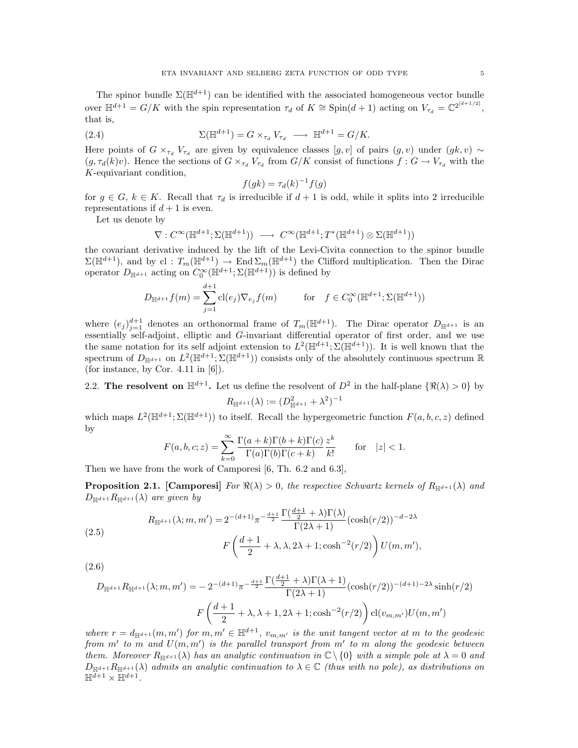The spinor bundle $\Sigma(\mathbb{H}^{d+1})$ can be identified with the associated homogeneous vector bundle over $\mathbb{H}^{d+1} = G/K$ with the spin representation $\tau_d$ of $K \cong \mathrm{Spin}(d+1)$ acting on $V_{\tau_d} = \mathbb{C}^{2^{[d+1/2]}}$, that is,

$$\Sigma(\mathbb{H}^{d+1}) = G \times_{\tau_d} V_{\tau_d} \longrightarrow \mathbb{H}^{d+1} = G/K. \tag{2.4}$$

Here points of $G \times_{\tau_d} V_{\tau_d}$ are given by equivalence classes $[g, v]$ of pairs $(g, v)$ under $(gk, v) \sim (g, \tau_d(k)v)$. Hence the sections of $G \times_{\tau_d} V_{\tau_d}$ from $G/K$ consist of functions $f : G \to V_{\tau_d}$ with the $K$-equivariant condition,

$$f(gk) = \tau_d(k)^{-1} f(g)$$

for $g \in G$, $k \in K$. Recall that $\tau_d$ is irreducible if $d+1$ is odd, while it splits into 2 irreducible representations if $d+1$ is even.

Let us denote by

$$\nabla : C^\infty(\mathbb{H}^{d+1}; \Sigma(\mathbb{H}^{d+1})) \longrightarrow C^\infty(\mathbb{H}^{d+1}; T^*(\mathbb{H}^{d+1}) \otimes \Sigma(\mathbb{H}^{d+1}))$$

the covariant derivative induced by the lift of the Levi-Civita connection to the spinor bundle $\Sigma(\mathbb{H}^{d+1})$, and by $\mathrm{cl} : T_m(\mathbb{H}^{d+1}) \to \mathrm{End}\, \Sigma_m(\mathbb{H}^{d+1})$ the Clifford multiplication. Then the Dirac operator $D_{\mathbb{H}^{d+1}}$ acting on $C_0^\infty(\mathbb{H}^{d+1}; \Sigma(\mathbb{H}^{d+1}))$ is defined by

$$D_{\mathbb{H}^{d+1}} f(m) = \sum_{j=1}^{d+1} \mathrm{cl}(e_j) \nabla_{e_j} f(m) \qquad \text{for} \quad f \in C_0^\infty(\mathbb{H}^{d+1}; \Sigma(\mathbb{H}^{d+1}))$$

where $(e_j)_{j=1}^{d+1}$ denotes an orthonormal frame of $T_m(\mathbb{H}^{d+1})$. The Dirac operator $D_{\mathbb{H}^{d+1}}$ is an essentially self-adjoint, elliptic and $G$-invariant differential operator of first order, and we use the same notation for its self adjoint extension to $L^2(\mathbb{H}^{d+1}; \Sigma(\mathbb{H}^{d+1}))$. It is well known that the spectrum of $D_{\mathbb{H}^{d+1}}$ on $L^2(\mathbb{H}^{d+1}; \Sigma(\mathbb{H}^{d+1}))$ consists only of the absolutely continuous spectrum $\mathbb{R}$ (for instance, by Cor. 4.11 in [6]).

## 2.2. The resolvent on $\mathbb{H}^{d+1}$.

Let us define the resolvent of $D^2$ in the half-plane $\{\Re(\lambda) > 0\}$ by

$$R_{\mathbb{H}^{d+1}}(\lambda) := (D_{\mathbb{H}^{d+1}}^2 + \lambda^2)^{-1}$$

which maps $L^2(\mathbb{H}^{d+1}; \Sigma(\mathbb{H}^{d+1}))$ to itself. Recall the hypergeometric function $F(a, b, c, z)$ defined by

$$F(a, b, c; z) = \sum_{k=0}^{\infty} \frac{\Gamma(a+k)\Gamma(b+k)\Gamma(c)}{\Gamma(a)\Gamma(b)\Gamma(c+k)} \frac{z^k}{k!} \qquad \text{for} \quad |z| < 1.$$

Then we have from the work of Camporesi [6, Th. 6.2 and 6.3],

**Proposition 2.1. [Camporesi]** *For $\Re(\lambda) > 0$, the respective Schwartz kernels of $R_{\mathbb{H}^{d+1}}(\lambda)$ and $D_{\mathbb{H}^{d+1}} R_{\mathbb{H}^{d+1}}(\lambda)$ are given by*

$$\begin{aligned} R_{\mathbb{H}^{d+1}}(\lambda; m, m') = {} & 2^{-(d+1)} \pi^{-\frac{d+1}{2}} \frac{\Gamma(\frac{d+1}{2} + \lambda)\Gamma(\lambda)}{\Gamma(2\lambda + 1)} (\cosh(r/2))^{-d-2\lambda} \\ & F\left( \frac{d+1}{2} + \lambda, \lambda, 2\lambda + 1; \cosh^{-2}(r/2) \right) U(m, m'), \end{aligned} \tag{2.5}$$

$$\begin{aligned} D_{\mathbb{H}^{d+1}} R_{\mathbb{H}^{d+1}}(\lambda; m, m') = {} & -2^{-(d+1)} \pi^{-\frac{d+1}{2}} \frac{\Gamma(\frac{d+1}{2} + \lambda)\Gamma(\lambda + 1)}{\Gamma(2\lambda + 1)} (\cosh(r/2))^{-(d+1)-2\lambda} \sinh(r/2) \\ & F\left( \frac{d+1}{2} + \lambda, \lambda + 1, 2\lambda + 1; \cosh^{-2}(r/2) \right) \mathrm{cl}(v_{m,m'}) U(m, m') \end{aligned} \tag{2.6}$$

*where $r = d_{\mathbb{H}^{d+1}}(m, m')$ for $m, m' \in \mathbb{H}^{d+1}$, $v_{m,m'}$ is the unit tangent vector at $m$ to the geodesic from $m'$ to $m$ and $U(m, m')$ is the parallel transport from $m'$ to $m$ along the geodesic between them. Moreover $R_{\mathbb{H}^{d+1}}(\lambda)$ has an analytic continuation in $\mathbb{C} \setminus \{0\}$ with a simple pole at $\lambda = 0$ and $D_{\mathbb{H}^{d+1}} R_{\mathbb{H}^{d+1}}(\lambda)$ admits an analytic continuation to $\lambda \in \mathbb{C}$ (thus with no pole), as distributions on $\mathbb{H}^{d+1} \times \mathbb{H}^{d+1}$.*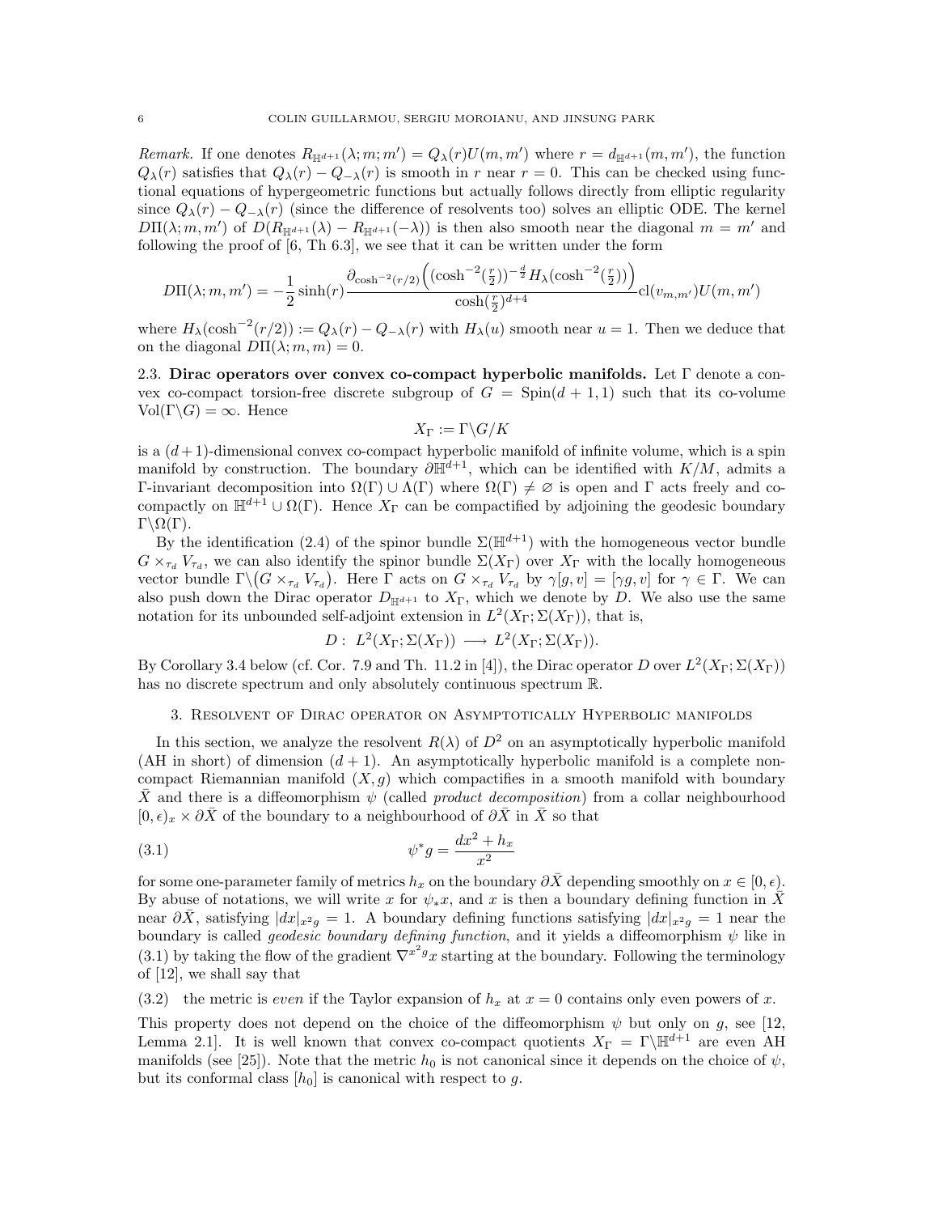*Remark.* If one denotes $R_{\mathbb{H}^{d+1}}(\lambda; m; m') = Q_\lambda(r)U(m,m')$ where $r = d_{\mathbb{H}^{d+1}}(m,m')$, the function $Q_\lambda(r)$ satisfies that $Q_\lambda(r) - Q_{-\lambda}(r)$ is smooth in $r$ near $r=0$. This can be checked using functional equations of hypergeometric functions but actually follows directly from elliptic regularity since $Q_\lambda(r) - Q_{-\lambda}(r)$ (since the difference of resolvents too) solves an elliptic ODE. The kernel $D\Pi(\lambda; m, m')$ of $D(R_{\mathbb{H}^{d+1}}(\lambda) - R_{\mathbb{H}^{d+1}}(-\lambda))$ is then also smooth near the diagonal $m = m'$ and following the proof of [6, Th 6.3], we see that it can be written under the form

$$D\Pi(\lambda; m, m') = -\frac{1}{2}\sinh(r)\frac{\partial_{\cosh^{-2}(r/2)}\Big((\cosh^{-2}(\frac{r}{2}))^{-\frac{d}{2}}H_\lambda(\cosh^{-2}(\frac{r}{2}))\Big)}{\cosh(\frac{r}{2})^{d+4}}\mathrm{cl}(v_{m,m'})U(m,m')$$

where $H_\lambda(\cosh^{-2}(r/2)) := Q_\lambda(r) - Q_{-\lambda}(r)$ with $H_\lambda(u)$ smooth near $u=1$. Then we deduce that on the diagonal $D\Pi(\lambda; m, m) = 0$.

2.3. **Dirac operators over convex co-compact hyperbolic manifolds.** Let $\Gamma$ denote a convex co-compact torsion-free discrete subgroup of $G = \mathrm{Spin}(d+1,1)$ such that its co-volume $\mathrm{Vol}(\Gamma\backslash G) = \infty$. Hence

$$X_\Gamma := \Gamma\backslash G/K$$

is a $(d+1)$-dimensional convex co-compact hyperbolic manifold of infinite volume, which is a spin manifold by construction. The boundary $\partial\mathbb{H}^{d+1}$, which can be identified with $K/M$, admits a $\Gamma$-invariant decomposition into $\Omega(\Gamma)\cup\Lambda(\Gamma)$ where $\Omega(\Gamma)\neq\varnothing$ is open and $\Gamma$ acts freely and co-compactly on $\mathbb{H}^{d+1}\cup\Omega(\Gamma)$. Hence $X_\Gamma$ can be compactified by adjoining the geodesic boundary $\Gamma\backslash\Omega(\Gamma)$.

By the identification (2.4) of the spinor bundle $\Sigma(\mathbb{H}^{d+1})$ with the homogeneous vector bundle $G\times_{\tau_d}V_{\tau_d}$, we can also identify the spinor bundle $\Sigma(X_\Gamma)$ over $X_\Gamma$ with the locally homogeneous vector bundle $\Gamma\backslash\big(G\times_{\tau_d}V_{\tau_d}\big)$. Here $\Gamma$ acts on $G\times_{\tau_d}V_{\tau_d}$ by $\gamma[g,v] = [\gamma g, v]$ for $\gamma\in\Gamma$. We can also push down the Dirac operator $D_{\mathbb{H}^{d+1}}$ to $X_\Gamma$, which we denote by $D$. We also use the same notation for its unbounded self-adjoint extension in $L^2(X_\Gamma;\Sigma(X_\Gamma))$, that is,

$$D:\ L^2(X_\Gamma;\Sigma(X_\Gamma)) \longrightarrow L^2(X_\Gamma;\Sigma(X_\Gamma)).$$

By Corollary 3.4 below (cf. Cor. 7.9 and Th. 11.2 in [4]), the Dirac operator $D$ over $L^2(X_\Gamma;\Sigma(X_\Gamma))$ has no discrete spectrum and only absolutely continuous spectrum $\mathbb{R}$.

## 3. Resolvent of Dirac operator on Asymptotically Hyperbolic manifolds

In this section, we analyze the resolvent $R(\lambda)$ of $D^2$ on an asymptotically hyperbolic manifold (AH in short) of dimension $(d+1)$. An asymptotically hyperbolic manifold is a complete non-compact Riemannian manifold $(X,g)$ which compactifies in a smooth manifold with boundary $\bar{X}$ and there is a diffeomorphism $\psi$ (called *product decomposition*) from a collar neighbourhood $[0,\epsilon)_x\times\partial\bar{X}$ of the boundary to a neighbourhood of $\partial\bar{X}$ in $\bar{X}$ so that

$$\psi^*g = \frac{dx^2 + h_x}{x^2} \tag{3.1}$$

for some one-parameter family of metrics $h_x$ on the boundary $\partial\bar{X}$ depending smoothly on $x\in[0,\epsilon)$. By abuse of notations, we will write $x$ for $\psi_*x$, and $x$ is then a boundary defining function in $\bar{X}$ near $\partial\bar{X}$, satisfying $|dx|_{x^2g} = 1$. A boundary defining functions satisfying $|dx|_{x^2g} = 1$ near the boundary is called *geodesic boundary defining function*, and it yields a diffeomorphism $\psi$ like in (3.1) by taking the flow of the gradient $\nabla^{x^2g}x$ starting at the boundary. Following the terminology of [12], we shall say that

(3.2) the metric is *even* if the Taylor expansion of $h_x$ at $x=0$ contains only even powers of $x$.

This property does not depend on the choice of the diffeomorphism $\psi$ but only on $g$, see [12, Lemma 2.1]. It is well known that convex co-compact quotients $X_\Gamma = \Gamma\backslash\mathbb{H}^{d+1}$ are even AH manifolds (see [25]). Note that the metric $h_0$ is not canonical since it depends on the choice of $\psi$, but its conformal class $[h_0]$ is canonical with respect to $g$.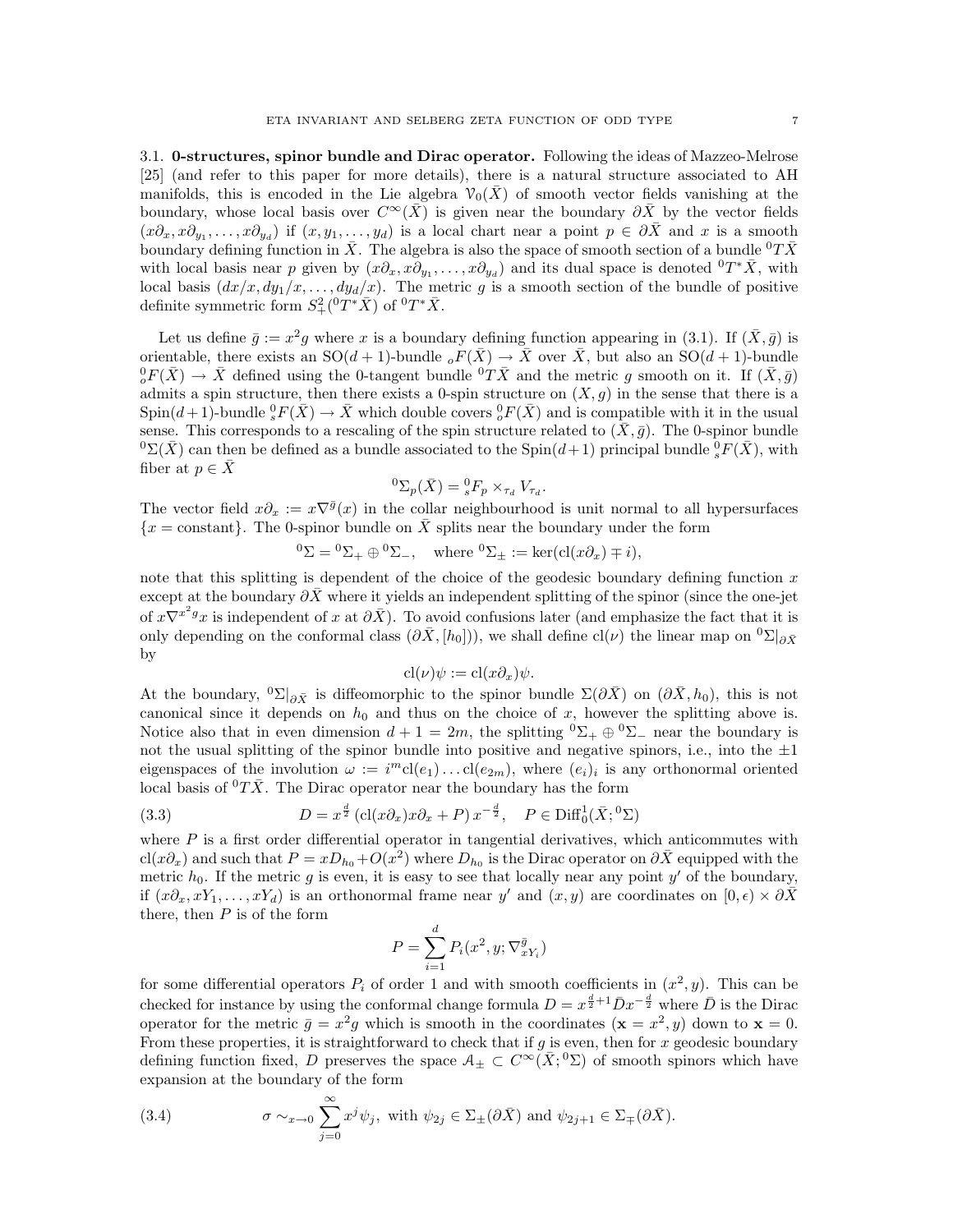### 3.1. 0-structures, spinor bundle and Dirac operator.

Following the ideas of Mazzeo-Melrose [25] (and refer to this paper for more details), there is a natural structure associated to AH manifolds, this is encoded in the Lie algebra $\mathcal{V}_0(\bar{X})$ of smooth vector fields vanishing at the boundary, whose local basis over $C^\infty(\bar{X})$ is given near the boundary $\partial\bar{X}$ by the vector fields $(x\partial_x, x\partial_{y_1}, \dots, x\partial_{y_d})$ if $(x, y_1, \dots, y_d)$ is a local chart near a point $p \in \partial\bar{X}$ and $x$ is a smooth boundary defining function in $\bar{X}$. The algebra is also the space of smooth section of a bundle ${}^0T\bar{X}$ with local basis near $p$ given by $(x\partial_x, x\partial_{y_1}, \dots, x\partial_{y_d})$ and its dual space is denoted ${}^0T^*\bar{X}$, with local basis $(dx/x, dy_1/x, \dots, dy_d/x)$. The metric $g$ is a smooth section of the bundle of positive definite symmetric form $S^2_+({}^0T^*\bar{X})$ of ${}^0T^*\bar{X}$.

Let us define $\bar{g} := x^2 g$ where $x$ is a boundary defining function appearing in (3.1). If $(\bar{X}, \bar{g})$ is orientable, there exists an $\mathrm{SO}(d+1)$-bundle ${}_oF(\bar{X}) \to \bar{X}$ over $\bar{X}$, but also an $\mathrm{SO}(d+1)$-bundle ${}^0_oF(\bar{X}) \to \bar{X}$ defined using the 0-tangent bundle ${}^0T\bar{X}$ and the metric $g$ smooth on it. If $(\bar{X}, \bar{g})$ admits a spin structure, then there exists a 0-spin structure on $(X, g)$ in the sense that there is a $\mathrm{Spin}(d+1)$-bundle ${}^0_sF(\bar{X}) \to \bar{X}$ which double covers ${}^0_oF(\bar{X})$ and is compatible with it in the usual sense. This corresponds to a rescaling of the spin structure related to $(\bar{X}, \bar{g})$. The 0-spinor bundle ${}^0\Sigma(\bar{X})$ can then be defined as a bundle associated to the $\mathrm{Spin}(d+1)$ principal bundle ${}^0_sF(\bar{X})$, with fiber at $p \in \bar{X}$

$$ {}^0\Sigma_p(\bar{X}) = {}^0_sF_p \times_{\tau_d} V_{\tau_d}. $$

The vector field $x\partial_x := x\nabla^{\bar{g}}(x)$ in the collar neighbourhood is unit normal to all hypersurfaces $\{x = \text{constant}\}$. The 0-spinor bundle on $\bar{X}$ splits near the boundary under the form

$$ {}^0\Sigma = {}^0\Sigma_+ \oplus {}^0\Sigma_-, \quad \text{where } {}^0\Sigma_\pm := \ker(\mathrm{cl}(x\partial_x) \mp i), $$

note that this splitting is dependent of the choice of the geodesic boundary defining function $x$ except at the boundary $\partial\bar{X}$ where it yields an independent splitting of the spinor (since the one-jet of $x\nabla^{x^2 g}x$ is independent of $x$ at $\partial\bar{X}$). To avoid confusions later (and emphasize the fact that it is only depending on the conformal class $(\partial\bar{X}, [h_0])$), we shall define $\mathrm{cl}(\nu)$ the linear map on ${}^0\Sigma|_{\partial\bar{X}}$ by

$$ \mathrm{cl}(\nu)\psi := \mathrm{cl}(x\partial_x)\psi. $$

At the boundary, ${}^0\Sigma|_{\partial\bar{X}}$ is diffeomorphic to the spinor bundle $\Sigma(\partial\bar{X})$ on $(\partial\bar{X}, h_0)$, this is not canonical since it depends on $h_0$ and thus on the choice of $x$, however the splitting above is. Notice also that in even dimension $d+1 = 2m$, the splitting ${}^0\Sigma_+ \oplus {}^0\Sigma_-$ near the boundary is not the usual splitting of the spinor bundle into positive and negative spinors, i.e., into the $\pm 1$ eigenspaces of the involution $\omega := i^m \mathrm{cl}(e_1)\dots\mathrm{cl}(e_{2m})$, where $(e_i)_i$ is any orthonormal oriented local basis of ${}^0T\bar{X}$. The Dirac operator near the boundary has the form

$$ D = x^{\frac{d}{2}} \left(\mathrm{cl}(x\partial_x)x\partial_x + P\right) x^{-\frac{d}{2}}, \quad P \in \mathrm{Diff}^1_0(\bar{X}; {}^0\Sigma) \tag{3.3} $$

where $P$ is a first order differential operator in tangential derivatives, which anticommutes with $\mathrm{cl}(x\partial_x)$ and such that $P = xD_{h_0} + O(x^2)$ where $D_{h_0}$ is the Dirac operator on $\partial\bar{X}$ equipped with the metric $h_0$. If the metric $g$ is even, it is easy to see that locally near any point $y'$ of the boundary, if $(x\partial_x, xY_1, \dots, xY_d)$ is an orthonormal frame near $y'$ and $(x, y)$ are coordinates on $[0, \epsilon) \times \partial\bar{X}$ there, then $P$ is of the form

$$ P = \sum_{i=1}^{d} P_i(x^2, y; \nabla^{\bar{g}}_{xY_i}) $$

for some differential operators $P_i$ of order 1 and with smooth coefficients in $(x^2, y)$. This can be checked for instance by using the conformal change formula $D = x^{\frac{d}{2}+1}\bar{D}x^{-\frac{d}{2}}$ where $\bar{D}$ is the Dirac operator for the metric $\bar{g} = x^2 g$ which is smooth in the coordinates $(\mathbf{x} = x^2, y)$ down to $\mathbf{x} = 0$. From these properties, it is straightforward to check that if $g$ is even, then for $x$ geodesic boundary defining function fixed, $D$ preserves the space $\mathcal{A}_\pm \subset C^\infty(\bar{X}; {}^0\Sigma)$ of smooth spinors which have expansion at the boundary of the form

$$ \sigma \sim_{x \to 0} \sum_{j=0}^{\infty} x^j \psi_j, \text{ with } \psi_{2j} \in \Sigma_\pm(\partial\bar{X}) \text{ and } \psi_{2j+1} \in \Sigma_\mp(\partial\bar{X}). \tag{3.4} $$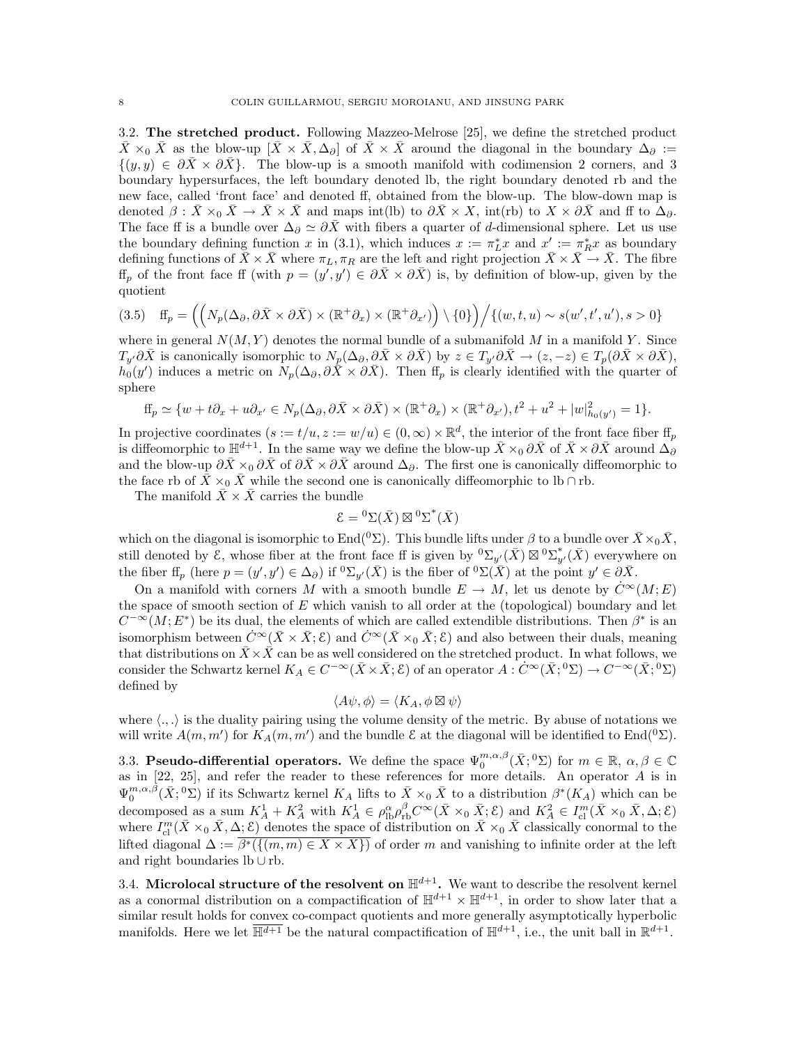### 3.2. The stretched product.

Following Mazzeo-Melrose [25], we define the stretched product $\bar{X} \times_0 \bar{X}$ as the blow-up $[\bar{X} \times \bar{X}, \Delta_\partial]$ of $\bar{X} \times \bar{X}$ around the diagonal in the boundary $\Delta_\partial := \{(y, y) \in \partial\bar{X} \times \partial\bar{X}\}$. The blow-up is a smooth manifold with codimension 2 corners, and 3 boundary hypersurfaces, the left boundary denoted lb, the right boundary denoted rb and the new face, called 'front face' and denoted ff, obtained from the blow-up. The blow-down map is denoted $\beta : \bar{X} \times_0 \bar{X} \to \bar{X} \times \bar{X}$ and maps int(lb) to $\partial\bar{X} \times X$, int(rb) to $X \times \partial\bar{X}$ and ff to $\Delta_\partial$. The face ff is a bundle over $\Delta_\partial \simeq \partial\bar{X}$ with fibers a quarter of $d$-dimensional sphere. Let us use the boundary defining function $x$ in (3.1), which induces $x := \pi_L^* x$ and $x' := \pi_R^* x$ as boundary defining functions of $\bar{X} \times \bar{X}$ where $\pi_L, \pi_R$ are the left and right projection $\bar{X} \times \bar{X} \to \bar{X}$. The fibre $\mathrm{ff}_p$ of the front face ff (with $p = (y', y') \in \partial\bar{X} \times \partial\bar{X}$) is, by definition of blow-up, given by the quotient

$$
(3.5) \quad \mathrm{ff}_p = \Big( \big( N_p(\Delta_\partial, \partial\bar{X} \times \partial\bar{X}) \times (\mathbb{R}^+ \partial_x) \times (\mathbb{R}^+ \partial_{x'}) \big) \setminus \{0\} \Big) \Big/ \{(w, t, u) \sim s(w', t', u'), s > 0\}
$$

where in general $N(M, Y)$ denotes the normal bundle of a submanifold $M$ in a manifold $Y$. Since $T_{y'}\partial\bar{X}$ is canonically isomorphic to $N_p(\Delta_\partial, \partial\bar{X} \times \partial\bar{X})$ by $z \in T_{y'}\partial\bar{X} \to (z, -z) \in T_p(\partial\bar{X} \times \partial\bar{X})$, $h_0(y')$ induces a metric on $N_p(\Delta_\partial, \partial\bar{X} \times \partial\bar{X})$. Then $\mathrm{ff}_p$ is clearly identified with the quarter of sphere

$$
\mathrm{ff}_p \simeq \{w + t\partial_x + u\partial_{x'} \in N_p(\Delta_\partial, \partial\bar{X} \times \partial\bar{X}) \times (\mathbb{R}^+ \partial_x) \times (\mathbb{R}^+ \partial_{x'}), t^2 + u^2 + |w|^2_{h_0(y')} = 1\}.
$$

In projective coordinates $(s := t/u, z := w/u) \in (0, \infty) \times \mathbb{R}^d$, the interior of the front face fiber $\mathrm{ff}_p$ is diffeomorphic to $\mathbb{H}^{d+1}$. In the same way we define the blow-up $\bar{X} \times_0 \partial\bar{X}$ of $\bar{X} \times \partial\bar{X}$ around $\Delta_\partial$ and the blow-up $\partial\bar{X} \times_0 \partial\bar{X}$ of $\partial\bar{X} \times \partial\bar{X}$ around $\Delta_\partial$. The first one is canonically diffeomorphic to the face rb of $\bar{X} \times_0 \bar{X}$ while the second one is canonically diffeomorphic to $\mathrm{lb} \cap \mathrm{rb}$.

The manifold $\bar{X} \times \bar{X}$ carries the bundle

$$
\mathcal{E} = {}^0\Sigma(\bar{X}) \boxtimes {}^0\Sigma^*(\bar{X})
$$

which on the diagonal is isomorphic to $\mathrm{End}({}^0\Sigma)$. This bundle lifts under $\beta$ to a bundle over $\bar{X} \times_0 \bar{X}$, still denoted by $\mathcal{E}$, whose fiber at the front face ff is given by ${}^0\Sigma_{y'}(\bar{X}) \boxtimes {}^0\Sigma^*_{y'}(\bar{X})$ everywhere on the fiber $\mathrm{ff}_p$ (here $p = (y', y') \in \Delta_\partial$) if ${}^0\Sigma_{y'}(\bar{X})$ is the fiber of ${}^0\Sigma(\bar{X})$ at the point $y' \in \partial\bar{X}$.

On a manifold with corners $M$ with a smooth bundle $E \to M$, let us denote by $\dot{C}^\infty(M; E)$ the space of smooth section of $E$ which vanish to all order at the (topological) boundary and let $C^{-\infty}(M; E^*)$ be its dual, the elements of which are called extendible distributions. Then $\beta^*$ is an isomorphism between $\dot{C}^\infty(\bar{X} \times \bar{X}; \mathcal{E})$ and $\dot{C}^\infty(\bar{X} \times_0 \bar{X}; \mathcal{E})$ and also between their duals, meaning that distributions on $\bar{X} \times \bar{X}$ can be as well considered on the stretched product. In what follows, we consider the Schwartz kernel $K_A \in C^{-\infty}(\bar{X} \times \bar{X}; \mathcal{E})$ of an operator $A : \dot{C}^\infty(\bar{X}; {}^0\Sigma) \to C^{-\infty}(\bar{X}; {}^0\Sigma)$ defined by

$$
\langle A\psi, \phi \rangle = \langle K_A, \phi \boxtimes \psi \rangle
$$

where $\langle ., . \rangle$ is the duality pairing using the volume density of the metric. By abuse of notations we will write $A(m, m')$ for $K_A(m, m')$ and the bundle $\mathcal{E}$ at the diagonal will be identified to $\mathrm{End}({}^0\Sigma)$.

### 3.3. Pseudo-differential operators.

We define the space $\Psi_0^{m,\alpha,\beta}(\bar{X}; {}^0\Sigma)$ for $m \in \mathbb{R}$, $\alpha, \beta \in \mathbb{C}$ as in [22, 25], and refer the reader to these references for more details. An operator $A$ is in $\Psi_0^{m,\alpha,\beta}(\bar{X}; {}^0\Sigma)$ if its Schwartz kernel $K_A$ lifts to $\bar{X} \times_0 \bar{X}$ to a distribution $\beta^*(K_A)$ which can be decomposed as a sum $K_A^1 + K_A^2$ with $K_A^1 \in \rho_{\mathrm{lb}}^\alpha \rho_{\mathrm{rb}}^\beta C^\infty(\bar{X} \times_0 \bar{X}; \mathcal{E})$ and $K_A^2 \in I^m_{\mathrm{cl}}(\bar{X} \times_0 \bar{X}, \Delta; \mathcal{E})$ where $I^m_{\mathrm{cl}}(\bar{X} \times_0 \bar{X}, \Delta; \mathcal{E})$ denotes the space of distribution on $\bar{X} \times_0 \bar{X}$ classically conormal to the lifted diagonal $\Delta := \overline{\beta^*(\{(m, m) \in X \times X\})}$ of order $m$ and vanishing to infinite order at the left and right boundaries $\mathrm{lb} \cup \mathrm{rb}$.

### 3.4. Microlocal structure of the resolvent on $\mathbb{H}^{d+1}$.

We want to describe the resolvent kernel as a conormal distribution on a compactification of $\mathbb{H}^{d+1} \times \mathbb{H}^{d+1}$, in order to show later that a similar result holds for convex co-compact quotients and more generally asymptotically hyperbolic manifolds. Here we let $\overline{\mathbb{H}^{d+1}}$ be the natural compactification of $\mathbb{H}^{d+1}$, i.e., the unit ball in $\mathbb{R}^{d+1}$.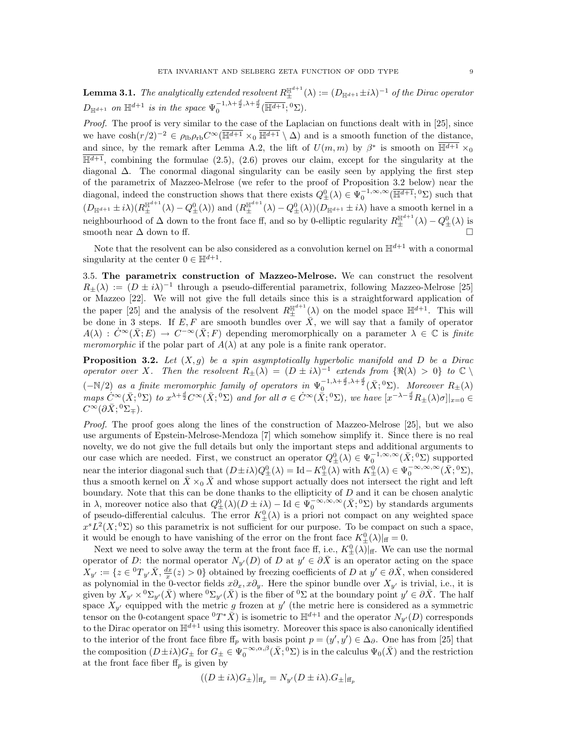**Lemma 3.1.** *The analytically extended resolvent $R^{\mathbb{H}^{d+1}}_\pm(\lambda) := (D_{\mathbb{H}^{d+1}} \pm i\lambda)^{-1}$ of the Dirac operator $D_{\mathbb{H}^{d+1}}$ on $\mathbb{H}^{d+1}$ is in the space $\Psi_0^{-1,\lambda+\frac{d}{2},\lambda+\frac{d}{2}}(\overline{\mathbb{H}^{d+1}}; {}^0\Sigma)$.*

*Proof.* The proof is very similar to the case of the Laplacian on functions dealt with in [25], since we have $\cosh(r/2)^{-2} \in \rho_{\rm lb}\rho_{\rm rb}C^\infty(\overline{\mathbb{H}^{d+1}} \times_0 \overline{\mathbb{H}^{d+1}} \setminus \Delta)$ and is a smooth function of the distance, and since, by the remark after Lemma A.2, the lift of $U(m,m)$ by $\beta^*$ is smooth on $\overline{\mathbb{H}^{d+1}} \times_0 \overline{\mathbb{H}^{d+1}}$, combining the formulae (2.5), (2.6) proves our claim, except for the singularity at the diagonal $\Delta$. The conormal diagonal singularity can be easily seen by applying the first step of the parametrix of Mazzeo-Melrose (we refer to the proof of Proposition 3.2 below) near the diagonal, indeed the construction shows that there exists $Q^0_\pm(\lambda) \in \Psi_0^{-1,\infty,\infty}(\overline{\mathbb{H}^{d+1}}; {}^0\Sigma)$ such that $(D_{\mathbb{H}^{d+1}} \pm i\lambda)(R^{\mathbb{H}^{d+1}}_\pm(\lambda) - Q^0_\pm(\lambda))$ and $(R^{\mathbb{H}^{d+1}}_\pm(\lambda) - Q^0_\pm(\lambda))(D_{\mathbb{H}^{d+1}} \pm i\lambda)$ have a smooth kernel in a neighbourhood of $\Delta$ down to the front face ff, and so by 0-elliptic regularity $R^{\mathbb{H}^{d+1}}_\pm(\lambda) - Q^0_\pm(\lambda)$ is smooth near $\Delta$ down to ff. $\square$

Note that the resolvent can be also considered as a convolution kernel on $\mathbb{H}^{d+1}$ with a conormal singularity at the center $0 \in \mathbb{H}^{d+1}$.

3.5. **The parametrix construction of Mazzeo-Melrose.** We can construct the resolvent $R_\pm(\lambda) := (D \pm i\lambda)^{-1}$ through a pseudo-differential parametrix, following Mazzeo-Melrose [25] or Mazzeo [22]. We will not give the full details since this is a straightforward application of the paper [25] and the analysis of the resolvent $R^{\mathbb{H}^{d+1}}_\pm(\lambda)$ on the model space $\mathbb{H}^{d+1}$. This will be done in 3 steps. If $E, F$ are smooth bundles over $\bar{X}$, we will say that a family of operator $A(\lambda) : \dot{C}^\infty(\bar{X}; E) \to C^{-\infty}(\bar{X}; F)$ depending meromorphically on a parameter $\lambda \in \mathbb{C}$ is *finite meromorphic* if the polar part of $A(\lambda)$ at any pole is a finite rank operator.

**Proposition 3.2.** *Let $(X, g)$ be a spin asymptotically hyperbolic manifold and $D$ be a Dirac operator over $X$. Then the resolvent $R_\pm(\lambda) = (D \pm i\lambda)^{-1}$ extends from $\{\Re(\lambda) > 0\}$ to $\mathbb{C} \setminus (-\mathbb{N}/2)$ as a finite meromorphic family of operators in $\Psi_0^{-1,\lambda+\frac{d}{2},\lambda+\frac{d}{2}}(\bar{X}; {}^0\Sigma)$. Moreover $R_\pm(\lambda)$ maps $\dot{C}^\infty(\bar{X}; {}^0\Sigma)$ to $x^{\lambda+\frac{d}{2}}C^\infty(\bar{X}; {}^0\Sigma)$ and for all $\sigma \in \dot{C}^\infty(\bar{X}; {}^0\Sigma)$, we have $[x^{-\lambda-\frac{d}{2}}R_\pm(\lambda)\sigma]|_{x=0} \in C^\infty(\partial\bar{X}; {}^0\Sigma_\mp)$.*

*Proof.* The proof goes along the lines of the construction of Mazzeo-Melrose [25], but we also use arguments of Epstein-Melrose-Mendoza [7] which somehow simplify it. Since there is no real novelty, we do not give the full details but only the important steps and additional arguments to our case which are needed. First, we construct an operator $Q^0_\pm(\lambda) \in \Psi_0^{-1,\infty,\infty}(\bar{X}; {}^0\Sigma)$ supported near the interior diagonal such that $(D \pm i\lambda)Q^0_\pm(\lambda) = \mathrm{Id} - K^0_\pm(\lambda)$ with $K^0_\pm(\lambda) \in \Psi_0^{-\infty,\infty,\infty}(\bar{X}; {}^0\Sigma)$, thus a smooth kernel on $\bar{X} \times_0 \bar{X}$ and whose support actually does not intersect the right and left boundary. Note that this can be done thanks to the ellipticity of $D$ and it can be chosen analytic in $\lambda$, moreover notice also that $Q^0_\pm(\lambda)(D \pm i\lambda) - \mathrm{Id} \in \Psi_0^{-\infty,\infty,\infty}(\bar{X}; {}^0\Sigma)$ by standards arguments of pseudo-differential calculus. The error $K^0_\pm(\lambda)$ is a priori not compact on any weighted space $x^s L^2(X; {}^0\Sigma)$ so this parametrix is not sufficient for our purpose. To be compact on such a space, it would be enough to have vanishing of the error on the front face $K^0_\pm(\lambda)|_{\rm ff} = 0$.

Next we need to solve away the term at the front face ff, i.e., $K^0_\pm(\lambda)|_{\rm ff}$. We can use the normal operator of $D$: the normal operator $N_{y'}(D)$ of $D$ at $y' \in \partial\bar{X}$ is an operator acting on the space $X_{y'} := \{z \in {}^0T_{y'}\bar{X}, \frac{dx}{x}(z) > 0\}$ obtained by freezing coefficients of $D$ at $y' \in \partial\bar{X}$, when considered as polynomial in the 0-vector fields $x\partial_x, x\partial_y$. Here the spinor bundle over $X_{y'}$ is trivial, i.e., it is given by $X_{y'} \times {}^0\Sigma_{y'}(\bar{X})$ where ${}^0\Sigma_{y'}(\bar{X})$ is the fiber of ${}^0\Sigma$ at the boundary point $y' \in \partial\bar{X}$. The half space $X_{y'}$ equipped with the metric $g$ frozen at $y'$ (the metric here is considered as a symmetric tensor on the 0-cotangent space ${}^0T^*\bar{X}$) is isometric to $\mathbb{H}^{d+1}$ and the operator $N_{y'}(D)$ corresponds to the Dirac operator on $\mathbb{H}^{d+1}$ using this isometry. Moreover this space is also canonically identified to the interior of the front face fibre $\mathrm{ff}_p$ with basis point $p = (y', y') \in \Delta_\partial$. One has from [25] that the composition $(D \pm i\lambda)G_\pm$ for $G_\pm \in \Psi_0^{-\infty,\alpha,\beta}(\bar{X}; {}^0\Sigma)$ is in the calculus $\Psi_0(\bar{X})$ and the restriction at the front face fiber $\mathrm{ff}_p$ is given by

$$((D \pm i\lambda)G_\pm)|_{\mathrm{ff}_p} = N_{y'}(D \pm i\lambda).G_\pm|_{\mathrm{ff}_p}$$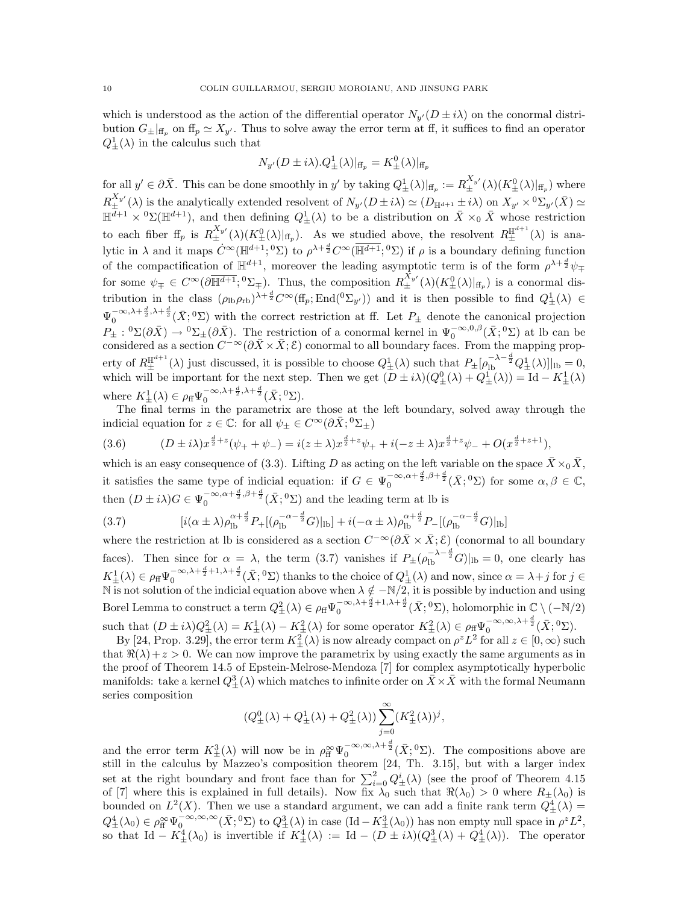which is understood as the action of the differential operator $N_{y'}(D \pm i\lambda)$ on the conormal distribution $G_\pm|_{\mathrm{ff}_p}$ on $\mathrm{ff}_p \simeq X_{y'}$. Thus to solve away the error term at ff, it suffices to find an operator $Q^1_\pm(\lambda)$ in the calculus such that

$$N_{y'}(D \pm i\lambda).Q^1_\pm(\lambda)|_{\mathrm{ff}_p} = K^0_\pm(\lambda)|_{\mathrm{ff}_p}$$

for all $y' \in \partial\bar{X}$. This can be done smoothly in $y'$ by taking $Q^1_\pm(\lambda)|_{\mathrm{ff}_p} := R^{X_{y'}}_\pm(\lambda)(K^0_\pm(\lambda)|_{\mathrm{ff}_p})$ where $R^{X_{y'}}_\pm(\lambda)$ is the analytically extended resolvent of $N_{y'}(D \pm i\lambda) \simeq (D_{\mathbb{H}^{d+1}} \pm i\lambda)$ on $X_{y'} \times {}^0\Sigma_{y'}(\bar{X}) \simeq \mathbb{H}^{d+1} \times {}^0\Sigma(\mathbb{H}^{d+1})$, and then defining $Q^1_\pm(\lambda)$ to be a distribution on $\bar{X} \times_0 \bar{X}$ whose restriction to each fiber $\mathrm{ff}_p$ is $R^{X_{y'}}_\pm(\lambda)(K^0_\pm(\lambda)|_{\mathrm{ff}_p})$. As we studied above, the resolvent $R^{\mathbb{H}^{d+1}}_\pm(\lambda)$ is analytic in $\lambda$ and it maps $\dot{C}^\infty(\mathbb{H}^{d+1}; {}^0\Sigma)$ to $\rho^{\lambda+\frac{d}{2}} C^\infty(\overline{\mathbb{H}^{d+1}}; {}^0\Sigma)$ if $\rho$ is a boundary defining function of the compactification of $\mathbb{H}^{d+1}$, moreover the leading asymptotic term is of the form $\rho^{\lambda+\frac{d}{2}}\psi_\mp$ for some $\psi_\mp \in C^\infty(\partial\overline{\mathbb{H}^{d+1}}; {}^0\Sigma_\mp)$. Thus, the composition $R^{X_{y'}}_\pm(\lambda)(K^0_\pm(\lambda)|_{\mathrm{ff}_p})$ is a conormal distribution in the class $(\rho_{\mathrm{lb}}\rho_{\mathrm{rb}})^{\lambda+\frac{d}{2}} C^\infty(\mathrm{ff}_p; \mathrm{End}({}^0\Sigma_{y'}))$ and it is then possible to find $Q^1_\pm(\lambda) \in \Psi_0^{-\infty,\lambda+\frac{d}{2},\lambda+\frac{d}{2}}(\bar{X}; {}^0\Sigma)$ with the correct restriction at ff. Let $P_\pm$ denote the canonical projection $P_\pm : {}^0\Sigma(\partial\bar{X}) \to {}^0\Sigma_\pm(\partial\bar{X})$. The restriction of a conormal kernel in $\Psi_0^{-\infty,0,\beta}(\bar{X}; {}^0\Sigma)$ at lb can be considered as a section $C^{-\infty}(\partial\bar{X} \times \bar{X}; \mathcal{E})$ conormal to all boundary faces. From the mapping property of $R^{\mathbb{H}^{d+1}}_\pm(\lambda)$ just discussed, it is possible to choose $Q^1_\pm(\lambda)$ such that $P_\pm[\rho_{\mathrm{lb}}^{-\lambda-\frac{d}{2}} Q^1_\pm(\lambda)]|_{\mathrm{lb}} = 0$, which will be important for the next step. Then we get $(D \pm i\lambda)(Q^0_\pm(\lambda) + Q^1_\pm(\lambda)) = \mathrm{Id} - K^1_\pm(\lambda)$ where $K^1_\pm(\lambda) \in \rho_{\mathrm{ff}}\Psi_0^{-\infty,\lambda+\frac{d}{2},\lambda+\frac{d}{2}}(\bar{X}; {}^0\Sigma)$.

The final terms in the parametrix are those at the left boundary, solved away through the indicial equation for $z \in \mathbb{C}$: for all $\psi_\pm \in C^\infty(\partial\bar{X}; {}^0\Sigma_\pm)$

$$(D \pm i\lambda)x^{\frac{d}{2}+z}(\psi_+ + \psi_-) = i(z \pm \lambda)x^{\frac{d}{2}+z}\psi_+ + i(-z \pm \lambda)x^{\frac{d}{2}+z}\psi_- + O(x^{\frac{d}{2}+z+1}), \tag{3.6}$$

which is an easy consequence of (3.3). Lifting $D$ as acting on the left variable on the space $\bar{X} \times_0 \bar{X}$, it satisfies the same type of indicial equation: if $G \in \Psi_0^{-\infty,\alpha+\frac{d}{2},\beta+\frac{d}{2}}(\bar{X}; {}^0\Sigma)$ for some $\alpha, \beta \in \mathbb{C}$, then $(D \pm i\lambda)G \in \Psi_0^{-\infty,\alpha+\frac{d}{2},\beta+\frac{d}{2}}(\bar{X}; {}^0\Sigma)$ and the leading term at lb is

$$[i(\alpha \pm \lambda)\rho_{\mathrm{lb}}^{\alpha+\frac{d}{2}} P_+[(\rho_{\mathrm{lb}}^{-\alpha-\frac{d}{2}} G)|_{\mathrm{lb}}] + i(-\alpha \pm \lambda)\rho_{\mathrm{lb}}^{\alpha+\frac{d}{2}} P_-[(\rho_{\mathrm{lb}}^{-\alpha-\frac{d}{2}} G)|_{\mathrm{lb}}] \tag{3.7}$$

where the restriction at lb is considered as a section $C^{-\infty}(\partial\bar{X} \times \bar{X}; \mathcal{E})$ (conormal to all boundary faces). Then since for $\alpha = \lambda$, the term (3.7) vanishes if $P_\pm(\rho_{\mathrm{lb}}^{-\lambda-\frac{d}{2}} G)|_{\mathrm{lb}} = 0$, one clearly has $K^1_\pm(\lambda) \in \rho_{\mathrm{ff}}\Psi_0^{-\infty,\lambda+\frac{d}{2}+1,\lambda+\frac{d}{2}}(\bar{X}; {}^0\Sigma)$ thanks to the choice of $Q^1_\pm(\lambda)$ and now, since $\alpha = \lambda + j$ for $j \in \mathbb{N}$ is not solution of the indicial equation above when $\lambda \notin -\mathbb{N}/2$, it is possible by induction and using Borel Lemma to construct a term $Q^2_\pm(\lambda) \in \rho_{\mathrm{ff}}\Psi_0^{-\infty,\lambda+\frac{d}{2}+1,\lambda+\frac{d}{2}}(\bar{X}; {}^0\Sigma)$, holomorphic in $\mathbb{C} \setminus (-\mathbb{N}/2)$ such that $(D \pm i\lambda)Q^2_\pm(\lambda) = K^1_\pm(\lambda) - K^2_\pm(\lambda)$ for some operator $K^2_\pm(\lambda) \in \rho_{\mathrm{ff}}\Psi_0^{-\infty,\infty,\lambda+\frac{d}{2}}(\bar{X}; {}^0\Sigma)$.

By [24, Prop. 3.29], the error term $K^2_\pm(\lambda)$ is now already compact on $\rho^z L^2$ for all $z \in [0, \infty)$ such that $\Re(\lambda) + z > 0$. We can now improve the parametrix by using exactly the same arguments as in the proof of Theorem 14.5 of Epstein-Melrose-Mendoza [7] for complex asymptotically hyperbolic manifolds: take a kernel $Q^3_\pm(\lambda)$ which matches to infinite order on $\bar{X} \times \bar{X}$ with the formal Neumann series composition

$$(Q^0_\pm(\lambda) + Q^1_\pm(\lambda) + Q^2_\pm(\lambda))\sum_{j=0}^{\infty}(K^2_\pm(\lambda))^j,$$

and the error term $K^3_\pm(\lambda)$ will now be in $\rho_{\mathrm{ff}}^\infty\Psi_0^{-\infty,\infty,\lambda+\frac{d}{2}}(\bar{X}; {}^0\Sigma)$. The compositions above are still in the calculus by Mazzeo's composition theorem [24, Th. 3.15], but with a larger index set at the right boundary and front face than for $\sum_{i=0}^{2} Q^i_\pm(\lambda)$ (see the proof of Theorem 4.15 of [7] where this is explained in full details). Now fix $\lambda_0$ such that $\Re(\lambda_0) > 0$ where $R_\pm(\lambda_0)$ is bounded on $L^2(X)$. Then we use a standard argument, we can add a finite rank term $Q^4_\pm(\lambda) = Q^4_\pm(\lambda_0) \in \rho_{\mathrm{ff}}^\infty\Psi_0^{-\infty,\infty,\infty}(\bar{X}; {}^0\Sigma)$ to $Q^3_\pm(\lambda)$ in case $(\mathrm{Id} - K^3_\pm(\lambda_0))$ has non empty null space in $\rho^z L^2$, so that $\mathrm{Id} - K^4_\pm(\lambda_0)$ is invertible if $K^4_\pm(\lambda) := \mathrm{Id} - (D \pm i\lambda)(Q^3_\pm(\lambda) + Q^4_\pm(\lambda))$. The operator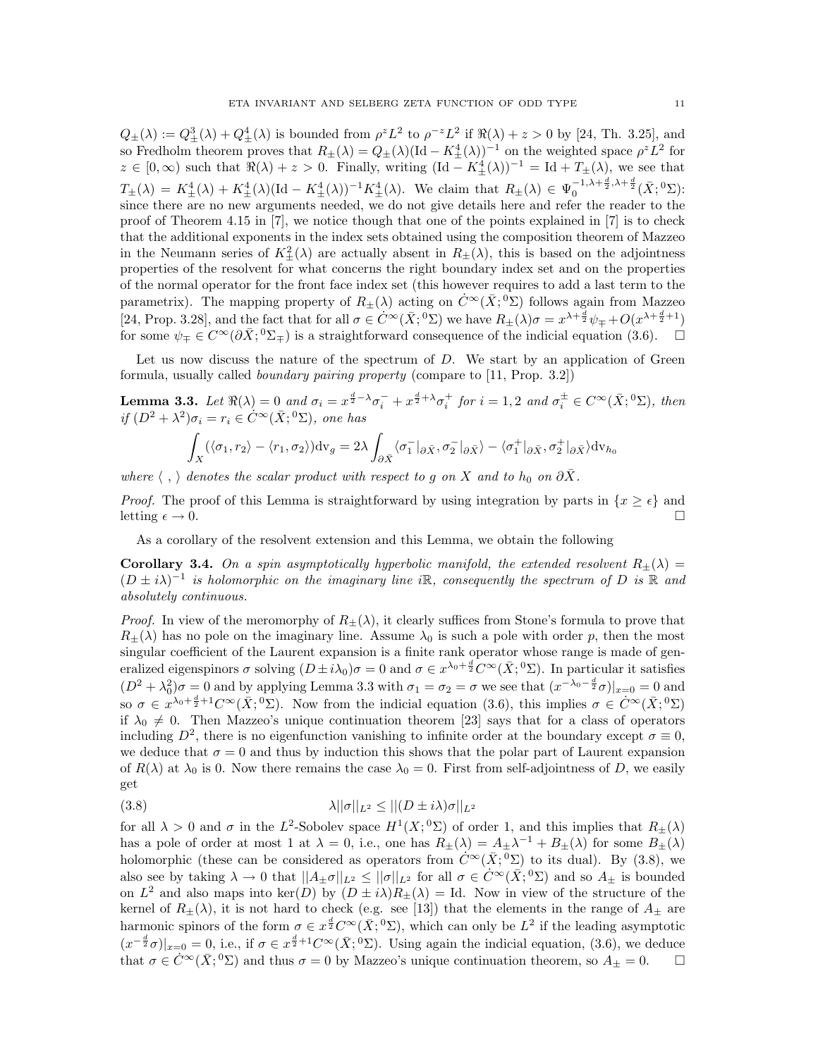$Q_\pm(\lambda) := Q^3_\pm(\lambda) + Q^4_\pm(\lambda)$ is bounded from $\rho^z L^2$ to $\rho^{-z}L^2$ if $\Re(\lambda) + z > 0$ by [24, Th. 3.25], and so Fredholm theorem proves that $R_\pm(\lambda) = Q_\pm(\lambda)(\mathrm{Id} - K^4_\pm(\lambda))^{-1}$ on the weighted space $\rho^z L^2$ for $z \in [0, \infty)$ such that $\Re(\lambda) + z > 0$. Finally, writing $(\mathrm{Id} - K^4_\pm(\lambda))^{-1} = \mathrm{Id} + T_\pm(\lambda)$, we see that $T_\pm(\lambda) = K^4_\pm(\lambda) + K^4_\pm(\lambda)(\mathrm{Id} - K^4_\pm(\lambda))^{-1}K^4_\pm(\lambda)$. We claim that $R_\pm(\lambda) \in \Psi_0^{-1,\lambda+\frac{d}{2},\lambda+\frac{d}{2}}(\bar{X}; {}^0\Sigma)$: since there are no new arguments needed, we do not give details here and refer the reader to the proof of Theorem 4.15 in [7], we notice though that one of the points explained in [7] is to check that the additional exponents in the index sets obtained using the composition theorem of Mazzeo in the Neumann series of $K^2_\pm(\lambda)$ are actually absent in $R_\pm(\lambda)$, this is based on the adjointness properties of the resolvent for what concerns the right boundary index set and on the properties of the normal operator for the front face index set (this however requires to add a last term to the parametrix). The mapping property of $R_\pm(\lambda)$ acting on $\dot{C}^\infty(\bar{X}; {}^0\Sigma)$ follows again from Mazzeo [24, Prop. 3.28], and the fact that for all $\sigma \in \dot{C}^\infty(\bar{X}; {}^0\Sigma)$ we have $R_\pm(\lambda)\sigma = x^{\lambda+\frac{d}{2}}\psi_\mp + O(x^{\lambda+\frac{d}{2}+1})$ for some $\psi_\mp \in C^\infty(\partial\bar{X}; {}^0\Sigma_\mp)$ is a straightforward consequence of the indicial equation (3.6). $\square$

Let us now discuss the nature of the spectrum of $D$. We start by an application of Green formula, usually called *boundary pairing property* (compare to [11, Prop. 3.2])

**Lemma 3.3.** *Let $\Re(\lambda) = 0$ and $\sigma_i = x^{\frac{d}{2}-\lambda}\sigma_i^- + x^{\frac{d}{2}+\lambda}\sigma_i^+$ for $i = 1, 2$ and $\sigma_i^\pm \in C^\infty(\bar{X}; {}^0\Sigma)$, then if $(D^2 + \lambda^2)\sigma_i = r_i \in \dot{C}^\infty(\bar{X}; {}^0\Sigma)$, one has*

$$\int_X (\langle\sigma_1, r_2\rangle - \langle r_1, \sigma_2\rangle)\mathrm{dv}_g = 2\lambda \int_{\partial\bar{X}} \langle\sigma_1^-|_{\partial\bar{X}}, \sigma_2^-|_{\partial\bar{X}}\rangle - \langle\sigma_1^+|_{\partial\bar{X}}, \sigma_2^+|_{\partial\bar{X}}\rangle \mathrm{dv}_{h_0}$$

*where $\langle\ ,\ \rangle$ denotes the scalar product with respect to $g$ on $X$ and to $h_0$ on $\partial\bar{X}$.*

*Proof.* The proof of this Lemma is straightforward by using integration by parts in $\{x \geq \epsilon\}$ and letting $\epsilon \to 0$. $\square$

As a corollary of the resolvent extension and this Lemma, we obtain the following

**Corollary 3.4.** *On a spin asymptotically hyperbolic manifold, the extended resolvent $R_\pm(\lambda) = (D \pm i\lambda)^{-1}$ is holomorphic on the imaginary line $i\mathbb{R}$, consequently the spectrum of $D$ is $\mathbb{R}$ and absolutely continuous.*

*Proof.* In view of the meromorphy of $R_\pm(\lambda)$, it clearly suffices from Stone's formula to prove that $R_\pm(\lambda)$ has no pole on the imaginary line. Assume $\lambda_0$ is such a pole with order $p$, then the most singular coefficient of the Laurent expansion is a finite rank operator whose range is made of generalized eigenspinors $\sigma$ solving $(D \pm i\lambda_0)\sigma = 0$ and $\sigma \in x^{\lambda_0+\frac{d}{2}}C^\infty(\bar{X}; {}^0\Sigma)$. In particular it satisfies $(D^2 + \lambda_0^2)\sigma = 0$ and by applying Lemma 3.3 with $\sigma_1 = \sigma_2 = \sigma$ we see that $(x^{-\lambda_0-\frac{d}{2}}\sigma)|_{x=0} = 0$ and so $\sigma \in x^{\lambda_0+\frac{d}{2}+1}C^\infty(\bar{X}; {}^0\Sigma)$. Now from the indicial equation (3.6), this implies $\sigma \in \dot{C}^\infty(\bar{X}; {}^0\Sigma)$ if $\lambda_0 \neq 0$. Then Mazzeo's unique continuation theorem [23] says that for a class of operators including $D^2$, there is no eigenfunction vanishing to infinite order at the boundary except $\sigma \equiv 0$, we deduce that $\sigma = 0$ and thus by induction this shows that the polar part of Laurent expansion of $R(\lambda)$ at $\lambda_0$ is 0. Now there remains the case $\lambda_0 = 0$. First from self-adjointness of $D$, we easily get

$$\lambda||\sigma||_{L^2} \leq ||(D \pm i\lambda)\sigma||_{L^2} \tag{3.8}$$

for all $\lambda > 0$ and $\sigma$ in the $L^2$-Sobolev space $H^1(X; {}^0\Sigma)$ of order 1, and this implies that $R_\pm(\lambda)$ has a pole of order at most 1 at $\lambda = 0$, i.e., one has $R_\pm(\lambda) = A_\pm\lambda^{-1} + B_\pm(\lambda)$ for some $B_\pm(\lambda)$ holomorphic (these can be considered as operators from $\dot{C}^\infty(\bar{X}; {}^0\Sigma)$ to its dual). By (3.8), we also see by taking $\lambda \to 0$ that $||A_\pm\sigma||_{L^2} \leq ||\sigma||_{L^2}$ for all $\sigma \in \dot{C}^\infty(\bar{X}; {}^0\Sigma)$ and so $A_\pm$ is bounded on $L^2$ and also maps into $\ker(D)$ by $(D \pm i\lambda)R_\pm(\lambda) = \mathrm{Id}$. Now in view of the structure of the kernel of $R_\pm(\lambda)$, it is not hard to check (e.g. see [13]) that the elements in the range of $A_\pm$ are harmonic spinors of the form $\sigma \in x^{\frac{d}{2}}C^\infty(\bar{X}; {}^0\Sigma)$, which can only be $L^2$ if the leading asymptotic $(x^{-\frac{d}{2}}\sigma)|_{x=0} = 0$, i.e., if $\sigma \in x^{\frac{d}{2}+1}C^\infty(\bar{X}; {}^0\Sigma)$. Using again the indicial equation, (3.6), we deduce that $\sigma \in \dot{C}^\infty(\bar{X}; {}^0\Sigma)$ and thus $\sigma = 0$ by Mazzeo's unique continuation theorem, so $A_\pm = 0$. $\square$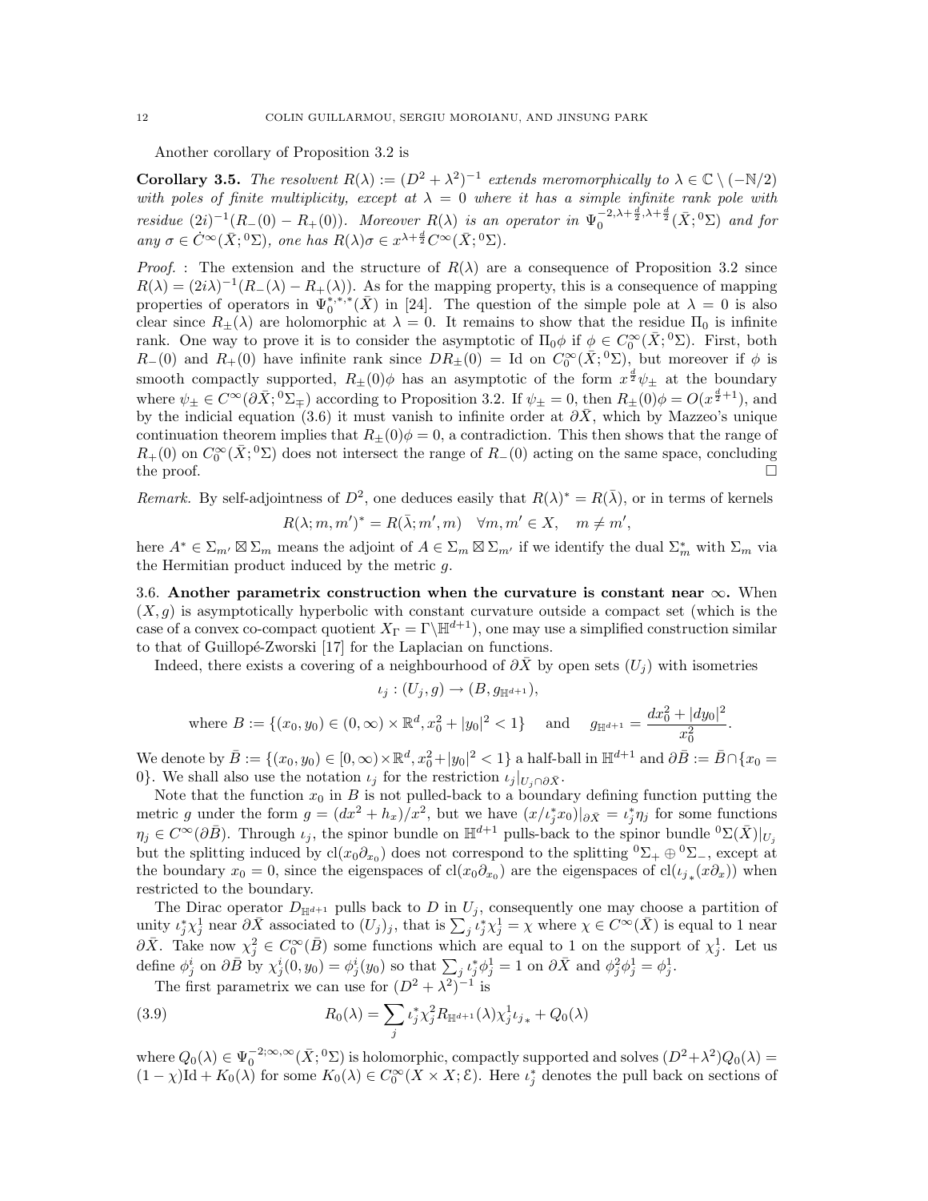Another corollary of Proposition 3.2 is

**Corollary 3.5.** *The resolvent $R(\lambda) := (D^2 + \lambda^2)^{-1}$ extends meromorphically to $\lambda \in \mathbb{C} \setminus (-\mathbb{N}/2)$ with poles of finite multiplicity, except at $\lambda = 0$ where it has a simple infinite rank pole with residue $(2i)^{-1}(R_-(0) - R_+(0))$. Moreover $R(\lambda)$ is an operator in $\Psi_0^{-2,\lambda+\frac{d}{2},\lambda+\frac{d}{2}}(\bar{X};{}^0\Sigma)$ and for any $\sigma \in \dot{C}^\infty(\bar{X};{}^0\Sigma)$, one has $R(\lambda)\sigma \in x^{\lambda+\frac{d}{2}}C^\infty(\bar{X};{}^0\Sigma)$.*

*Proof.* : The extension and the structure of $R(\lambda)$ are a consequence of Proposition 3.2 since $R(\lambda) = (2i\lambda)^{-1}(R_-(\lambda) - R_+(\lambda))$. As for the mapping property, this is a consequence of mapping properties of operators in $\Psi_0^{*,*,*}(\bar{X})$ in [24]. The question of the simple pole at $\lambda = 0$ is also clear since $R_\pm(\lambda)$ are holomorphic at $\lambda = 0$. It remains to show that the residue $\Pi_0$ is infinite rank. One way to prove it is to consider the asymptotic of $\Pi_0\phi$ if $\phi \in C_0^\infty(\bar{X};{}^0\Sigma)$. First, both $R_-(0)$ and $R_+(0)$ have infinite rank since $DR_\pm(0) = \mathrm{Id}$ on $C_0^\infty(\bar{X};{}^0\Sigma)$, but moreover if $\phi$ is smooth compactly supported, $R_\pm(0)\phi$ has an asymptotic of the form $x^{\frac{d}{2}}\psi_\pm$ at the boundary where $\psi_\pm \in C^\infty(\partial\bar{X};{}^0\Sigma_\mp)$ according to Proposition 3.2. If $\psi_\pm = 0$, then $R_\pm(0)\phi = O(x^{\frac{d}{2}+1})$, and by the indicial equation (3.6) it must vanish to infinite order at $\partial\bar{X}$, which by Mazzeo's unique continuation theorem implies that $R_\pm(0)\phi = 0$, a contradiction. This then shows that the range of $R_+(0)$ on $C_0^\infty(\bar{X};{}^0\Sigma)$ does not intersect the range of $R_-(0)$ acting on the same space, concluding the proof. $\square$

*Remark.* By self-adjointness of $D^2$, one deduces easily that $R(\lambda)^* = R(\bar{\lambda})$, or in terms of kernels

$$R(\lambda;m,m')^* = R(\bar{\lambda};m',m) \quad \forall m,m' \in X, \quad m \neq m',$$

here $A^* \in \Sigma_{m'} \boxtimes \Sigma_m$ means the adjoint of $A \in \Sigma_m \boxtimes \Sigma_{m'}$ if we identify the dual $\Sigma_m^*$ with $\Sigma_m$ via the Hermitian product induced by the metric $g$.

3.6. **Another parametrix construction when the curvature is constant near $\infty$.** When $(X,g)$ is asymptotically hyperbolic with constant curvature outside a compact set (which is the case of a convex co-compact quotient $X_\Gamma = \Gamma\backslash\mathbb{H}^{d+1}$), one may use a simplified construction similar to that of Guillopé-Zworski [17] for the Laplacian on functions.

Indeed, there exists a covering of a neighbourhood of $\partial\bar{X}$ by open sets $(U_j)$ with isometries

$$\iota_j : (U_j, g) \to (B, g_{\mathbb{H}^{d+1}}),$$

$$\text{where } B := \{(x_0,y_0) \in (0,\infty)\times\mathbb{R}^d, x_0^2 + |y_0|^2 < 1\} \quad \text{and} \quad g_{\mathbb{H}^{d+1}} = \frac{dx_0^2 + |dy_0|^2}{x_0^2}.$$

We denote by $\bar{B} := \{(x_0,y_0) \in [0,\infty)\times\mathbb{R}^d, x_0^2+|y_0|^2 < 1\}$ a half-ball in $\mathbb{H}^{d+1}$ and $\partial\bar{B} := \bar{B}\cap\{x_0 = 0\}$. We shall also use the notation $\iota_j$ for the restriction $\iota_j|_{U_j\cap\partial\bar{X}}$.

Note that the function $x_0$ in $B$ is not pulled-back to a boundary defining function putting the metric $g$ under the form $g = (dx^2 + h_x)/x^2$, but we have $(x/\iota_j^*x_0)|_{\partial\bar{X}} = \iota_j^*\eta_j$ for some functions $\eta_j \in C^\infty(\partial\bar{B})$. Through $\iota_j$, the spinor bundle on $\mathbb{H}^{d+1}$ pulls-back to the spinor bundle ${}^0\Sigma(\bar{X})|_{U_j}$ but the splitting induced by $\mathrm{cl}(x_0\partial_{x_0})$ does not correspond to the splitting ${}^0\Sigma_+ \oplus {}^0\Sigma_-$, except at the boundary $x_0 = 0$, since the eigenspaces of $\mathrm{cl}(x_0\partial_{x_0})$ are the eigenspaces of $\mathrm{cl}(\iota_{j*}(x\partial_x))$ when restricted to the boundary.

The Dirac operator $D_{\mathbb{H}^{d+1}}$ pulls back to $D$ in $U_j$, consequently one may choose a partition of unity $\iota_j^*\chi_j^1$ near $\partial\bar{X}$ associated to $(U_j)_j$, that is $\sum_j \iota_j^*\chi_j^1 = \chi$ where $\chi \in C^\infty(\bar{X})$ is equal to 1 near $\partial\bar{X}$. Take now $\chi_j^2 \in C_0^\infty(\bar{B})$ some functions which are equal to 1 on the support of $\chi_j^1$. Let us define $\phi_j^i$ on $\partial\bar{B}$ by $\chi_j^i(0,y_0) = \phi_j^i(y_0)$ so that $\sum_j \iota_j^*\phi_j^1 = 1$ on $\partial\bar{X}$ and $\phi_j^2\phi_j^1 = \phi_j^1$.

The first parametrix we can use for $(D^2+\lambda^2)^{-1}$ is

$$R_0(\lambda) = \sum_j \iota_j^*\chi_j^2 R_{\mathbb{H}^{d+1}}(\lambda)\chi_j^1\iota_{j*} + Q_0(\lambda) \tag{3.9}$$

where $Q_0(\lambda) \in \Psi_0^{-2;\infty,\infty}(\bar{X};{}^0\Sigma)$ is holomorphic, compactly supported and solves $(D^2+\lambda^2)Q_0(\lambda) = (1-\chi)\mathrm{Id} + K_0(\lambda)$ for some $K_0(\lambda) \in C_0^\infty(X\times X;\mathcal{E})$. Here $\iota_j^*$ denotes the pull back on sections of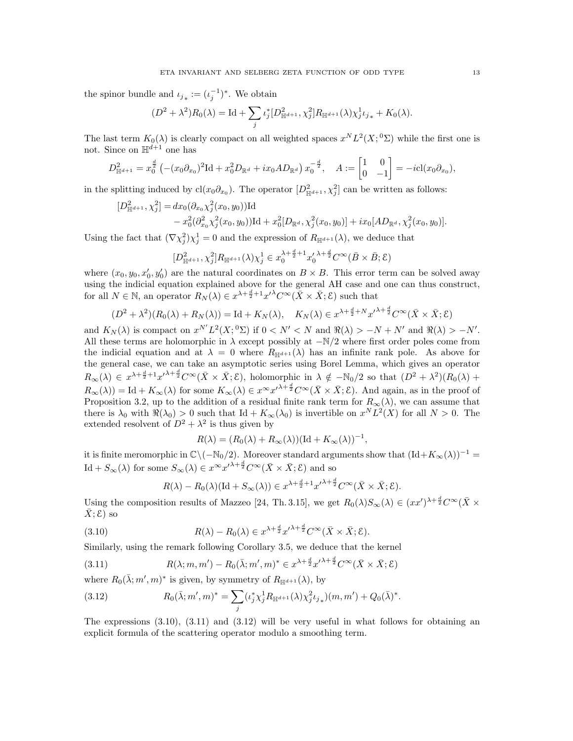the spinor bundle and $\iota_{j_*} := (\iota_j^{-1})^*$. We obtain

$$(D^2+\lambda^2)R_0(\lambda) = \mathrm{Id} + \sum_j \iota_j^*[D^2_{\mathbb{H}^{d+1}}, \chi_j^2]R_{\mathbb{H}^{d+1}}(\lambda)\chi_j^1 \iota_{j_*} + K_0(\lambda).$$

The last term $K_0(\lambda)$ is clearly compact on all weighted spaces $x^N L^2(X; {}^0\Sigma)$ while the first one is not. Since on $\mathbb{H}^{d+1}$ one has

$$D^2_{\mathbb{H}^{d+1}} = x_0^{\frac{d}{2}}\left(-(x_0\partial_{x_0})^2\mathrm{Id} + x_0^2 D_{\mathbb{R}^d} + ix_0 A D_{\mathbb{R}^d}\right)x_0^{-\frac{d}{2}}, \quad A := \begin{bmatrix} 1 & 0 \\ 0 & -1 \end{bmatrix} = -i\mathrm{cl}(x_0\partial_{x_0}),$$

in the splitting induced by $\mathrm{cl}(x_0\partial_{x_0})$. The operator $[D^2_{\mathbb{H}^{d+1}}, \chi_j^2]$ can be written as follows:

$$\begin{aligned}[D^2_{\mathbb{H}^{d+1}}, \chi_j^2] =& \, dx_0(\partial_{x_0}\chi_j^2(x_0,y_0))\mathrm{Id} \\ &- x_0^2(\partial_{x_0}^2\chi_j^2(x_0,y_0))\mathrm{Id} + x_0^2[D_{\mathbb{R}^d}, \chi_j^2(x_0,y_0)] + ix_0[AD_{\mathbb{R}^d}, \chi_j^2(x_0,y_0)].\end{aligned}$$

Using the fact that $(\nabla\chi_j^2)\chi_j^1 = 0$ and the expression of $R_{\mathbb{H}^{d+1}}(\lambda)$, we deduce that

$$[D^2_{\mathbb{H}^{d+1}}, \chi_j^2]R_{\mathbb{H}^{d+1}}(\lambda)\chi_j^1 \in x_0^{\lambda+\frac{d}{2}+1}{x_0'}^{\lambda+\frac{d}{2}}C^\infty(\bar{B}\times\bar{B};\mathcal{E})$$

where $(x_0, y_0, x_0', y_0')$ are the natural coordinates on $B\times B$. This error term can be solved away using the indicial equation explained above for the general AH case and one can thus construct, for all $N\in\mathbb{N}$, an operator $R_N(\lambda) \in x^{\lambda+\frac{d}{2}+1}{x'}^{\lambda}C^\infty(\bar{X}\times\bar{X};\mathcal{E})$ such that

$$(D^2+\lambda^2)(R_0(\lambda)+R_N(\lambda)) = \mathrm{Id} + K_N(\lambda), \quad K_N(\lambda) \in x^{\lambda+\frac{d}{2}+N}{x'}^{\lambda+\frac{d}{2}}C^\infty(\bar{X}\times\bar{X};\mathcal{E})$$

and $K_N(\lambda)$ is compact on $x^{N'}L^2(X;{}^0\Sigma)$ if $0<N'<N$ and $\Re(\lambda) > -N+N'$ and $\Re(\lambda) > -N'$. All these terms are holomorphic in $\lambda$ except possibly at $-\mathbb{N}/2$ where first order poles come from the indicial equation and at $\lambda=0$ where $R_{\mathbb{H}^{d+1}}(\lambda)$ has an infinite rank pole. As above for the general case, we can take an asymptotic series using Borel Lemma, which gives an operator $R_\infty(\lambda) \in x^{\lambda+\frac{d}{2}+1}{x'}^{\lambda+\frac{d}{2}}C^\infty(\bar{X}\times\bar{X};\mathcal{E})$, holomorphic in $\lambda \notin -\mathbb{N}_0/2$ so that $(D^2+\lambda^2)(R_0(\lambda)+R_\infty(\lambda)) = \mathrm{Id} + K_\infty(\lambda)$ for some $K_\infty(\lambda) \in x^\infty{x'}^{\lambda+\frac{d}{2}}C^\infty(\bar{X}\times\bar{X};\mathcal{E})$. And again, as in the proof of Proposition 3.2, up to the addition of a residual finite rank term for $R_\infty(\lambda)$, we can assume that there is $\lambda_0$ with $\Re(\lambda_0)>0$ such that $\mathrm{Id}+K_\infty(\lambda_0)$ is invertible on $x^N L^2(X)$ for all $N>0$. The extended resolvent of $D^2+\lambda^2$ is thus given by

$$R(\lambda) = (R_0(\lambda)+R_\infty(\lambda))(\mathrm{Id}+K_\infty(\lambda))^{-1},$$

it is finite meromorphic in $\mathbb{C}\setminus(-\mathbb{N}_0/2)$. Moreover standard arguments show that $(\mathrm{Id}+K_\infty(\lambda))^{-1} = \mathrm{Id}+S_\infty(\lambda)$ for some $S_\infty(\lambda) \in x^\infty{x'}^{\lambda+\frac{d}{2}}C^\infty(\bar{X}\times\bar{X};\mathcal{E})$ and so

$$R(\lambda) - R_0(\lambda)(\mathrm{Id}+S_\infty(\lambda)) \in x^{\lambda+\frac{d}{2}+1}{x'}^{\lambda+\frac{d}{2}}C^\infty(\bar{X}\times\bar{X};\mathcal{E}).$$

Using the composition results of Mazzeo [24, Th. 3.15], we get $R_0(\lambda)S_\infty(\lambda) \in (xx')^{\lambda+\frac{d}{2}}C^\infty(\bar{X}\times\bar{X};\mathcal{E})$ so

$$R(\lambda) - R_0(\lambda) \in x^{\lambda+\frac{d}{2}}{x'}^{\lambda+\frac{d}{2}}C^\infty(\bar{X}\times\bar{X};\mathcal{E}). \tag{3.10}$$

Similarly, using the remark following Corollary 3.5, we deduce that the kernel

$$R(\lambda;m,m') - R_0(\bar{\lambda};m',m)^* \in x^{\lambda+\frac{d}{2}}{x'}^{\lambda+\frac{d}{2}}C^\infty(\bar{X}\times\bar{X};\mathcal{E}) \tag{3.11}$$

where $R_0(\bar{\lambda};m',m)^*$ is given, by symmetry of $R_{\mathbb{H}^{d+1}}(\lambda)$, by

$$R_0(\bar{\lambda};m',m)^* = \sum_j (\iota_j^*\chi_j^1 R_{\mathbb{H}^{d+1}}(\lambda)\chi_j^2\iota_{j_*})(m,m') + Q_0(\bar{\lambda})^*. \tag{3.12}$$

The expressions (3.10), (3.11) and (3.12) will be very useful in what follows for obtaining an explicit formula of the scattering operator modulo a smoothing term.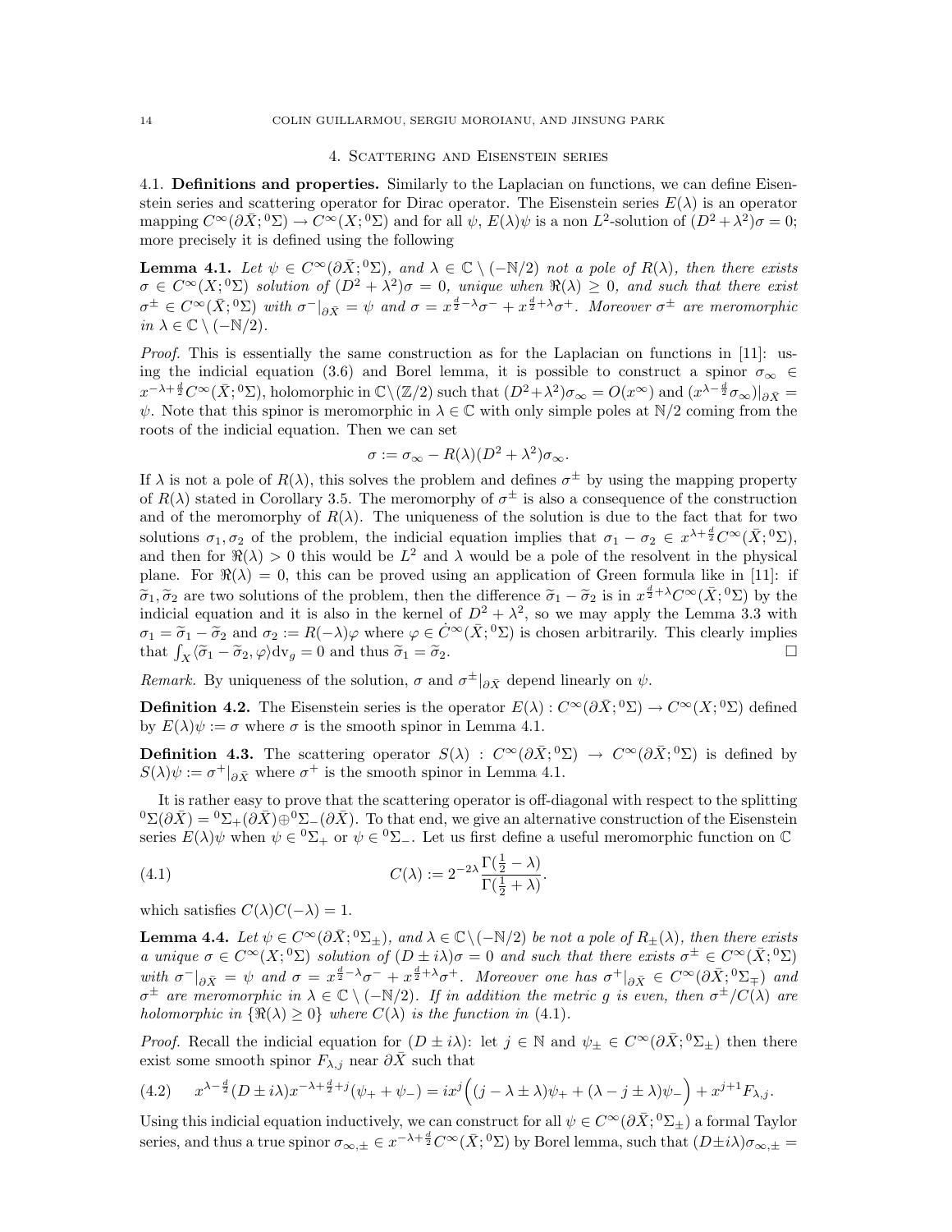## 4. Scattering and Eisenstein series

### 4.1. Definitions and properties.

Similarly to the Laplacian on functions, we can define Eisenstein series and scattering operator for Dirac operator. The Eisenstein series $E(\lambda)$ is an operator mapping $C^\infty(\partial\bar{X};{}^0\Sigma) \to C^\infty(X;{}^0\Sigma)$ and for all $\psi$, $E(\lambda)\psi$ is a non $L^2$-solution of $(D^2+\lambda^2)\sigma = 0$; more precisely it is defined using the following

**Lemma 4.1.** *Let $\psi \in C^\infty(\partial\bar{X};{}^0\Sigma)$, and $\lambda \in \mathbb{C}\setminus(-\mathbb{N}/2)$ not a pole of $R(\lambda)$, then there exists $\sigma \in C^\infty(X;{}^0\Sigma)$ solution of $(D^2+\lambda^2)\sigma = 0$, unique when $\Re(\lambda) \geq 0$, and such that there exist $\sigma^\pm \in C^\infty(\bar{X};{}^0\Sigma)$ with $\sigma^-|_{\partial\bar{X}} = \psi$ and $\sigma = x^{\frac{d}{2}-\lambda}\sigma^- + x^{\frac{d}{2}+\lambda}\sigma^+$. Moreover $\sigma^\pm$ are meromorphic in $\lambda \in \mathbb{C}\setminus(-\mathbb{N}/2)$.*

*Proof.* This is essentially the same construction as for the Laplacian on functions in [11]: using the indicial equation (3.6) and Borel lemma, it is possible to construct a spinor $\sigma_\infty \in x^{-\lambda+\frac{d}{2}}C^\infty(\bar{X};{}^0\Sigma)$, holomorphic in $\mathbb{C}\setminus(\mathbb{Z}/2)$ such that $(D^2+\lambda^2)\sigma_\infty = O(x^\infty)$ and $(x^{\lambda-\frac{d}{2}}\sigma_\infty)|_{\partial\bar{X}} = \psi$. Note that this spinor is meromorphic in $\lambda \in \mathbb{C}$ with only simple poles at $\mathbb{N}/2$ coming from the roots of the indicial equation. Then we can set

$$\sigma := \sigma_\infty - R(\lambda)(D^2+\lambda^2)\sigma_\infty.$$

If $\lambda$ is not a pole of $R(\lambda)$, this solves the problem and defines $\sigma^\pm$ by using the mapping property of $R(\lambda)$ stated in Corollary 3.5. The meromorphy of $\sigma^\pm$ is also a consequence of the construction and of the meromorphy of $R(\lambda)$. The uniqueness of the solution is due to the fact that for two solutions $\sigma_1, \sigma_2$ of the problem, the indicial equation implies that $\sigma_1 - \sigma_2 \in x^{\lambda+\frac{d}{2}}C^\infty(\bar{X};{}^0\Sigma)$, and then for $\Re(\lambda) > 0$ this would be $L^2$ and $\lambda$ would be a pole of the resolvent in the physical plane. For $\Re(\lambda) = 0$, this can be proved using an application of Green formula like in [11]: if $\tilde{\sigma}_1, \tilde{\sigma}_2$ are two solutions of the problem, then the difference $\tilde{\sigma}_1 - \tilde{\sigma}_2$ is in $x^{\frac{d}{2}+\lambda}C^\infty(\bar{X};{}^0\Sigma)$ by the indicial equation and it is also in the kernel of $D^2+\lambda^2$, so we may apply the Lemma 3.3 with $\sigma_1 = \tilde{\sigma}_1 - \tilde{\sigma}_2$ and $\sigma_2 := R(-\lambda)\varphi$ where $\varphi \in \dot{C}^\infty(\bar{X};{}^0\Sigma)$ is chosen arbitrarily. This clearly implies that $\int_X \langle \tilde{\sigma}_1 - \tilde{\sigma}_2, \varphi\rangle \mathrm{dv}_g = 0$ and thus $\tilde{\sigma}_1 = \tilde{\sigma}_2$. □

*Remark.* By uniqueness of the solution, $\sigma$ and $\sigma^\pm|_{\partial\bar{X}}$ depend linearly on $\psi$.

**Definition 4.2.** The Eisenstein series is the operator $E(\lambda) : C^\infty(\partial\bar{X};{}^0\Sigma) \to C^\infty(X;{}^0\Sigma)$ defined by $E(\lambda)\psi := \sigma$ where $\sigma$ is the smooth spinor in Lemma 4.1.

**Definition 4.3.** The scattering operator $S(\lambda) : C^\infty(\partial\bar{X};{}^0\Sigma) \to C^\infty(\partial\bar{X};{}^0\Sigma)$ is defined by $S(\lambda)\psi := \sigma^+|_{\partial\bar{X}}$ where $\sigma^+$ is the smooth spinor in Lemma 4.1.

It is rather easy to prove that the scattering operator is off-diagonal with respect to the splitting ${}^0\Sigma(\partial\bar{X}) = {}^0\Sigma_+(\partial\bar{X}) \oplus {}^0\Sigma_-(\partial\bar{X})$. To that end, we give an alternative construction of the Eisenstein series $E(\lambda)\psi$ when $\psi \in {}^0\Sigma_+$ or $\psi \in {}^0\Sigma_-$. Let us first define a useful meromorphic function on $\mathbb{C}$

$$C(\lambda) := 2^{-2\lambda}\frac{\Gamma(\frac{1}{2}-\lambda)}{\Gamma(\frac{1}{2}+\lambda)}. \tag{4.1}$$

which satisfies $C(\lambda)C(-\lambda) = 1$.

**Lemma 4.4.** *Let $\psi \in C^\infty(\partial\bar{X};{}^0\Sigma_\pm)$, and $\lambda \in \mathbb{C}\setminus(-\mathbb{N}/2)$ be not a pole of $R_\pm(\lambda)$, then there exists a unique $\sigma \in C^\infty(X;{}^0\Sigma)$ solution of $(D \pm i\lambda)\sigma = 0$ and such that there exists $\sigma^\pm \in C^\infty(\bar{X};{}^0\Sigma)$ with $\sigma^-|_{\partial\bar{X}} = \psi$ and $\sigma = x^{\frac{d}{2}-\lambda}\sigma^- + x^{\frac{d}{2}+\lambda}\sigma^+$. Moreover one has $\sigma^+|_{\partial\bar{X}} \in C^\infty(\partial\bar{X};{}^0\Sigma_\mp)$ and $\sigma^\pm$ are meromorphic in $\lambda \in \mathbb{C}\setminus(-\mathbb{N}/2)$. If in addition the metric $g$ is even, then $\sigma^\pm/C(\lambda)$ are holomorphic in $\{\Re(\lambda) \geq 0\}$ where $C(\lambda)$ is the function in (4.1).*

*Proof.* Recall the indicial equation for $(D \pm i\lambda)$: let $j \in \mathbb{N}$ and $\psi_\pm \in C^\infty(\partial\bar{X};{}^0\Sigma_\pm)$ then there exist some smooth spinor $F_{\lambda,j}$ near $\partial\bar{X}$ such that

$$x^{\lambda-\frac{d}{2}}(D \pm i\lambda)x^{-\lambda+\frac{d}{2}+j}(\psi_+ + \psi_-) = ix^j\Big((j-\lambda\pm\lambda)\psi_+ + (\lambda - j \pm \lambda)\psi_-\Big) + x^{j+1}F_{\lambda,j}. \tag{4.2}$$

Using this indicial equation inductively, we can construct for all $\psi \in C^\infty(\partial\bar{X};{}^0\Sigma_\pm)$ a formal Taylor series, and thus a true spinor $\sigma_{\infty,\pm} \in x^{-\lambda+\frac{d}{2}}C^\infty(\bar{X};{}^0\Sigma)$ by Borel lemma, such that $(D\pm i\lambda)\sigma_{\infty,\pm} =$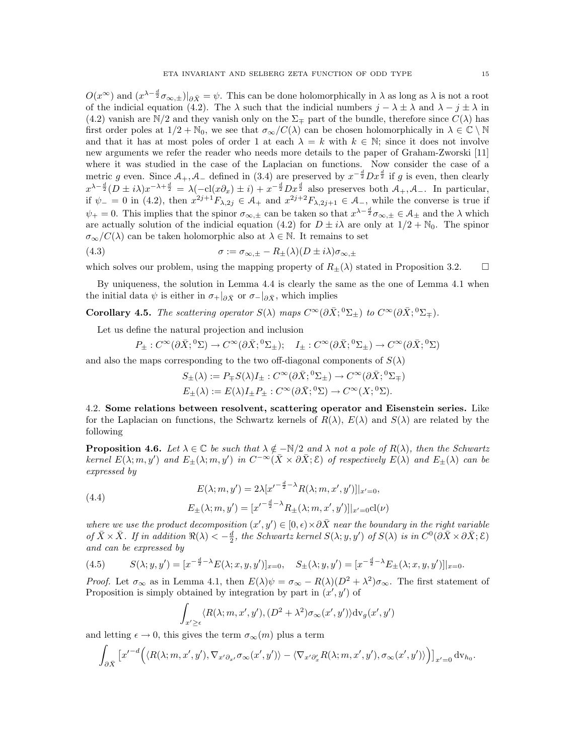$O(x^\infty)$ and $(x^{\lambda-\frac{d}{2}}\sigma_{\infty,\pm})|_{\partial\bar{X}} = \psi$. This can be done holomorphically in $\lambda$ as long as $\lambda$ is not a root of the indicial equation (4.2). The $\lambda$ such that the indicial numbers $j-\lambda\pm\lambda$ and $\lambda-j\pm\lambda$ in (4.2) vanish are $\mathbb{N}/2$ and they vanish only on the $\Sigma_\mp$ part of the bundle, therefore since $C(\lambda)$ has first order poles at $1/2+\mathbb{N}_0$, we see that $\sigma_\infty/C(\lambda)$ can be chosen holomorphically in $\lambda\in\mathbb{C}\setminus\mathbb{N}$ and that it has at most poles of order 1 at each $\lambda=k$ with $k\in\mathbb{N}$; since it does not involve new arguments we refer the reader who needs more details to the paper of Graham-Zworski [11] where it was studied in the case of the Laplacian on functions. Now consider the case of a metric $g$ even. Since $\mathcal{A}_+,\mathcal{A}_-$ defined in (3.4) are preserved by $x^{-\frac{d}{2}}Dx^{\frac{d}{2}}$ if $g$ is even, then clearly $x^{\lambda-\frac{d}{2}}(D\pm i\lambda)x^{-\lambda+\frac{d}{2}} = \lambda(-\mathrm{cl}(x\partial_x)\pm i) + x^{-\frac{d}{2}}Dx^{\frac{d}{2}}$ also preserves both $\mathcal{A}_+,\mathcal{A}_-$. In particular, if $\psi_-=0$ in (4.2), then $x^{2j+1}F_{\lambda,2j}\in\mathcal{A}_+$ and $x^{2j+2}F_{\lambda,2j+1}\in\mathcal{A}_-$, while the converse is true if $\psi_+=0$. This implies that the spinor $\sigma_{\infty,\pm}$ can be taken so that $x^{\lambda-\frac{d}{2}}\sigma_{\infty,\pm}\in\mathcal{A}_\pm$ and the $\lambda$ which are actually solution of the indicial equation (4.2) for $D\pm i\lambda$ are only at $1/2+\mathbb{N}_0$. The spinor $\sigma_\infty/C(\lambda)$ can be taken holomorphic also at $\lambda\in\mathbb{N}$. It remains to set

$$\sigma := \sigma_{\infty,\pm} - R_\pm(\lambda)(D\pm i\lambda)\sigma_{\infty,\pm} \tag{4.3}$$

which solves our problem, using the mapping property of $R_\pm(\lambda)$ stated in Proposition 3.2. $\square$

By uniqueness, the solution in Lemma 4.4 is clearly the same as the one of Lemma 4.1 when the initial data $\psi$ is either in $\sigma_+|_{\partial\bar{X}}$ or $\sigma_-|_{\partial\bar{X}}$, which implies

**Corollary 4.5.** *The scattering operator $S(\lambda)$ maps $C^\infty(\partial\bar{X};{}^0\Sigma_\pm)$ to $C^\infty(\partial\bar{X};{}^0\Sigma_\mp)$.*

Let us define the natural projection and inclusion

$$P_\pm : C^\infty(\partial\bar{X};{}^0\Sigma)\to C^\infty(\partial\bar{X};{}^0\Sigma_\pm); \quad I_\pm : C^\infty(\partial\bar{X};{}^0\Sigma_\pm)\to C^\infty(\partial\bar{X};{}^0\Sigma)$$

and also the maps corresponding to the two off-diagonal components of $S(\lambda)$

$$S_\pm(\lambda) := P_\mp S(\lambda) I_\pm : C^\infty(\partial\bar{X};{}^0\Sigma_\pm)\to C^\infty(\partial\bar{X};{}^0\Sigma_\mp)$$
$$E_\pm(\lambda) := E(\lambda)I_\pm P_\pm : C^\infty(\partial\bar{X};{}^0\Sigma)\to C^\infty(X;{}^0\Sigma).$$

### 4.2. Some relations between resolvent, scattering operator and Eisenstein series.

Like for the Laplacian on functions, the Schwartz kernels of $R(\lambda)$, $E(\lambda)$ and $S(\lambda)$ are related by the following

**Proposition 4.6.** *Let $\lambda\in\mathbb{C}$ be such that $\lambda\notin -\mathbb{N}/2$ and $\lambda$ not a pole of $R(\lambda)$, then the Schwartz kernel $E(\lambda;m,y')$ and $E_\pm(\lambda;m,y')$ in $C^{-\infty}(\bar{X}\times\partial\bar{X};\mathcal{E})$ of respectively $E(\lambda)$ and $E_\pm(\lambda)$ can be expressed by*

$$\begin{aligned} E(\lambda;m,y') &= 2\lambda[x'^{-\frac{d}{2}-\lambda}R(\lambda;m,x',y')]|_{x'=0},\\ E_\pm(\lambda;m,y') &= [x'^{-\frac{d}{2}-\lambda}R_\pm(\lambda;m,x',y')]|_{x'=0}\mathrm{cl}(\nu)\end{aligned} \tag{4.4}$$

*where we use the product decomposition $(x',y')\in[0,\epsilon)\times\partial\bar{X}$ near the boundary in the right variable of $\bar{X}\times\bar{X}$. If in addition $\Re(\lambda)<-\frac{d}{2}$, the Schwartz kernel $S(\lambda;y,y')$ of $S(\lambda)$ is in $C^0(\partial\bar{X}\times\partial\bar{X};\mathcal{E})$ and can be expressed by*

$$S(\lambda;y,y') = [x^{-\frac{d}{2}-\lambda}E(\lambda;x,y,y')]_{x=0}, \quad S_\pm(\lambda;y,y') = [x^{-\frac{d}{2}-\lambda}E_\pm(\lambda;x,y,y')]|_{x=0}. \tag{4.5}$$

*Proof.* Let $\sigma_\infty$ as in Lemma 4.1, then $E(\lambda)\psi = \sigma_\infty - R(\lambda)(D^2+\lambda^2)\sigma_\infty$. The first statement of Proposition is simply obtained by integration by part in $(x',y')$ of

$$\int_{x'\geq\epsilon}\langle R(\lambda;m,x',y'),(D^2+\lambda^2)\sigma_\infty(x',y')\rangle \mathrm{dv}_g(x',y')$$

and letting $\epsilon\to 0$, this gives the term $\sigma_\infty(m)$ plus a term

$$\int_{\partial\bar{X}}\left[x'^{-d}\Big(\langle R(\lambda;m,x',y'),\nabla_{x'\partial_{x'}}\sigma_\infty(x',y')\rangle - \langle\nabla_{x'\partial'_x}R(\lambda;m,x',y'),\sigma_\infty(x',y')\rangle\Big)\right]_{x'=0}\mathrm{dv}_{h_0}.$$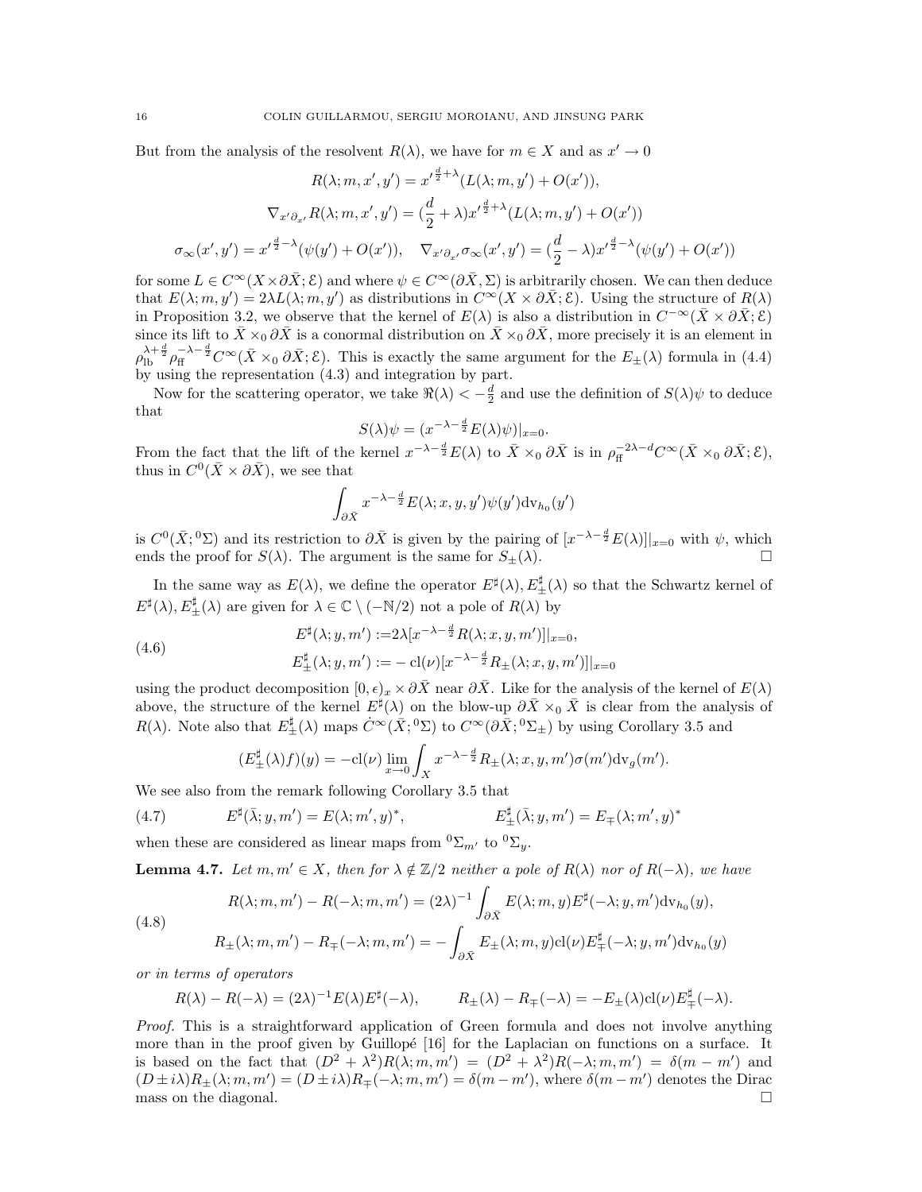But from the analysis of the resolvent $R(\lambda)$, we have for $m \in X$ and as $x' \to 0$

$$R(\lambda; m, x', y') = x'^{\frac{d}{2}+\lambda}(L(\lambda; m, y') + O(x')),$$

$$\nabla_{x'\partial_{x'}} R(\lambda; m, x', y') = (\frac{d}{2} + \lambda) x'^{\frac{d}{2}+\lambda}(L(\lambda; m, y') + O(x'))$$

$$\sigma_\infty(x', y') = x'^{\frac{d}{2}-\lambda}(\psi(y') + O(x')), \quad \nabla_{x'\partial_{x'}} \sigma_\infty(x', y') = (\frac{d}{2} - \lambda) x'^{\frac{d}{2}-\lambda}(\psi(y') + O(x'))$$

for some $L \in C^\infty(X \times \partial\bar{X}; \mathcal{E})$ and where $\psi \in C^\infty(\partial\bar{X}, \Sigma)$ is arbitrarily chosen. We can then deduce that $E(\lambda; m, y') = 2\lambda L(\lambda; m, y')$ as distributions in $C^\infty(X \times \partial\bar{X}; \mathcal{E})$. Using the structure of $R(\lambda)$ in Proposition 3.2, we observe that the kernel of $E(\lambda)$ is also a distribution in $C^{-\infty}(\bar{X} \times \partial\bar{X}; \mathcal{E})$ since its lift to $\bar{X} \times_0 \partial\bar{X}$ is a conormal distribution on $\bar{X} \times_0 \partial\bar{X}$, more precisely it is an element in $\rho_{\rm lb}^{\lambda+\frac{d}{2}} \rho_{\rm ff}^{-\lambda-\frac{d}{2}} C^\infty(\bar{X} \times_0 \partial\bar{X}; \mathcal{E})$. This is exactly the same argument for the $E_\pm(\lambda)$ formula in (4.4) by using the representation (4.3) and integration by part.

Now for the scattering operator, we take $\Re(\lambda) < -\frac{d}{2}$ and use the definition of $S(\lambda)\psi$ to deduce that

$$S(\lambda)\psi = (x^{-\lambda-\frac{d}{2}} E(\lambda)\psi)|_{x=0}.$$

From the fact that the lift of the kernel $x^{-\lambda-\frac{d}{2}}E(\lambda)$ to $\bar{X} \times_0 \partial\bar{X}$ is in $\rho_{\rm ff}^{-2\lambda-d} C^\infty(\bar{X} \times_0 \partial\bar{X}; \mathcal{E})$, thus in $C^0(\bar{X} \times \partial\bar{X})$, we see that

$$\int_{\partial\bar{X}} x^{-\lambda-\frac{d}{2}} E(\lambda; x, y, y')\psi(y') {\rm dv}_{h_0}(y')$$

is $C^0(\bar{X}; {}^0\Sigma)$ and its restriction to $\partial\bar{X}$ is given by the pairing of $[x^{-\lambda-\frac{d}{2}}E(\lambda)]|_{x=0}$ with $\psi$, which ends the proof for $S(\lambda)$. The argument is the same for $S_\pm(\lambda)$. $\square$

In the same way as $E(\lambda)$, we define the operator $E^\sharp(\lambda), E^\sharp_\pm(\lambda)$ so that the Schwartz kernel of $E^\sharp(\lambda), E^\sharp_\pm(\lambda)$ are given for $\lambda \in \mathbb{C} \setminus (-\mathbb{N}/2)$ not a pole of $R(\lambda)$ by

$$\begin{aligned} E^\sharp(\lambda; y, m') &:= 2\lambda [x^{-\lambda-\frac{d}{2}} R(\lambda; x, y, m')]|_{x=0}, \\ E^\sharp_\pm(\lambda; y, m') &:= -\,{\rm cl}(\nu)[x^{-\lambda-\frac{d}{2}} R_\pm(\lambda; x, y, m')]|_{x=0} \end{aligned} \tag{4.6}$$

using the product decomposition $[0, \epsilon)_x \times \partial\bar{X}$ near $\partial\bar{X}$. Like for the analysis of the kernel of $E(\lambda)$ above, the structure of the kernel $E^\sharp(\lambda)$ on the blow-up $\partial\bar{X} \times_0 \bar{X}$ is clear from the analysis of $R(\lambda)$. Note also that $E^\sharp_\pm(\lambda)$ maps $\dot{C}^\infty(\bar{X}; {}^0\Sigma)$ to $C^\infty(\partial\bar{X}; {}^0\Sigma_\pm)$ by using Corollary 3.5 and

$$(E^\sharp_\pm(\lambda)f)(y) = -{\rm cl}(\nu) \lim_{x\to 0} \int_X x^{-\lambda-\frac{d}{2}} R_\pm(\lambda; x, y, m')\sigma(m') {\rm dv}_g(m').$$

We see also from the remark following Corollary 3.5 that

$$E^\sharp(\bar{\lambda}; y, m') = E(\lambda; m', y)^*, \qquad\qquad E^\sharp_\pm(\bar{\lambda}; y, m') = E_\mp(\lambda; m', y)^* \tag{4.7}$$

when these are considered as linear maps from ${}^0\Sigma_{m'}$ to ${}^0\Sigma_y$.

**Lemma 4.7.** *Let $m, m' \in X$, then for $\lambda \notin \mathbb{Z}/2$ neither a pole of $R(\lambda)$ nor of $R(-\lambda)$, we have*

$$\begin{aligned} R(\lambda; m, m') - R(-\lambda; m, m') &= (2\lambda)^{-1} \int_{\partial\bar{X}} E(\lambda; m, y) E^\sharp(-\lambda; y, m') {\rm dv}_{h_0}(y), \\ R_\pm(\lambda; m, m') - R_\mp(-\lambda; m, m') &= -\int_{\partial\bar{X}} E_\pm(\lambda; m, y){\rm cl}(\nu) E^\sharp_\mp(-\lambda; y, m') {\rm dv}_{h_0}(y) \end{aligned} \tag{4.8}$$

*or in terms of operators*

$$R(\lambda) - R(-\lambda) = (2\lambda)^{-1} E(\lambda) E^\sharp(-\lambda), \qquad R_\pm(\lambda) - R_\mp(-\lambda) = -E_\pm(\lambda){\rm cl}(\nu)E^\sharp_\mp(-\lambda).$$

*Proof.* This is a straightforward application of Green formula and does not involve anything more than in the proof given by Guillopé [16] for the Laplacian on functions on a surface. It is based on the fact that $(D^2 + \lambda^2)R(\lambda; m, m') = (D^2 + \lambda^2)R(-\lambda; m, m') = \delta(m - m')$ and $(D \pm i\lambda)R_\pm(\lambda; m, m') = (D \pm i\lambda)R_\mp(-\lambda; m, m') = \delta(m - m')$, where $\delta(m - m')$ denotes the Dirac mass on the diagonal. $\square$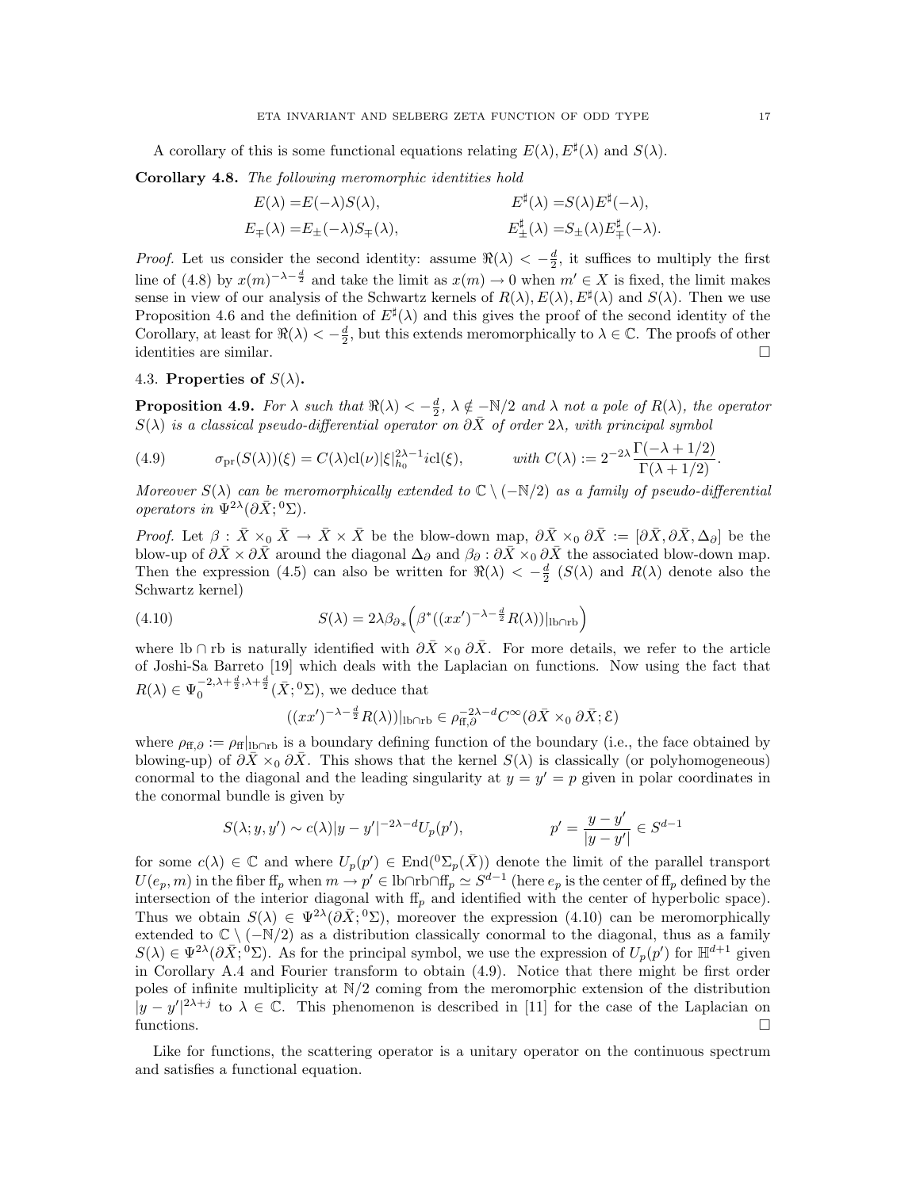A corollary of this is some functional equations relating $E(\lambda), E^\sharp(\lambda)$ and $S(\lambda)$.

**Corollary 4.8.** *The following meromorphic identities hold*

$$
\begin{aligned}
E(\lambda) &= E(-\lambda)S(\lambda), & E^\sharp(\lambda) &= S(\lambda)E^\sharp(-\lambda),\\
E_\mp(\lambda) &= E_\pm(-\lambda)S_\mp(\lambda), & E^\sharp_\pm(\lambda) &= S_\pm(\lambda)E^\sharp_\mp(-\lambda).
\end{aligned}
$$

*Proof.* Let us consider the second identity: assume $\Re(\lambda) < -\frac{d}{2}$, it suffices to multiply the first line of (4.8) by $x(m)^{-\lambda-\frac{d}{2}}$ and take the limit as $x(m) \to 0$ when $m' \in X$ is fixed, the limit makes sense in view of our analysis of the Schwartz kernels of $R(\lambda), E(\lambda), E^\sharp(\lambda)$ and $S(\lambda)$. Then we use Proposition 4.6 and the definition of $E^\sharp(\lambda)$ and this gives the proof of the second identity of the Corollary, at least for $\Re(\lambda) < -\frac{d}{2}$, but this extends meromorphically to $\lambda \in \mathbb{C}$. The proofs of other identities are similar. $\square$

### 4.3. Properties of $S(\lambda)$.

**Proposition 4.9.** *For $\lambda$ such that $\Re(\lambda) < -\frac{d}{2}$, $\lambda \notin -\mathbb{N}/2$ and $\lambda$ not a pole of $R(\lambda)$, the operator $S(\lambda)$ is a classical pseudo-differential operator on $\partial\bar{X}$ of order $2\lambda$, with principal symbol*

$$
\sigma_{\rm pr}(S(\lambda))(\xi) = C(\lambda)\mathrm{cl}(\nu)|\xi|_{h_0}^{2\lambda-1} i\mathrm{cl}(\xi), \qquad \text{with } C(\lambda) := 2^{-2\lambda}\frac{\Gamma(-\lambda+1/2)}{\Gamma(\lambda+1/2)}. \tag{4.9}
$$

*Moreover $S(\lambda)$ can be meromorphically extended to $\mathbb{C}\setminus(-\mathbb{N}/2)$ as a family of pseudo-differential operators in $\Psi^{2\lambda}(\partial\bar{X};{}^0\Sigma)$.*

*Proof.* Let $\beta : \bar{X}\times_0\bar{X} \to \bar{X}\times\bar{X}$ be the blow-down map, $\partial\bar{X}\times_0\partial\bar{X} := [\partial\bar{X}, \partial\bar{X}, \Delta_\partial]$ be the blow-up of $\partial\bar{X}\times\partial\bar{X}$ around the diagonal $\Delta_\partial$ and $\beta_\partial : \partial\bar{X}\times_0\partial\bar{X}$ the associated blow-down map. Then the expression (4.5) can also be written for $\Re(\lambda) < -\frac{d}{2}$ ($S(\lambda)$ and $R(\lambda)$ denote also the Schwartz kernel)

$$
S(\lambda) = 2\lambda\beta_{\partial*}\Big(\beta^*((xx')^{-\lambda-\frac{d}{2}}R(\lambda))|_{\rm lb\cap rb}\Big) \tag{4.10}
$$

where $\mathrm{lb}\cap\mathrm{rb}$ is naturally identified with $\partial\bar{X}\times_0\partial\bar{X}$. For more details, we refer to the article of Joshi-Sa Barreto [19] which deals with the Laplacian on functions. Now using the fact that $R(\lambda) \in \Psi_0^{-2,\lambda+\frac{d}{2},\lambda+\frac{d}{2}}(\bar{X};{}^0\Sigma)$, we deduce that

$$
((xx')^{-\lambda-\frac{d}{2}}R(\lambda))|_{\rm lb\cap rb} \in \rho_{\rm ff,\partial}^{-2\lambda-d}C^\infty(\partial\bar{X}\times_0\partial\bar{X};\mathcal{E})
$$

where $\rho_{\rm ff,\partial} := \rho_{\rm ff}|_{\rm lb\cap rb}$ is a boundary defining function of the boundary (i.e., the face obtained by blowing-up) of $\partial\bar{X}\times_0\partial\bar{X}$. This shows that the kernel $S(\lambda)$ is classically (or polyhomogeneous) conormal to the diagonal and the leading singularity at $y = y' = p$ given in polar coordinates in the conormal bundle is given by

$$
S(\lambda; y, y') \sim c(\lambda)|y-y'|^{-2\lambda-d}U_p(p'), \qquad p' = \frac{y-y'}{|y-y'|} \in S^{d-1}
$$

for some $c(\lambda) \in \mathbb{C}$ and where $U_p(p') \in \mathrm{End}({}^0\Sigma_p(\bar{X}))$ denote the limit of the parallel transport $U(e_p, m)$ in the fiber $\mathrm{ff}_p$ when $m \to p' \in \mathrm{lb}\cap\mathrm{rb}\cap\mathrm{ff}_p \simeq S^{d-1}$ (here $e_p$ is the center of $\mathrm{ff}_p$ defined by the intersection of the interior diagonal with $\mathrm{ff}_p$ and identified with the center of hyperbolic space). Thus we obtain $S(\lambda) \in \Psi^{2\lambda}(\partial\bar{X};{}^0\Sigma)$, moreover the expression (4.10) can be meromorphically extended to $\mathbb{C}\setminus(-\mathbb{N}/2)$ as a distribution classically conormal to the diagonal, thus as a family $S(\lambda) \in \Psi^{2\lambda}(\partial\bar{X};{}^0\Sigma)$. As for the principal symbol, we use the expression of $U_p(p')$ for $\mathbb{H}^{d+1}$ given in Corollary A.4 and Fourier transform to obtain (4.9). Notice that there might be first order poles of infinite multiplicity at $\mathbb{N}/2$ coming from the meromorphic extension of the distribution $|y-y'|^{2\lambda+j}$ to $\lambda \in \mathbb{C}$. This phenomenon is described in [11] for the case of the Laplacian on functions. $\square$

Like for functions, the scattering operator is a unitary operator on the continuous spectrum and satisfies a functional equation.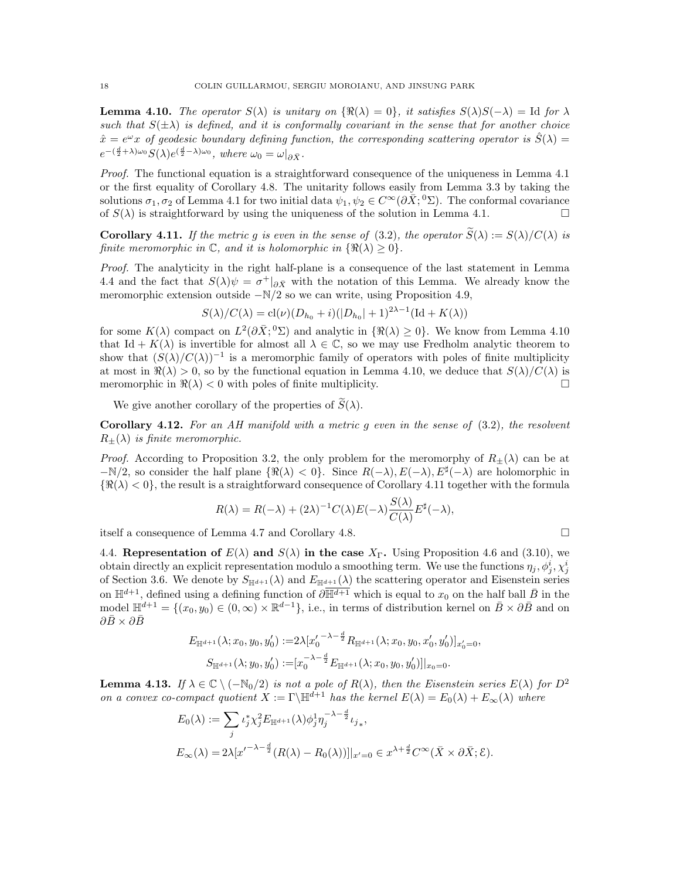**Lemma 4.10.** *The operator $S(\lambda)$ is unitary on $\{\Re(\lambda) = 0\}$, it satisfies $S(\lambda)S(-\lambda) = \mathrm{Id}$ for $\lambda$ such that $S(\pm\lambda)$ is defined, and it is conformally covariant in the sense that for another choice $\hat{x} = e^{\omega}x$ of geodesic boundary defining function, the corresponding scattering operator is $\hat{S}(\lambda) = e^{-(\frac{d}{2}+\lambda)\omega_0}S(\lambda)e^{(\frac{d}{2}-\lambda)\omega_0}$, where $\omega_0 = \omega|_{\partial\bar{X}}$.*

*Proof.* The functional equation is a straightforward consequence of the uniqueness in Lemma 4.1 or the first equality of Corollary 4.8. The unitarity follows easily from Lemma 3.3 by taking the solutions $\sigma_1, \sigma_2$ of Lemma 4.1 for two initial data $\psi_1, \psi_2 \in C^\infty(\partial\bar{X}; {}^0\Sigma)$. The conformal covariance of $S(\lambda)$ is straightforward by using the uniqueness of the solution in Lemma 4.1. □

**Corollary 4.11.** *If the metric $g$ is even in the sense of (3.2), the operator $\widetilde{S}(\lambda) := S(\lambda)/C(\lambda)$ is finite meromorphic in $\mathbb{C}$, and it is holomorphic in $\{\Re(\lambda) \geq 0\}$.*

*Proof.* The analyticity in the right half-plane is a consequence of the last statement in Lemma 4.4 and the fact that $S(\lambda)\psi = \sigma^+|_{\partial\bar{X}}$ with the notation of this Lemma. We already know the meromorphic extension outside $-\mathbb{N}/2$ so we can write, using Proposition 4.9,

$$S(\lambda)/C(\lambda) = \mathrm{cl}(\nu)(D_{h_0} + i)(|D_{h_0}| + 1)^{2\lambda-1}(\mathrm{Id} + K(\lambda))$$

for some $K(\lambda)$ compact on $L^2(\partial\bar{X}; {}^0\Sigma)$ and analytic in $\{\Re(\lambda) \geq 0\}$. We know from Lemma 4.10 that $\mathrm{Id} + K(\lambda)$ is invertible for almost all $\lambda \in \mathbb{C}$, so we may use Fredholm analytic theorem to show that $(S(\lambda)/C(\lambda))^{-1}$ is a meromorphic family of operators with poles of finite multiplicity at most in $\Re(\lambda) > 0$, so by the functional equation in Lemma 4.10, we deduce that $S(\lambda)/C(\lambda)$ is meromorphic in $\Re(\lambda) < 0$ with poles of finite multiplicity. □

We give another corollary of the properties of $\widetilde{S}(\lambda)$.

**Corollary 4.12.** *For an AH manifold with a metric $g$ even in the sense of (3.2), the resolvent $R_\pm(\lambda)$ is finite meromorphic.*

*Proof.* According to Proposition 3.2, the only problem for the meromorphy of $R_\pm(\lambda)$ can be at $-\mathbb{N}/2$, so consider the half plane $\{\Re(\lambda) < 0\}$. Since $R(-\lambda), E(-\lambda), E^\sharp(-\lambda)$ are holomorphic in $\{\Re(\lambda) < 0\}$, the result is a straightforward consequence of Corollary 4.11 together with the formula

$$R(\lambda) = R(-\lambda) + (2\lambda)^{-1}C(\lambda)E(-\lambda)\frac{S(\lambda)}{C(\lambda)}E^\sharp(-\lambda),$$

itself a consequence of Lemma 4.7 and Corollary 4.8. □

4.4. **Representation of $E(\lambda)$ and $S(\lambda)$ in the case $X_\Gamma$.** Using Proposition 4.6 and (3.10), we obtain directly an explicit representation modulo a smoothing term. We use the functions $\eta_j, \phi_j^i, \chi_j^i$ of Section 3.6. We denote by $S_{\mathbb{H}^{d+1}}(\lambda)$ and $E_{\mathbb{H}^{d+1}}(\lambda)$ the scattering operator and Eisenstein series on $\mathbb{H}^{d+1}$, defined using a defining function of $\partial\overline{\mathbb{H}^{d+1}}$ which is equal to $x_0$ on the half ball $\bar{B}$ in the model $\mathbb{H}^{d+1} = \{(x_0, y_0) \in (0,\infty) \times \mathbb{R}^{d-1}\}$, i.e., in terms of distribution kernel on $\bar{B} \times \partial\bar{B}$ and on $\partial\bar{B} \times \partial\bar{B}$

$$\begin{aligned}
E_{\mathbb{H}^{d+1}}(\lambda; x_0, y_0, y_0') &:= 2\lambda[x_0'^{-\lambda-\frac{d}{2}}R_{\mathbb{H}^{d+1}}(\lambda; x_0, y_0, x_0', y_0')]_{x_0'=0}, \\
S_{\mathbb{H}^{d+1}}(\lambda; y_0, y_0') &:= [x_0^{-\lambda-\frac{d}{2}}E_{\mathbb{H}^{d+1}}(\lambda; x_0, y_0, y_0')]|_{x_0=0}.
\end{aligned}$$

**Lemma 4.13.** *If $\lambda \in \mathbb{C} \setminus (-\mathbb{N}_0/2)$ is not a pole of $R(\lambda)$, then the Eisenstein series $E(\lambda)$ for $D^2$ on a convex co-compact quotient $X := \Gamma\backslash\mathbb{H}^{d+1}$ has the kernel $E(\lambda) = E_0(\lambda) + E_\infty(\lambda)$ where*

$$\begin{aligned}
E_0(\lambda) &:= \sum_j \iota_j^* \chi_j^2 E_{\mathbb{H}^{d+1}}(\lambda)\phi_j^1 \eta_j^{-\lambda-\frac{d}{2}} \iota_{j*}, \\
E_\infty(\lambda) &= 2\lambda[x'^{-\lambda-\frac{d}{2}}(R(\lambda) - R_0(\lambda))]|_{x'=0} \in x^{\lambda+\frac{d}{2}}C^\infty(\bar{X} \times \partial\bar{X}; \mathcal{E}).
\end{aligned}$$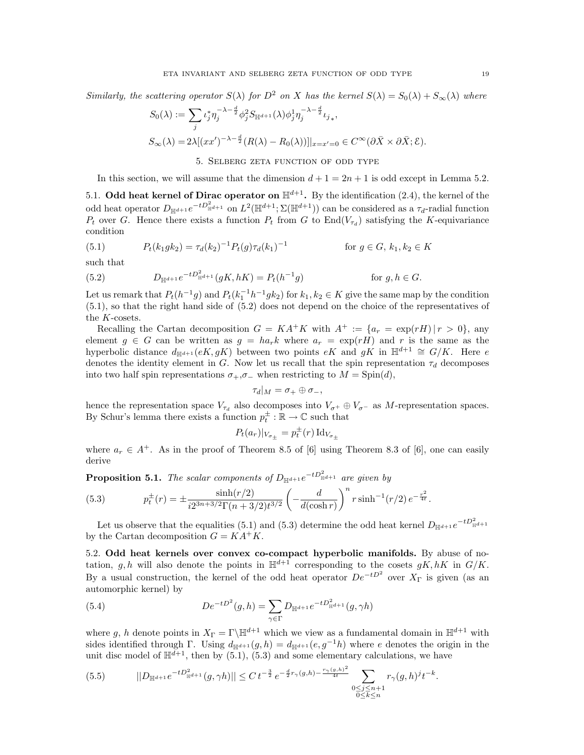*Similarly, the scattering operator $S(\lambda)$ for $D^2$ on $X$ has the kernel $S(\lambda) = S_0(\lambda) + S_\infty(\lambda)$ where*

$$S_0(\lambda) := \sum_j \iota_j^* \eta_j^{-\lambda - \frac{d}{2}} \phi_j^2 S_{\mathbb{H}^{d+1}}(\lambda) \phi_j^1 \eta_j^{-\lambda - \frac{d}{2}} \iota_{j*},$$

$$S_\infty(\lambda) = 2\lambda[(xx')^{-\lambda - \frac{d}{2}}(R(\lambda) - R_0(\lambda))]|_{x=x'=0} \in C^\infty(\partial\bar{X} \times \partial\bar{X}; \mathcal{E}).$$

## 5. Selberg zeta function of odd type

In this section, we will assume that the dimension $d+1 = 2n+1$ is odd except in Lemma 5.2.

### 5.1. Odd heat kernel of Dirac operator on $\mathbb{H}^{d+1}$.

By the identification (2.4), the kernel of the odd heat operator $D_{\mathbb{H}^{d+1}} e^{-tD^2_{\mathbb{H}^{d+1}}}$ on $L^2(\mathbb{H}^{d+1}; \Sigma(\mathbb{H}^{d+1}))$ can be considered as a $\tau_d$-radial function $P_t$ over $G$. Hence there exists a function $P_t$ from $G$ to $\mathrm{End}(V_{\tau_d})$ satisfying the $K$-equivariance condition

$$P_t(k_1 g k_2) = \tau_d(k_2)^{-1} P_t(g) \tau_d(k_1)^{-1} \qquad \text{for } g \in G,\ k_1, k_2 \in K \tag{5.1}$$

such that

$$D_{\mathbb{H}^{d+1}} e^{-tD^2_{\mathbb{H}^{d+1}}}(gK, hK) = P_t(h^{-1}g) \qquad \text{for } g, h \in G. \tag{5.2}$$

Let us remark that $P_t(h^{-1}g)$ and $P_t(k_1^{-1}h^{-1}gk_2)$ for $k_1, k_2 \in K$ give the same map by the condition (5.1), so that the right hand side of (5.2) does not depend on the choice of the representatives of the $K$-cosets.

Recalling the Cartan decomposition $G = KA^+K$ with $A^+ := \{a_r = \exp(rH) \,|\, r > 0\}$, any element $g \in G$ can be written as $g = ha_r k$ where $a_r = \exp(rH)$ and $r$ is the same as the hyperbolic distance $d_{\mathbb{H}^{d+1}}(eK, gK)$ between two points $eK$ and $gK$ in $\mathbb{H}^{d+1} \cong G/K$. Here $e$ denotes the identity element in $G$. Now let us recall that the spin representation $\tau_d$ decomposes into two half spin representations $\sigma_+, \sigma_-$ when restricting to $M = \mathrm{Spin}(d)$,

$$\tau_d|_M = \sigma_+ \oplus \sigma_-,$$

hence the representation space $V_{\tau_d}$ also decomposes into $V_{\sigma^+} \oplus V_{\sigma^-}$ as $M$-representation spaces. By Schur's lemma there exists a function $p_t^\pm : \mathbb{R} \to \mathbb{C}$ such that

$$P_t(a_r)|_{V_{\sigma_\pm}} = p_t^\pm(r)\, \mathrm{Id}_{V_{\sigma_\pm}}$$

where $a_r \in A^+$. As in the proof of Theorem 8.5 of [6] using Theorem 8.3 of [6], one can easily derive

**Proposition 5.1.** *The scalar components of $D_{\mathbb{H}^{d+1}} e^{-tD^2_{\mathbb{H}^{d+1}}}$ are given by*

$$p_t^\pm(r) = \pm \frac{\sinh(r/2)}{i 2^{3n+3/2} \Gamma(n+3/2) t^{3/2}} \left(-\frac{d}{d(\cosh r)}\right)^n r \sinh^{-1}(r/2)\, e^{-\frac{r^2}{4t}}. \tag{5.3}$$

Let us observe that the equalities (5.1) and (5.3) determine the odd heat kernel $D_{\mathbb{H}^{d+1}} e^{-tD^2_{\mathbb{H}^{d+1}}}$ by the Cartan decomposition $G = KA^+K$.

### 5.2. Odd heat kernels over convex co-compact hyperbolic manifolds.

By abuse of notation, $g, h$ will also denote the points in $\mathbb{H}^{d+1}$ corresponding to the cosets $gK, hK$ in $G/K$. By a usual construction, the kernel of the odd heat operator $De^{-tD^2}$ over $X_\Gamma$ is given (as an automorphic kernel) by

$$De^{-tD^2}(g, h) = \sum_{\gamma \in \Gamma} D_{\mathbb{H}^{d+1}} e^{-tD^2_{\mathbb{H}^{d+1}}}(g, \gamma h) \tag{5.4}$$

where $g$, $h$ denote points in $X_\Gamma = \Gamma\backslash\mathbb{H}^{d+1}$ which we view as a fundamental domain in $\mathbb{H}^{d+1}$ with sides identified through $\Gamma$. Using $d_{\mathbb{H}^{d+1}}(g, h) = d_{\mathbb{H}^{d+1}}(e, g^{-1}h)$ where $e$ denotes the origin in the unit disc model of $\mathbb{H}^{d+1}$, then by (5.1), (5.3) and some elementary calculations, we have

$$||D_{\mathbb{H}^{d+1}} e^{-tD^2_{\mathbb{H}^{d+1}}}(g, \gamma h)|| \leq C\, t^{-\frac{3}{2}}\, e^{-\frac{d}{2} r_\gamma(g,h) - \frac{r_\gamma(g,h)^2}{4t}} \sum_{\substack{0 \leq j \leq n+1 \\ 0 \leq k \leq n}} r_\gamma(g,h)^j t^{-k}. \tag{5.5}$$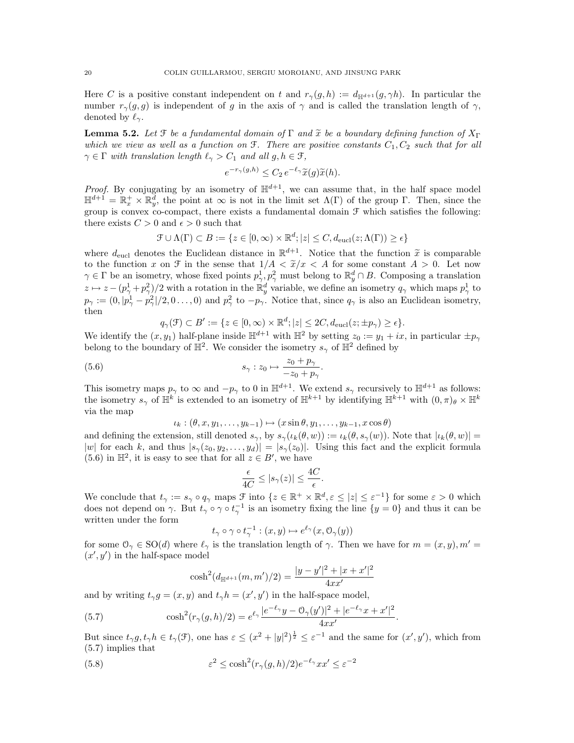Here $C$ is a positive constant independent on $t$ and $r_\gamma(g,h) := d_{\mathbb{H}^{d+1}}(g, \gamma h)$. In particular the number $r_\gamma(g,g)$ is independent of $g$ in the axis of $\gamma$ and is called the translation length of $\gamma$, denoted by $\ell_\gamma$.

**Lemma 5.2.** *Let $\mathcal{F}$ be a fundamental domain of $\Gamma$ and $\widetilde{x}$ be a boundary defining function of $X_\Gamma$ which we view as well as a function on $\mathcal{F}$. There are positive constants $C_1, C_2$ such that for all $\gamma \in \Gamma$ with translation length $\ell_\gamma > C_1$ and all $g, h \in \mathcal{F}$,*

$$e^{-r_\gamma(g,h)} \leq C_2 \, e^{-\ell_\gamma} \widetilde{x}(g)\widetilde{x}(h).$$

*Proof.* By conjugating by an isometry of $\mathbb{H}^{d+1}$, we can assume that, in the half space model $\mathbb{H}^{d+1} = \mathbb{R}^+_x \times \mathbb{R}^d_y$, the point at $\infty$ is not in the limit set $\Lambda(\Gamma)$ of the group $\Gamma$. Then, since the group is convex co-compact, there exists a fundamental domain $\mathcal{F}$ which satisfies the following: there exists $C > 0$ and $\epsilon > 0$ such that

$$\mathcal{F} \cup \Lambda(\Gamma) \subset B := \{z \in [0,\infty) \times \mathbb{R}^d ; |z| \leq C, d_{\mathrm{eucl}}(z; \Lambda(\Gamma)) \geq \epsilon\}$$

where $d_{\mathrm{eucl}}$ denotes the Euclidean distance in $\mathbb{R}^{d+1}$. Notice that the function $\widetilde{x}$ is comparable to the function $x$ on $\mathcal{F}$ in the sense that $1/A < \widetilde{x}/x < A$ for some constant $A > 0$. Let now $\gamma \in \Gamma$ be an isometry, whose fixed points $p^1_\gamma, p^2_\gamma$ must belong to $\mathbb{R}^d_y \cap B$. Composing a translation $z \mapsto z - (p^1_\gamma + p^2_\gamma)/2$ with a rotation in the $\mathbb{R}^d_y$ variable, we define an isometry $q_\gamma$ which maps $p^1_\gamma$ to $p_\gamma := (0, |p^1_\gamma - p^2_\gamma|/2, 0 \ldots, 0)$ and $p^2_\gamma$ to $-p_\gamma$. Notice that, since $q_\gamma$ is also an Euclidean isometry, then

$$q_\gamma(\mathcal{F}) \subset B' := \{z \in [0,\infty) \times \mathbb{R}^d ; |z| \leq 2C, d_{\mathrm{eucl}}(z; \pm p_\gamma) \geq \epsilon\}.$$

We identify the $(x, y_1)$ half-plane inside $\mathbb{H}^{d+1}$ with $\mathbb{H}^2$ by setting $z_0 := y_1 + ix$, in particular $\pm p_\gamma$ belong to the boundary of $\mathbb{H}^2$. We consider the isometry $s_\gamma$ of $\mathbb{H}^2$ defined by

$$s_\gamma : z_0 \mapsto \frac{z_0 + p_\gamma}{-z_0 + p_\gamma}. \tag{5.6}$$

This isometry maps $p_\gamma$ to $\infty$ and $-p_\gamma$ to $0$ in $\mathbb{H}^{d+1}$. We extend $s_\gamma$ recursively to $\mathbb{H}^{d+1}$ as follows: the isometry $s_\gamma$ of $\mathbb{H}^k$ is extended to an isometry of $\mathbb{H}^{k+1}$ by identifying $\mathbb{H}^{k+1}$ with $(0,\pi)_\theta \times \mathbb{H}^k$ via the map

$$\iota_k : (\theta, x, y_1, \ldots, y_{k-1}) \mapsto (x \sin\theta, y_1, \ldots, y_{k-1}, x\cos\theta)$$

and defining the extension, still denoted $s_\gamma$, by $s_\gamma(\iota_k(\theta, w)) := \iota_k(\theta, s_\gamma(w))$. Note that $|\iota_k(\theta, w)| = |w|$ for each $k$, and thus $|s_\gamma(z_0, y_2, \ldots, y_d)| = |s_\gamma(z_0)|$. Using this fact and the explicit formula (5.6) in $\mathbb{H}^2$, it is easy to see that for all $z \in B'$, we have

$$\frac{\epsilon}{4C} \leq |s_\gamma(z)| \leq \frac{4C}{\epsilon}.$$

We conclude that $t_\gamma := s_\gamma \circ q_\gamma$ maps $\mathcal{F}$ into $\{z \in \mathbb{R}^+ \times \mathbb{R}^d, \varepsilon \leq |z| \leq \varepsilon^{-1}\}$ for some $\varepsilon > 0$ which does not depend on $\gamma$. But $t_\gamma \circ \gamma \circ t_\gamma^{-1}$ is an isometry fixing the line $\{y = 0\}$ and thus it can be written under the form

$$t_\gamma \circ \gamma \circ t_\gamma^{-1} : (x, y) \mapsto e^{\ell_\gamma}(x, \mathcal{O}_\gamma(y))$$

for some $\mathcal{O}_\gamma \in \mathrm{SO}(d)$ where $\ell_\gamma$ is the translation length of $\gamma$. Then we have for $m = (x, y), m' = (x', y')$ in the half-space model

$$\cosh^2(d_{\mathbb{H}^{d+1}}(m, m')/2) = \frac{|y - y'|^2 + |x + x'|^2}{4xx'}$$

and by writing $t_\gamma g = (x, y)$ and $t_\gamma h = (x', y')$ in the half-space model,

$$\cosh^2(r_\gamma(g,h)/2) = e^{\ell_\gamma} \frac{|e^{-\ell_\gamma} y - \mathcal{O}_\gamma(y')|^2 + |e^{-\ell_\gamma} x + x'|^2}{4xx'}. \tag{5.7}$$

But since $t_\gamma g, t_\gamma h \in t_\gamma(\mathcal{F})$, one has $\varepsilon \leq (x^2 + |y|^2)^{\frac{1}{2}} \leq \varepsilon^{-1}$ and the same for $(x', y')$, which from (5.7) implies that

$$\varepsilon^2 \leq \cosh^2(r_\gamma(g,h)/2) e^{-\ell_\gamma} xx' \leq \varepsilon^{-2} \tag{5.8}$$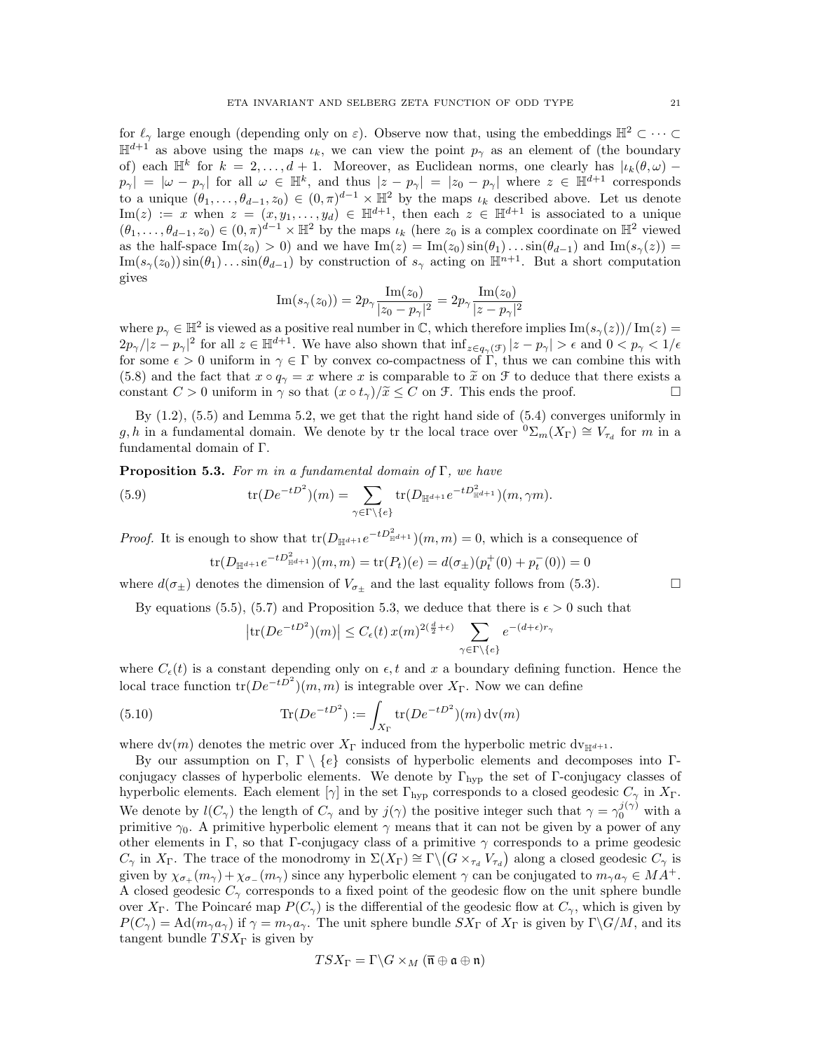for $\ell_\gamma$ large enough (depending only on $\varepsilon$). Observe now that, using the embeddings $\mathbb{H}^2 \subset \cdots \subset \mathbb{H}^{d+1}$ as above using the maps $\iota_k$, we can view the point $p_\gamma$ as an element of (the boundary of) each $\mathbb{H}^k$ for $k = 2, \ldots, d+1$. Moreover, as Euclidean norms, one clearly has $|\iota_k(\theta, \omega) - p_\gamma| = |\omega - p_\gamma|$ for all $\omega \in \mathbb{H}^k$, and thus $|z - p_\gamma| = |z_0 - p_\gamma|$ where $z \in \mathbb{H}^{d+1}$ corresponds to a unique $(\theta_1, \ldots, \theta_{d-1}, z_0) \in (0, \pi)^{d-1} \times \mathbb{H}^2$ by the maps $\iota_k$ described above. Let us denote $\mathrm{Im}(z) := x$ when $z = (x, y_1, \ldots, y_d) \in \mathbb{H}^{d+1}$, then each $z \in \mathbb{H}^{d+1}$ is associated to a unique $(\theta_1, \ldots, \theta_{d-1}, z_0) \in (0, \pi)^{d-1} \times \mathbb{H}^2$ by the maps $\iota_k$ (here $z_0$ is a complex coordinate on $\mathbb{H}^2$ viewed as the half-space $\mathrm{Im}(z_0) > 0$) and we have $\mathrm{Im}(z) = \mathrm{Im}(z_0) \sin(\theta_1) \ldots \sin(\theta_{d-1})$ and $\mathrm{Im}(s_\gamma(z)) = \mathrm{Im}(s_\gamma(z_0)) \sin(\theta_1) \ldots \sin(\theta_{d-1})$ by construction of $s_\gamma$ acting on $\mathbb{H}^{n+1}$. But a short computation gives

$$\mathrm{Im}(s_\gamma(z_0)) = 2p_\gamma \frac{\mathrm{Im}(z_0)}{|z_0 - p_\gamma|^2} = 2p_\gamma \frac{\mathrm{Im}(z_0)}{|z - p_\gamma|^2}$$

where $p_\gamma \in \mathbb{H}^2$ is viewed as a positive real number in $\mathbb{C}$, which therefore implies $\mathrm{Im}(s_\gamma(z))/\mathrm{Im}(z) = 2p_\gamma/|z - p_\gamma|^2$ for all $z \in \mathbb{H}^{d+1}$. We have also shown that $\inf_{z \in q_\gamma(\mathcal{F})} |z - p_\gamma| > \epsilon$ and $0 < p_\gamma < 1/\epsilon$ for some $\epsilon > 0$ uniform in $\gamma \in \Gamma$ by convex co-compactness of $\Gamma$, thus we can combine this with (5.8) and the fact that $x \circ q_\gamma = x$ where $x$ is comparable to $\widetilde{x}$ on $\mathcal{F}$ to deduce that there exists a constant $C > 0$ uniform in $\gamma$ so that $(x \circ t_\gamma)/\widetilde{x} \le C$ on $\mathcal{F}$. This ends the proof. $\square$

By (1.2), (5.5) and Lemma 5.2, we get that the right hand side of (5.4) converges uniformly in $g, h$ in a fundamental domain. We denote by tr the local trace over ${}^0\Sigma_m(X_\Gamma) \cong V_{\tau_d}$ for $m$ in a fundamental domain of $\Gamma$.

**Proposition 5.3.** *For $m$ in a fundamental domain of $\Gamma$, we have*

$$\mathrm{tr}(De^{-tD^2})(m) = \sum_{\gamma \in \Gamma \setminus \{e\}} \mathrm{tr}(D_{\mathbb{H}^{d+1}} e^{-tD^2_{\mathbb{H}^{d+1}}})(m, \gamma m). \tag{5.9}$$

*Proof.* It is enough to show that $\mathrm{tr}(D_{\mathbb{H}^{d+1}} e^{-tD^2_{\mathbb{H}^{d+1}}})(m, m) = 0$, which is a consequence of

$$\mathrm{tr}(D_{\mathbb{H}^{d+1}} e^{-tD^2_{\mathbb{H}^{d+1}}})(m, m) = \mathrm{tr}(P_t)(e) = d(\sigma_\pm)(p_t^+(0) + p_t^-(0)) = 0$$

where $d(\sigma_\pm)$ denotes the dimension of $V_{\sigma_\pm}$ and the last equality follows from (5.3). $\square$

By equations (5.5), (5.7) and Proposition 5.3, we deduce that there is $\epsilon > 0$ such that

$$\left|\mathrm{tr}(De^{-tD^2})(m)\right| \le C_\epsilon(t)\, x(m)^{2(\frac{d}{2} + \epsilon)} \sum_{\gamma \in \Gamma \setminus \{e\}} e^{-(d+\epsilon) r_\gamma}$$

where $C_\epsilon(t)$ is a constant depending only on $\epsilon, t$ and $x$ a boundary defining function. Hence the local trace function $\mathrm{tr}(De^{-tD^2})(m, m)$ is integrable over $X_\Gamma$. Now we can define

$$\mathrm{Tr}(De^{-tD^2}) := \int_{X_\Gamma} \mathrm{tr}(De^{-tD^2})(m)\, \mathrm{dv}(m) \tag{5.10}$$

where $\mathrm{dv}(m)$ denotes the metric over $X_\Gamma$ induced from the hyperbolic metric $\mathrm{dv}_{\mathbb{H}^{d+1}}$.

By our assumption on $\Gamma$, $\Gamma \setminus \{e\}$ consists of hyperbolic elements and decomposes into $\Gamma$-conjugacy classes of hyperbolic elements. We denote by $\Gamma_{\mathrm{hyp}}$ the set of $\Gamma$-conjugacy classes of hyperbolic elements. Each element $[\gamma]$ in the set $\Gamma_{\mathrm{hyp}}$ corresponds to a closed geodesic $C_\gamma$ in $X_\Gamma$. We denote by $l(C_\gamma)$ the length of $C_\gamma$ and by $j(\gamma)$ the positive integer such that $\gamma = \gamma_0^{j(\gamma)}$ with a primitive $\gamma_0$. A primitive hyperbolic element $\gamma$ means that it can not be given by a power of any other elements in $\Gamma$, so that $\Gamma$-conjugacy class of a primitive $\gamma$ corresponds to a prime geodesic $C_\gamma$ in $X_\Gamma$. The trace of the monodromy in $\Sigma(X_\Gamma) \cong \Gamma \backslash \big(G \times_{\tau_d} V_{\tau_d}\big)$ along a closed geodesic $C_\gamma$ is given by $\chi_{\sigma_+}(m_\gamma) + \chi_{\sigma_-}(m_\gamma)$ since any hyperbolic element $\gamma$ can be conjugated to $m_\gamma a_\gamma \in MA^+$. A closed geodesic $C_\gamma$ corresponds to a fixed point of the geodesic flow on the unit sphere bundle over $X_\Gamma$. The Poincaré map $P(C_\gamma)$ is the differential of the geodesic flow at $C_\gamma$, which is given by $P(C_\gamma) = \mathrm{Ad}(m_\gamma a_\gamma)$ if $\gamma = m_\gamma a_\gamma$. The unit sphere bundle $SX_\Gamma$ of $X_\Gamma$ is given by $\Gamma \backslash G/M$, and its tangent bundle $TSX_\Gamma$ is given by

$$TSX_\Gamma = \Gamma \backslash G \times_M (\bar{\mathfrak{n}} \oplus \mathfrak{a} \oplus \mathfrak{n})$$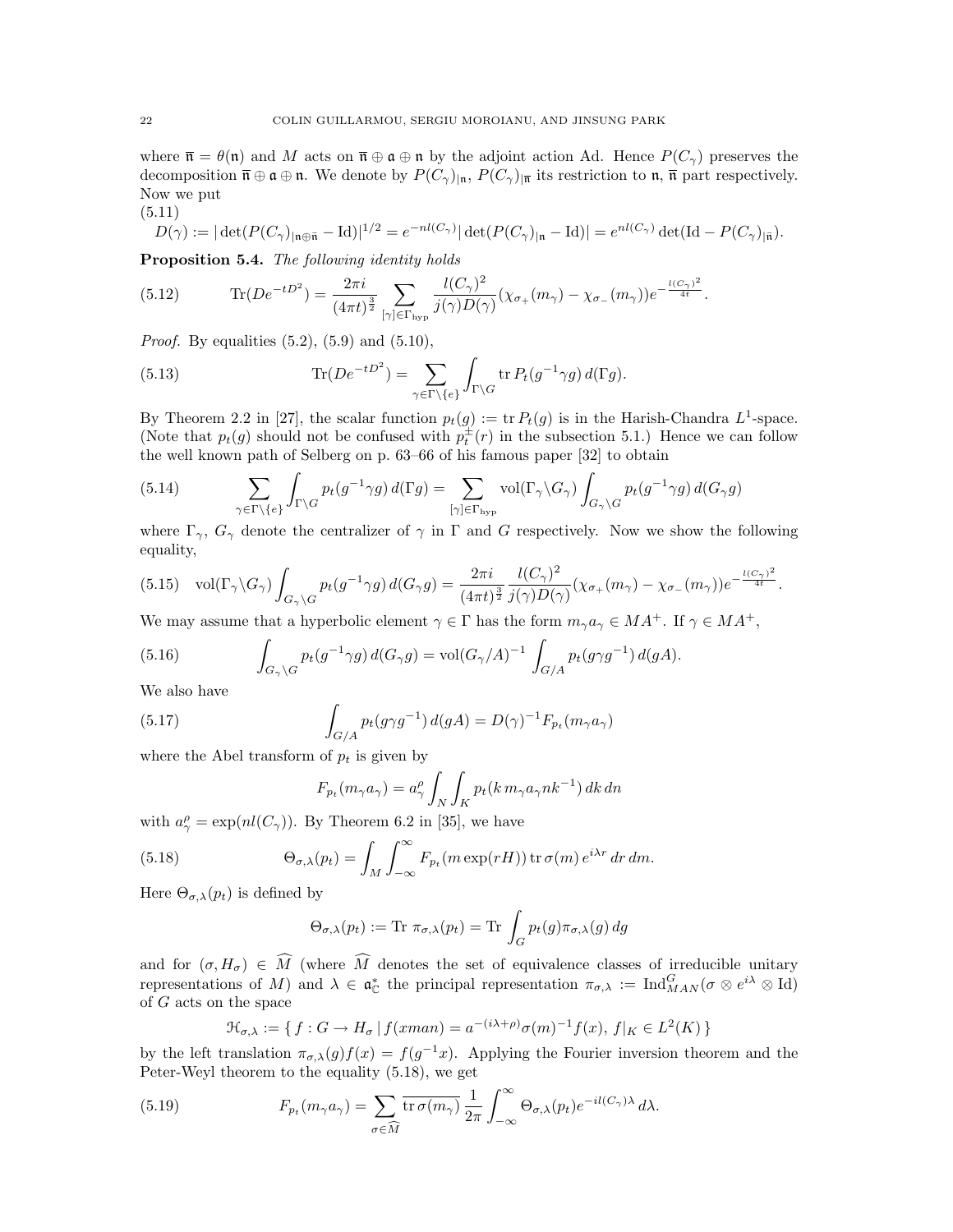where $\overline{\mathfrak{n}} = \theta(\mathfrak{n})$ and $M$ acts on $\overline{\mathfrak{n}} \oplus \mathfrak{a} \oplus \mathfrak{n}$ by the adjoint action Ad. Hence $P(C_\gamma)$ preserves the decomposition $\overline{\mathfrak{n}} \oplus \mathfrak{a} \oplus \mathfrak{n}$. We denote by $P(C_\gamma)_{|\mathfrak{n}}$, $P(C_\gamma)_{|\overline{\mathfrak{n}}}$ its restriction to $\mathfrak{n}$, $\overline{\mathfrak{n}}$ part respectively. Now we put

(5.11)
$$D(\gamma) := |\det(P(C_\gamma)_{|\mathfrak{n}\oplus\bar{\mathfrak{n}}} - \mathrm{Id})|^{1/2} = e^{-nl(C_\gamma)}|\det(P(C_\gamma)_{|\mathfrak{n}} - \mathrm{Id})| = e^{nl(C_\gamma)}\det(\mathrm{Id} - P(C_\gamma)_{|\overline{\mathfrak{n}}}).$$

**Proposition 5.4.** *The following identity holds*

$$\mathrm{Tr}(De^{-tD^2}) = \frac{2\pi i}{(4\pi t)^{\frac{3}{2}}} \sum_{[\gamma]\in\Gamma_{\mathrm{hyp}}} \frac{l(C_\gamma)^2}{j(\gamma)D(\gamma)}(\chi_{\sigma_+}(m_\gamma) - \chi_{\sigma_-}(m_\gamma))e^{-\frac{l(C_\gamma)^2}{4t}}. \tag{5.12}$$

*Proof.* By equalities (5.2), (5.9) and (5.10),

$$\mathrm{Tr}(De^{-tD^2}) = \sum_{\gamma\in\Gamma\setminus\{e\}} \int_{\Gamma\setminus G} \mathrm{tr}\, P_t(g^{-1}\gamma g)\, d(\Gamma g). \tag{5.13}$$

By Theorem 2.2 in [27], the scalar function $p_t(g) := \mathrm{tr}\, P_t(g)$ is in the Harish-Chandra $L^1$-space. (Note that $p_t(g)$ should not be confused with $p_t^{\pm}(r)$ in the subsection 5.1.) Hence we can follow the well known path of Selberg on p. 63–66 of his famous paper [32] to obtain

$$\sum_{\gamma\in\Gamma\setminus\{e\}} \int_{\Gamma\setminus G} p_t(g^{-1}\gamma g)\, d(\Gamma g) = \sum_{[\gamma]\in\Gamma_{\mathrm{hyp}}} \mathrm{vol}(\Gamma_\gamma\setminus G_\gamma) \int_{G_\gamma\setminus G} p_t(g^{-1}\gamma g)\, d(G_\gamma g) \tag{5.14}$$

where $\Gamma_\gamma$, $G_\gamma$ denote the centralizer of $\gamma$ in $\Gamma$ and $G$ respectively. Now we show the following equality,

$$\mathrm{vol}(\Gamma_\gamma\setminus G_\gamma) \int_{G_\gamma\setminus G} p_t(g^{-1}\gamma g)\, d(G_\gamma g) = \frac{2\pi i}{(4\pi t)^{\frac{3}{2}}} \frac{l(C_\gamma)^2}{j(\gamma)D(\gamma)}(\chi_{\sigma_+}(m_\gamma) - \chi_{\sigma_-}(m_\gamma))e^{-\frac{l(C_\gamma)^2}{4t}}. \tag{5.15}$$

We may assume that a hyperbolic element $\gamma \in \Gamma$ has the form $m_\gamma a_\gamma \in MA^+$. If $\gamma \in MA^+$,

$$\int_{G_\gamma\setminus G} p_t(g^{-1}\gamma g)\, d(G_\gamma g) = \mathrm{vol}(G_\gamma/A)^{-1} \int_{G/A} p_t(g\gamma g^{-1})\, d(gA). \tag{5.16}$$

We also have

$$\int_{G/A} p_t(g\gamma g^{-1})\, d(gA) = D(\gamma)^{-1} F_{p_t}(m_\gamma a_\gamma) \tag{5.17}$$

where the Abel transform of $p_t$ is given by

$$F_{p_t}(m_\gamma a_\gamma) = a_\gamma^\rho \int_N \int_K p_t(k\, m_\gamma a_\gamma n k^{-1})\, dk\, dn$$

with $a_\gamma^\rho = \exp(nl(C_\gamma))$. By Theorem 6.2 in [35], we have

$$\Theta_{\sigma,\lambda}(p_t) = \int_M \int_{-\infty}^{\infty} F_{p_t}(m\exp(rH))\, \mathrm{tr}\,\sigma(m)\, e^{i\lambda r}\, dr\, dm. \tag{5.18}$$

Here $\Theta_{\sigma,\lambda}(p_t)$ is defined by

$$\Theta_{\sigma,\lambda}(p_t) := \mathrm{Tr}\ \pi_{\sigma,\lambda}(p_t) = \mathrm{Tr}\int_G p_t(g)\pi_{\sigma,\lambda}(g)\, dg$$

and for $(\sigma, H_\sigma) \in \widehat{M}$ (where $\widehat{M}$ denotes the set of equivalence classes of irreducible unitary representations of $M$) and $\lambda \in \mathfrak{a}_{\mathbb{C}}^*$ the principal representation $\pi_{\sigma,\lambda} := \mathrm{Ind}_{MAN}^G(\sigma \otimes e^{i\lambda} \otimes \mathrm{Id})$ of $G$ acts on the space

$$\mathcal{H}_{\sigma,\lambda} := \{\, f : G \to H_\sigma \mid f(xman) = a^{-(i\lambda+\rho)}\sigma(m)^{-1}f(x),\ f|_K \in L^2(K)\,\}$$

by the left translation $\pi_{\sigma,\lambda}(g)f(x) = f(g^{-1}x)$. Applying the Fourier inversion theorem and the Peter-Weyl theorem to the equality (5.18), we get

$$F_{p_t}(m_\gamma a_\gamma) = \sum_{\sigma\in\widehat{M}} \overline{\mathrm{tr}\,\sigma(m_\gamma)}\, \frac{1}{2\pi} \int_{-\infty}^{\infty} \Theta_{\sigma,\lambda}(p_t) e^{-il(C_\gamma)\lambda}\, d\lambda. \tag{5.19}$$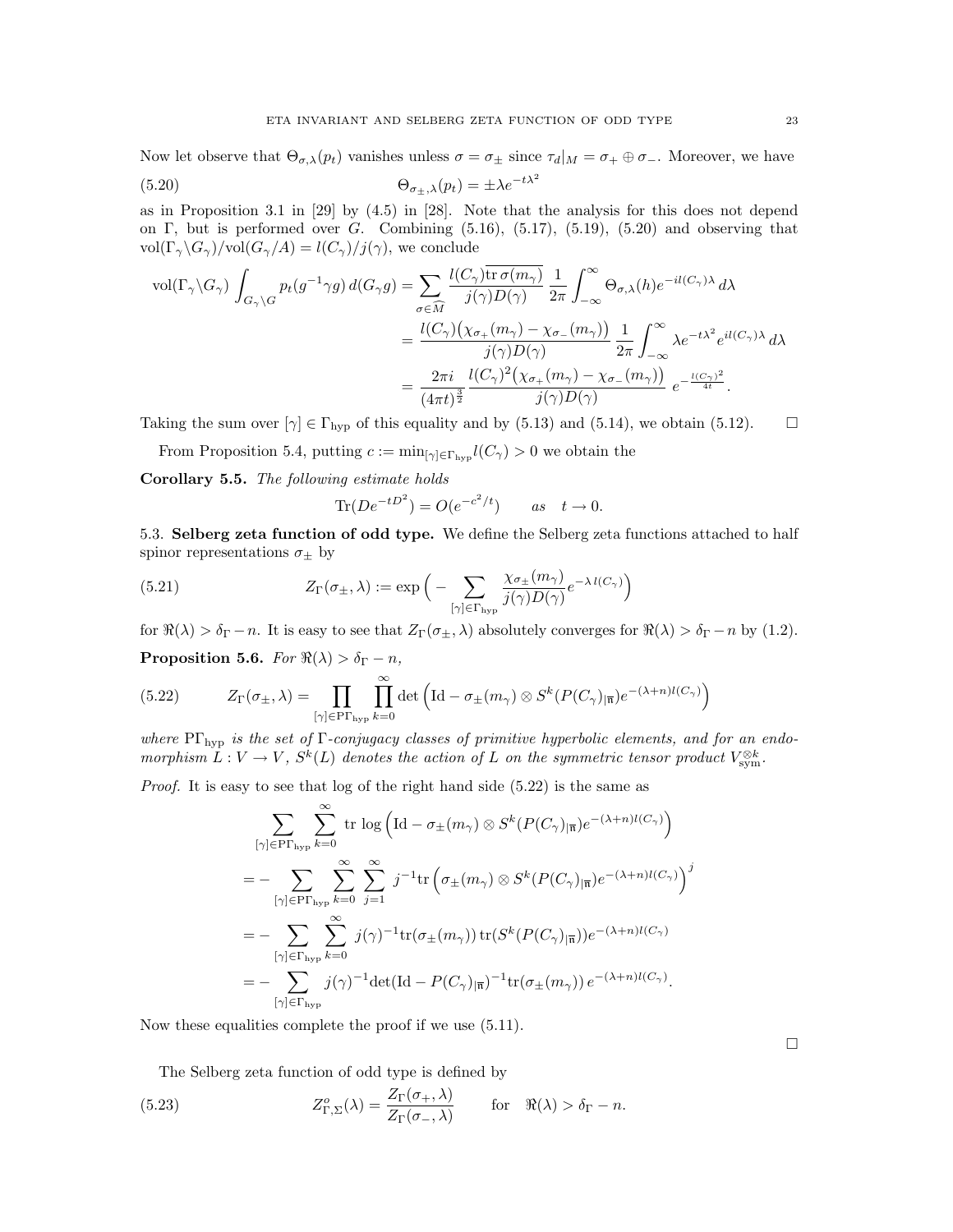Now let observe that $\Theta_{\sigma,\lambda}(p_t)$ vanishes unless $\sigma = \sigma_\pm$ since $\tau_d|_M = \sigma_+ \oplus \sigma_-$. Moreover, we have

$$\Theta_{\sigma_\pm,\lambda}(p_t) = \pm\lambda e^{-t\lambda^2} \tag{5.20}$$

as in Proposition 3.1 in [29] by (4.5) in [28]. Note that the analysis for this does not depend on $\Gamma$, but is performed over $G$. Combining (5.16), (5.17), (5.19), (5.20) and observing that $\mathrm{vol}(\Gamma_\gamma\backslash G_\gamma)/\mathrm{vol}(G_\gamma/A) = l(C_\gamma)/j(\gamma)$, we conclude

$$\begin{aligned}
\mathrm{vol}(\Gamma_\gamma\backslash G_\gamma)\int_{G_\gamma\backslash G} p_t(g^{-1}\gamma g)\, d(G_\gamma g) &= \sum_{\sigma\in\widehat{M}} \frac{l(C_\gamma)\overline{\mathrm{tr}\,\sigma(m_\gamma)}}{j(\gamma)D(\gamma)}\,\frac{1}{2\pi}\int_{-\infty}^{\infty}\Theta_{\sigma,\lambda}(h)e^{-il(C_\gamma)\lambda}\,d\lambda\\
&= \frac{l(C_\gamma)\big(\chi_{\sigma_+}(m_\gamma)-\chi_{\sigma_-}(m_\gamma)\big)}{j(\gamma)D(\gamma)}\,\frac{1}{2\pi}\int_{-\infty}^{\infty}\lambda e^{-t\lambda^2}e^{il(C_\gamma)\lambda}\,d\lambda\\
&= \frac{2\pi i}{(4\pi t)^{\frac{3}{2}}}\,\frac{l(C_\gamma)^2\big(\chi_{\sigma_+}(m_\gamma)-\chi_{\sigma_-}(m_\gamma)\big)}{j(\gamma)D(\gamma)}\; e^{-\frac{l(C_\gamma)^2}{4t}}.
\end{aligned}$$

Taking the sum over $[\gamma]\in\Gamma_{\mathrm{hyp}}$ of this equality and by (5.13) and (5.14), we obtain (5.12). $\square$

From Proposition 5.4, putting $c := \min_{[\gamma]\in\Gamma_{\mathrm{hyp}}} l(C_\gamma) > 0$ we obtain the

**Corollary 5.5.** *The following estimate holds*

$$\mathrm{Tr}(De^{-tD^2}) = O(e^{-c^2/t}) \qquad as \quad t\to 0.$$

### 5.3. Selberg zeta function of odd type.

We define the Selberg zeta functions attached to half spinor representations $\sigma_\pm$ by

$$Z_\Gamma(\sigma_\pm,\lambda) := \exp\Big(-\sum_{[\gamma]\in\Gamma_{\mathrm{hyp}}}\frac{\chi_{\sigma_\pm}(m_\gamma)}{j(\gamma)D(\gamma)}e^{-\lambda\, l(C_\gamma)}\Big) \tag{5.21}$$

for $\Re(\lambda) > \delta_\Gamma - n$. It is easy to see that $Z_\Gamma(\sigma_\pm,\lambda)$ absolutely converges for $\Re(\lambda) > \delta_\Gamma - n$ by (1.2).

**Proposition 5.6.** *For $\Re(\lambda) > \delta_\Gamma - n$,*

$$Z_\Gamma(\sigma_\pm,\lambda) = \prod_{[\gamma]\in \mathrm{P}\Gamma_{\mathrm{hyp}}}\prod_{k=0}^{\infty}\det\Big(\mathrm{Id} - \sigma_\pm(m_\gamma)\otimes S^k(P(C_\gamma)_{|\overline{\mathfrak{n}}})e^{-(\lambda+n)l(C_\gamma)}\Big) \tag{5.22}$$

*where $\mathrm{P}\Gamma_{\mathrm{hyp}}$ is the set of $\Gamma$-conjugacy classes of primitive hyperbolic elements, and for an endomorphism $L : V \to V$, $S^k(L)$ denotes the action of $L$ on the symmetric tensor product $V^{\otimes k}_{\mathrm{sym}}$.*

*Proof.* It is easy to see that log of the right hand side (5.22) is the same as

$$\begin{aligned}
&\sum_{[\gamma]\in\mathrm{P}\Gamma_{\mathrm{hyp}}}\sum_{k=0}^{\infty}\mathrm{tr}\,\log\Big(\mathrm{Id}-\sigma_\pm(m_\gamma)\otimes S^k(P(C_\gamma)_{|\overline{\mathfrak{n}}})e^{-(\lambda+n)l(C_\gamma)}\Big)\\
&= -\sum_{[\gamma]\in\mathrm{P}\Gamma_{\mathrm{hyp}}}\sum_{k=0}^{\infty}\sum_{j=1}^{\infty} j^{-1}\mathrm{tr}\Big(\sigma_\pm(m_\gamma)\otimes S^k(P(C_\gamma)_{|\overline{\mathfrak{n}}})e^{-(\lambda+n)l(C_\gamma)}\Big)^j\\
&= -\sum_{[\gamma]\in\Gamma_{\mathrm{hyp}}}\sum_{k=0}^{\infty} j(\gamma)^{-1}\mathrm{tr}(\sigma_\pm(m_\gamma))\,\mathrm{tr}(S^k(P(C_\gamma)_{|\overline{\mathfrak{n}}}))e^{-(\lambda+n)l(C_\gamma)}\\
&= -\sum_{[\gamma]\in\Gamma_{\mathrm{hyp}}} j(\gamma)^{-1}\det(\mathrm{Id}-P(C_\gamma)_{|\overline{\mathfrak{n}}})^{-1}\mathrm{tr}(\sigma_\pm(m_\gamma))\,e^{-(\lambda+n)l(C_\gamma)}.
\end{aligned}$$

Now these equalities complete the proof if we use (5.11). $\square$

The Selberg zeta function of odd type is defined by

$$Z^o_{\Gamma,\Sigma}(\lambda) = \frac{Z_\Gamma(\sigma_+,\lambda)}{Z_\Gamma(\sigma_-,\lambda)} \qquad \text{for} \quad \Re(\lambda) > \delta_\Gamma - n. \tag{5.23}$$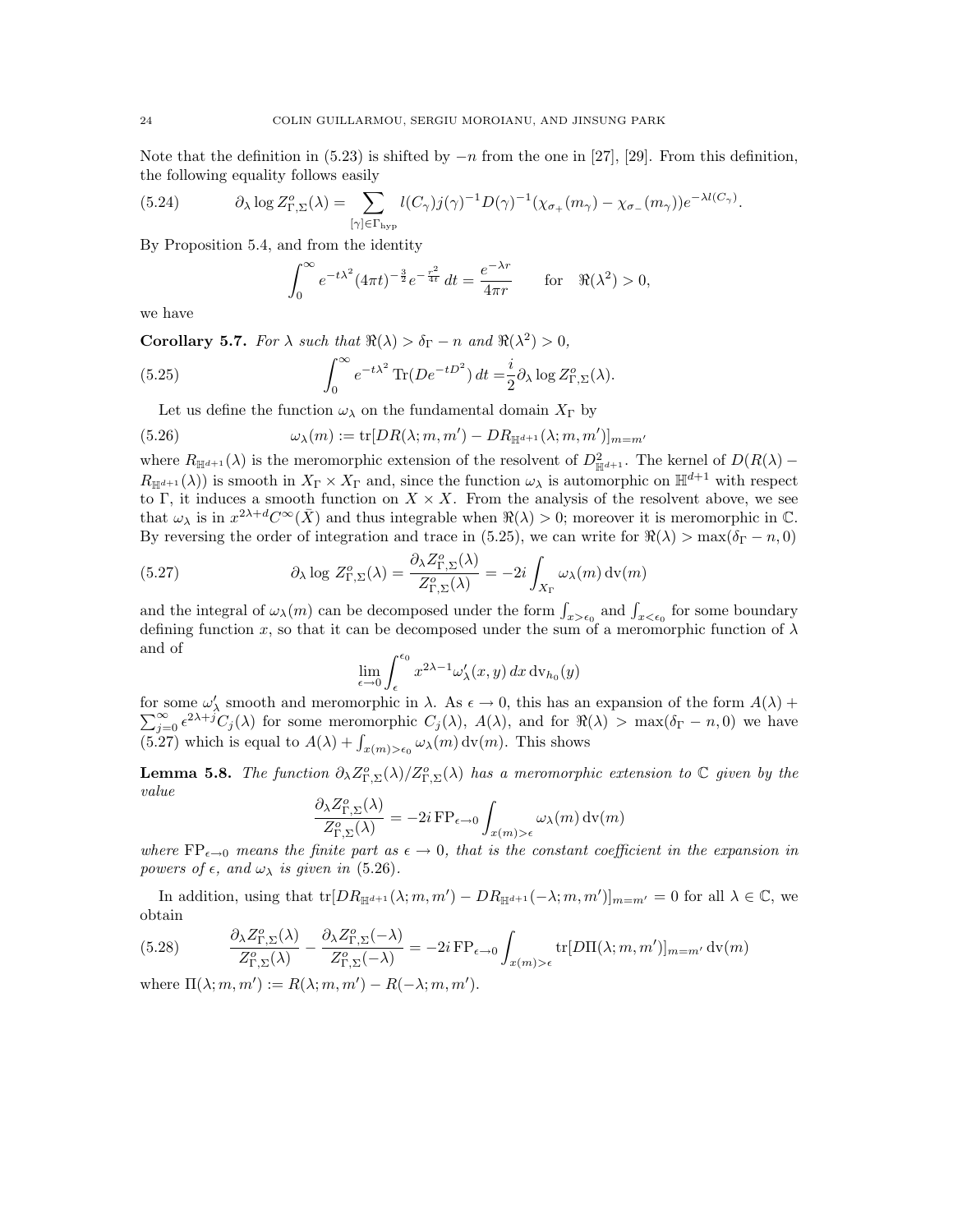Note that the definition in (5.23) is shifted by $-n$ from the one in [27], [29]. From this definition, the following equality follows easily

$$\partial_\lambda \log Z^o_{\Gamma,\Sigma}(\lambda) = \sum_{[\gamma]\in\Gamma_{\rm hyp}} l(C_\gamma) j(\gamma)^{-1} D(\gamma)^{-1} (\chi_{\sigma_+}(m_\gamma) - \chi_{\sigma_-}(m_\gamma)) e^{-\lambda l(C_\gamma)}. \tag{5.24}$$

By Proposition 5.4, and from the identity

$$\int_0^\infty e^{-t\lambda^2}(4\pi t)^{-\frac{3}{2}} e^{-\frac{r^2}{4t}}\, dt = \frac{e^{-\lambda r}}{4\pi r} \qquad \text{for} \quad \Re(\lambda^2) > 0,$$

we have

**Corollary 5.7.** *For $\lambda$ such that $\Re(\lambda) > \delta_\Gamma - n$ and $\Re(\lambda^2) > 0$,*

$$\int_0^\infty e^{-t\lambda^2}\, \mathrm{Tr}(De^{-tD^2})\, dt = \frac{i}{2}\partial_\lambda \log Z^o_{\Gamma,\Sigma}(\lambda). \tag{5.25}$$

Let us define the function $\omega_\lambda$ on the fundamental domain $X_\Gamma$ by

$$\omega_\lambda(m) := \mathrm{tr}[DR(\lambda; m, m') - DR_{\mathbb{H}^{d+1}}(\lambda; m, m')]_{m=m'} \tag{5.26}$$

where $R_{\mathbb{H}^{d+1}}(\lambda)$ is the meromorphic extension of the resolvent of $D^2_{\mathbb{H}^{d+1}}$. The kernel of $D(R(\lambda) - R_{\mathbb{H}^{d+1}}(\lambda))$ is smooth in $X_\Gamma \times X_\Gamma$ and, since the function $\omega_\lambda$ is automorphic on $\mathbb{H}^{d+1}$ with respect to $\Gamma$, it induces a smooth function on $X \times X$. From the analysis of the resolvent above, we see that $\omega_\lambda$ is in $x^{2\lambda+d}C^\infty(\bar{X})$ and thus integrable when $\Re(\lambda) > 0$; moreover it is meromorphic in $\mathbb{C}$. By reversing the order of integration and trace in (5.25), we can write for $\Re(\lambda) > \max(\delta_\Gamma - n, 0)$

$$\partial_\lambda \log Z^o_{\Gamma,\Sigma}(\lambda) = \frac{\partial_\lambda Z^o_{\Gamma,\Sigma}(\lambda)}{Z^o_{\Gamma,\Sigma}(\lambda)} = -2i \int_{X_\Gamma} \omega_\lambda(m)\, \mathrm{dv}(m) \tag{5.27}$$

and the integral of $\omega_\lambda(m)$ can be decomposed under the form $\int_{x>\epsilon_0}$ and $\int_{x<\epsilon_0}$ for some boundary defining function $x$, so that it can be decomposed under the sum of a meromorphic function of $\lambda$ and of

$$\lim_{\epsilon\to 0} \int_\epsilon^{\epsilon_0} x^{2\lambda-1} \omega'_\lambda(x, y)\, dx\, \mathrm{dv}_{h_0}(y)$$

for some $\omega'_\lambda$ smooth and meromorphic in $\lambda$. As $\epsilon \to 0$, this has an expansion of the form $A(\lambda) + \sum_{j=0}^\infty \epsilon^{2\lambda+j} C_j(\lambda)$ for some meromorphic $C_j(\lambda)$, $A(\lambda)$, and for $\Re(\lambda) > \max(\delta_\Gamma - n, 0)$ we have (5.27) which is equal to $A(\lambda) + \int_{x(m)>\epsilon_0} \omega_\lambda(m)\, \mathrm{dv}(m)$. This shows

**Lemma 5.8.** *The function $\partial_\lambda Z^o_{\Gamma,\Sigma}(\lambda)/Z^o_{\Gamma,\Sigma}(\lambda)$ has a meromorphic extension to $\mathbb{C}$ given by the value*

$$\frac{\partial_\lambda Z^o_{\Gamma,\Sigma}(\lambda)}{Z^o_{\Gamma,\Sigma}(\lambda)} = -2i\, \mathrm{FP}_{\epsilon\to 0} \int_{x(m)>\epsilon} \omega_\lambda(m)\, \mathrm{dv}(m)$$

*where $\mathrm{FP}_{\epsilon\to 0}$ means the finite part as $\epsilon \to 0$, that is the constant coefficient in the expansion in powers of $\epsilon$, and $\omega_\lambda$ is given in* (5.26).

In addition, using that $\mathrm{tr}[DR_{\mathbb{H}^{d+1}}(\lambda; m, m') - DR_{\mathbb{H}^{d+1}}(-\lambda; m, m')]_{m=m'} = 0$ for all $\lambda \in \mathbb{C}$, we obtain

$$\frac{\partial_\lambda Z^o_{\Gamma,\Sigma}(\lambda)}{Z^o_{\Gamma,\Sigma}(\lambda)} - \frac{\partial_\lambda Z^o_{\Gamma,\Sigma}(-\lambda)}{Z^o_{\Gamma,\Sigma}(-\lambda)} = -2i\, \mathrm{FP}_{\epsilon\to 0} \int_{x(m)>\epsilon} \mathrm{tr}[D\Pi(\lambda; m, m')]_{m=m'}\, \mathrm{dv}(m) \tag{5.28}$$

where $\Pi(\lambda; m, m') := R(\lambda; m, m') - R(-\lambda; m, m')$.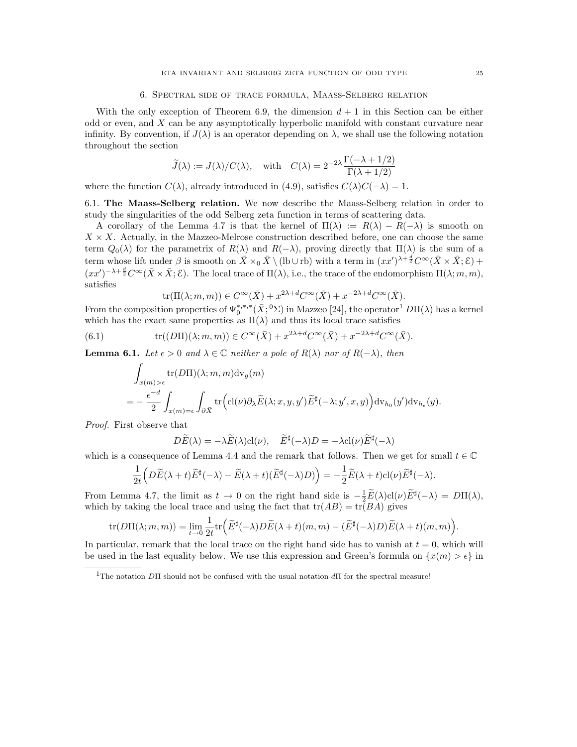## 6. Spectral side of trace formula, Maass-Selberg relation

With the only exception of Theorem 6.9, the dimension $d+1$ in this Section can be either odd or even, and $X$ can be any asymptotically hyperbolic manifold with constant curvature near infinity. By convention, if $J(\lambda)$ is an operator depending on $\lambda$, we shall use the following notation throughout the section

$$\widetilde{J}(\lambda) := J(\lambda)/C(\lambda), \quad \text{with} \quad C(\lambda) = 2^{-2\lambda}\frac{\Gamma(-\lambda+1/2)}{\Gamma(\lambda+1/2)}$$

where the function $C(\lambda)$, already introduced in (4.9), satisfies $C(\lambda)C(-\lambda) = 1$.

6.1. **The Maass-Selberg relation.** We now describe the Maass-Selberg relation in order to study the singularities of the odd Selberg zeta function in terms of scattering data.

A corollary of the Lemma 4.7 is that the kernel of $\Pi(\lambda) := R(\lambda) - R(-\lambda)$ is smooth on $X \times X$. Actually, in the Mazzeo-Melrose construction described before, one can choose the same term $Q_0(\lambda)$ for the parametrix of $R(\lambda)$ and $R(-\lambda)$, proving directly that $\Pi(\lambda)$ is the sum of a term whose lift under $\beta$ is smooth on $\bar{X} \times_0 \bar{X} \setminus (\mathrm{lb} \cup \mathrm{rb})$ with a term in $(xx')^{\lambda+\frac{d}{2}}C^\infty(\bar{X}\times\bar{X};\mathcal{E}) + (xx')^{-\lambda+\frac{d}{2}}C^\infty(\bar{X}\times\bar{X};\mathcal{E})$. The local trace of $\Pi(\lambda)$, i.e., the trace of the endomorphism $\Pi(\lambda;m,m)$, satisfies

$$\mathrm{tr}(\Pi(\lambda;m,m)) \in C^\infty(\bar{X}) + x^{2\lambda+d}C^\infty(\bar{X}) + x^{-2\lambda+d}C^\infty(\bar{X}).$$

From the composition properties of $\Psi_0^{*,*,*}(\bar{X};{}^0\Sigma)$ in Mazzeo [24], the operator[1] $D\Pi(\lambda)$ has a kernel which has the exact same properties as $\Pi(\lambda)$ and thus its local trace satisfies

$$\mathrm{tr}((D\Pi)(\lambda;m,m)) \in C^\infty(\bar{X}) + x^{2\lambda+d}C^\infty(\bar{X}) + x^{-2\lambda+d}C^\infty(\bar{X}). \tag{6.1}$$

**Lemma 6.1.** *Let $\epsilon > 0$ and $\lambda \in \mathbb{C}$ neither a pole of $R(\lambda)$ nor of $R(-\lambda)$, then*

$$\begin{aligned}
&\int_{x(m)>\epsilon} \mathrm{tr}(D\Pi)(\lambda;m,m)\mathrm{dv}_g(m) \\
&= -\frac{\epsilon^{-d}}{2}\int_{x(m)=\epsilon}\int_{\partial\bar{X}} \mathrm{tr}\Big(\mathrm{cl}(\nu)\partial_\lambda\widetilde{E}(\lambda;x,y,y')\widetilde{E}^\sharp(-\lambda;y',x,y)\Big)\mathrm{dv}_{h_0}(y')\mathrm{dv}_{h_\epsilon}(y).
\end{aligned}$$

*Proof.* First observe that

$$D\widetilde{E}(\lambda) = -\lambda\widetilde{E}(\lambda)\mathrm{cl}(\nu), \quad \widetilde{E}^\sharp(-\lambda)D = -\lambda\mathrm{cl}(\nu)\widetilde{E}^\sharp(-\lambda)$$

which is a consequence of Lemma 4.4 and the remark that follows. Then we get for small $t \in \mathbb{C}$

$$\frac{1}{2t}\Big(D\widetilde{E}(\lambda+t)\widetilde{E}^\sharp(-\lambda) - \widetilde{E}(\lambda+t)(\widetilde{E}^\sharp(-\lambda)D)\Big) = -\frac{1}{2}\widetilde{E}(\lambda+t)\mathrm{cl}(\nu)\widetilde{E}^\sharp(-\lambda).$$

From Lemma 4.7, the limit as $t \to 0$ on the right hand side is $-\frac{1}{2}\widetilde{E}(\lambda)\mathrm{cl}(\nu)\widetilde{E}^\sharp(-\lambda) = D\Pi(\lambda)$, which by taking the local trace and using the fact that $\mathrm{tr}(AB) = \mathrm{tr}(BA)$ gives

$$\mathrm{tr}(D\Pi(\lambda;m,m)) = \lim_{t\to 0}\frac{1}{2t}\mathrm{tr}\Big(\widetilde{E}^\sharp(-\lambda)D\widetilde{E}(\lambda+t)(m,m) - (\widetilde{E}^\sharp(-\lambda)D)\widetilde{E}(\lambda+t)(m,m)\Big).$$

In particular, remark that the local trace on the right hand side has to vanish at $t = 0$, which will be used in the last equality below. We use this expression and Green's formula on $\{x(m) > \epsilon\}$ in

[1] The notation $D\Pi$ should not be confused with the usual notation $d\Pi$ for the spectral measure!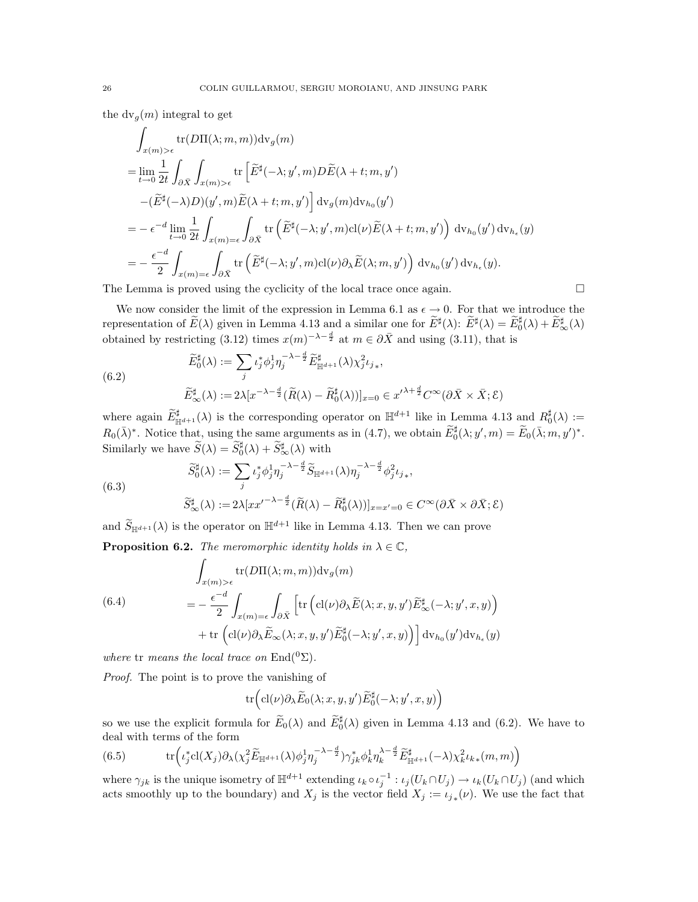the $\mathrm{dv}_g(m)$ integral to get

$$
\begin{aligned}
&\int_{x(m)>\epsilon} \mathrm{tr}(D\Pi(\lambda;m,m))\mathrm{dv}_g(m)\\
&=\lim_{t\to 0}\frac{1}{2t}\int_{\partial\bar X}\int_{x(m)>\epsilon}\mathrm{tr}\Big[\widetilde{E}^\sharp(-\lambda;y',m)D\widetilde{E}(\lambda+t;m,y')\\
&\quad -(\widetilde{E}^\sharp(-\lambda)D)(y',m)\widetilde{E}(\lambda+t;m,y')\Big]\,\mathrm{dv}_g(m)\mathrm{dv}_{h_0}(y')\\
&=-\,\epsilon^{-d}\lim_{t\to 0}\frac{1}{2t}\int_{x(m)=\epsilon}\int_{\partial\bar X}\mathrm{tr}\left(\widetilde{E}^\sharp(-\lambda;y',m)\mathrm{cl}(\nu)\widetilde{E}(\lambda+t;m,y')\right)\,\mathrm{dv}_{h_0}(y')\,\mathrm{dv}_{h_\epsilon}(y)\\
&=-\,\frac{\epsilon^{-d}}{2}\int_{x(m)=\epsilon}\int_{\partial\bar X}\mathrm{tr}\left(\widetilde{E}^\sharp(-\lambda;y',m)\mathrm{cl}(\nu)\partial_\lambda\widetilde{E}(\lambda;m,y')\right)\,\mathrm{dv}_{h_0}(y')\,\mathrm{dv}_{h_\epsilon}(y).
\end{aligned}
$$

The Lemma is proved using the cyclicity of the local trace once again. □

We now consider the limit of the expression in Lemma 6.1 as $\epsilon\to 0$. For that we introduce the representation of $\widetilde{E}(\lambda)$ given in Lemma 4.13 and a similar one for $\widetilde{E}^\sharp(\lambda)$: $\widetilde{E}^\sharp(\lambda)=\widetilde{E}_0^\sharp(\lambda)+\widetilde{E}_\infty^\sharp(\lambda)$ obtained by restricting (3.12) times $x(m)^{-\lambda-\frac{d}{2}}$ at $m\in\partial\bar X$ and using (3.11), that is

$$
\begin{aligned}
&\widetilde{E}_0^\sharp(\lambda):=\sum_j \iota_j^*\phi_j^1\eta_j^{-\lambda-\frac{d}{2}}\widetilde{E}^\sharp_{\mathbb{H}^{d+1}}(\lambda)\chi_j^2\iota_{j*},\\
&\widetilde{E}_\infty^\sharp(\lambda):=2\lambda[x^{-\lambda-\frac{d}{2}}(\widetilde{R}(\lambda)-\widetilde{R}_0^\sharp(\lambda))]_{x=0}\in {x'}^{\lambda+\frac{d}{2}}C^\infty(\partial\bar X\times\bar X;\mathcal{E})
\end{aligned}
\tag{6.2}
$$

where again $\widetilde{E}^\sharp_{\mathbb{H}^{d+1}}(\lambda)$ is the corresponding operator on $\mathbb{H}^{d+1}$ like in Lemma 4.13 and $R_0^\sharp(\lambda):=R_0(\bar\lambda)^*$. Notice that, using the same arguments as in (4.7), we obtain $\widetilde{E}_0^\sharp(\lambda;y',m)=\widetilde{E}_0(\bar\lambda;m,y')^*$. Similarly we have $\widetilde{S}(\lambda)=\widetilde{S}_0^\sharp(\lambda)+\widetilde{S}_\infty^\sharp(\lambda)$ with

$$
\begin{aligned}
&\widetilde{S}_0^\sharp(\lambda):=\sum_j \iota_j^*\phi_j^1\eta_j^{-\lambda-\frac{d}{2}}\widetilde{S}_{\mathbb{H}^{d+1}}(\lambda)\eta_j^{-\lambda-\frac{d}{2}}\phi_j^2\iota_{j*},\\
&\widetilde{S}_\infty^\sharp(\lambda):=2\lambda[x{x'}^{-\lambda-\frac{d}{2}}(\widetilde{R}(\lambda)-\widetilde{R}_0^\sharp(\lambda))]_{x=x'=0}\in C^\infty(\partial\bar X\times\partial\bar X;\mathcal{E})
\end{aligned}
\tag{6.3}
$$

and $\widetilde{S}_{\mathbb{H}^{d+1}}(\lambda)$ is the operator on $\mathbb{H}^{d+1}$ like in Lemma 4.13. Then we can prove

**Proposition 6.2.** *The meromorphic identity holds in $\lambda\in\mathbb{C}$,*

$$
\begin{aligned}
&\int_{x(m)>\epsilon}\mathrm{tr}(D\Pi(\lambda;m,m))\mathrm{dv}_g(m)\\
&=-\,\frac{\epsilon^{-d}}{2}\int_{x(m)=\epsilon}\int_{\partial\bar X}\Big[\mathrm{tr}\left(\mathrm{cl}(\nu)\partial_\lambda\widetilde{E}(\lambda;x,y,y')\widetilde{E}^\sharp_\infty(-\lambda;y',x,y)\right)\\
&\quad+\mathrm{tr}\left(\mathrm{cl}(\nu)\partial_\lambda\widetilde{E}_\infty(\lambda;x,y,y')\widetilde{E}^\sharp_0(-\lambda;y',x,y)\right)\Big]\,\mathrm{dv}_{h_0}(y')\mathrm{dv}_{h_\epsilon}(y)
\end{aligned}
\tag{6.4}
$$

*where* tr *means the local trace on* $\mathrm{End}({}^0\Sigma)$.

*Proof.* The point is to prove the vanishing of

$$
\mathrm{tr}\Big(\mathrm{cl}(\nu)\partial_\lambda\widetilde{E}_0(\lambda;x,y,y')\widetilde{E}_0^\sharp(-\lambda;y',x,y)\Big)
$$

so we use the explicit formula for $\widetilde{E}_0(\lambda)$ and $\widetilde{E}_0^\sharp(\lambda)$ given in Lemma 4.13 and (6.2). We have to deal with terms of the form

$$
\mathrm{tr}\Big(\iota_j^*\mathrm{cl}(X_j)\partial_\lambda(\chi_j^2\widetilde{E}_{\mathbb{H}^{d+1}}(\lambda)\phi_j^1\eta_j^{-\lambda-\frac{d}{2}})\gamma_{jk}^*\phi_k^1\eta_k^{\lambda-\frac{d}{2}}\widetilde{E}^\sharp_{\mathbb{H}^{d+1}}(-\lambda)\chi_k^2\iota_{k*}(m,m)\Big)
\tag{6.5}
$$

where $\gamma_{jk}$ is the unique isometry of $\mathbb{H}^{d+1}$ extending $\iota_k\circ\iota_j^{-1}:\iota_j(U_k\cap U_j)\to\iota_k(U_k\cap U_j)$ (and which acts smoothly up to the boundary) and $X_j$ is the vector field $X_j:={\iota_j}_*(\nu)$. We use the fact that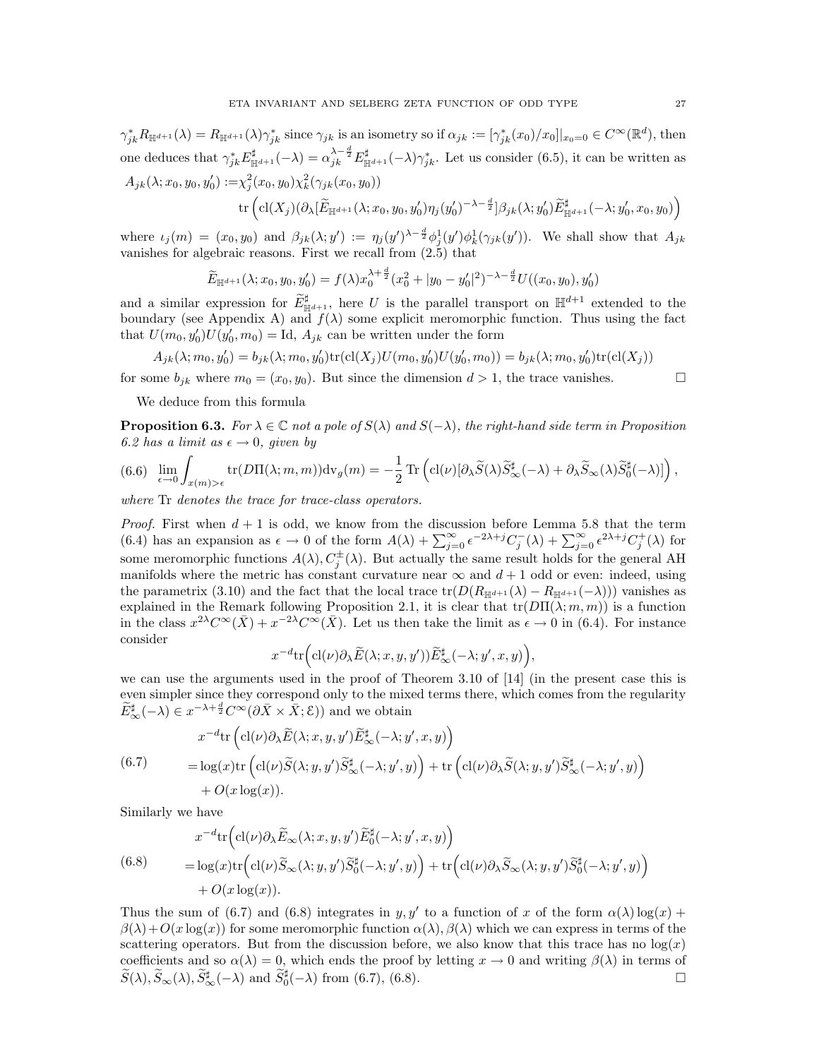$\gamma_{jk}^* R_{\mathbb{H}^{d+1}}(\lambda) = R_{\mathbb{H}^{d+1}}(\lambda)\gamma_{jk}^*$ since $\gamma_{jk}$ is an isometry so if $\alpha_{jk} := [\gamma_{jk}^*(x_0)/x_0]|_{x_0=0} \in C^\infty(\mathbb{R}^d)$, then one deduces that $\gamma_{jk}^* E^\sharp_{\mathbb{H}^{d+1}}(-\lambda) = \alpha_{jk}^{\lambda-\frac{d}{2}} E^\sharp_{\mathbb{H}^{d+1}}(-\lambda)\gamma_{jk}^*$. Let us consider (6.5), it can be written as

$$
\begin{aligned}
A_{jk}(\lambda; x_0, y_0, y_0') :=& \chi_j^2(x_0, y_0)\chi_k^2(\gamma_{jk}(x_0, y_0)) \\
& \operatorname{tr}\Big(\operatorname{cl}(X_j)(\partial_\lambda[\widetilde{E}_{\mathbb{H}^{d+1}}(\lambda; x_0, y_0, y_0')\eta_j(y_0')^{-\lambda-\frac{d}{2}}]\beta_{jk}(\lambda; y_0')\widetilde{E}^\sharp_{\mathbb{H}^{d+1}}(-\lambda; y_0', x_0, y_0)\Big)
\end{aligned}
$$

where $\iota_j(m) = (x_0, y_0)$ and $\beta_{jk}(\lambda; y') := \eta_j(y')^{\lambda-\frac{d}{2}}\phi_j^1(y')\phi_k^1(\gamma_{jk}(y'))$. We shall show that $A_{jk}$ vanishes for algebraic reasons. First we recall from (2.5) that

$$
\widetilde{E}_{\mathbb{H}^{d+1}}(\lambda; x_0, y_0, y_0') = f(\lambda)x_0^{\lambda+\frac{d}{2}}(x_0^2 + |y_0 - y_0'|^2)^{-\lambda-\frac{d}{2}}U((x_0, y_0), y_0')
$$

and a similar expression for $\widetilde{E}^\sharp_{\mathbb{H}^{d+1}}$, here $U$ is the parallel transport on $\mathbb{H}^{d+1}$ extended to the boundary (see Appendix A) and $f(\lambda)$ some explicit meromorphic function. Thus using the fact that $U(m_0, y_0')U(y_0', m_0) = \mathrm{Id}$, $A_{jk}$ can be written under the form

$$
A_{jk}(\lambda; m_0, y_0') = b_{jk}(\lambda; m_0, y_0')\operatorname{tr}(\operatorname{cl}(X_j)U(m_0, y_0')U(y_0', m_0)) = b_{jk}(\lambda; m_0, y_0')\operatorname{tr}(\operatorname{cl}(X_j))
$$

for some $b_{jk}$ where $m_0 = (x_0, y_0)$. But since the dimension $d > 1$, the trace vanishes. $\square$

We deduce from this formula

**Proposition 6.3.** *For $\lambda \in \mathbb{C}$ not a pole of $S(\lambda)$ and $S(-\lambda)$, the right-hand side term in Proposition 6.2 has a limit as $\epsilon \to 0$, given by*

$$
\lim_{\epsilon\to 0}\int_{x(m)>\epsilon} \operatorname{tr}(D\Pi(\lambda; m, m))\mathrm{dv}_g(m) = -\frac{1}{2}\operatorname{Tr}\left(\operatorname{cl}(\nu)[\partial_\lambda \widetilde{S}(\lambda)\widetilde{S}^\sharp_\infty(-\lambda) + \partial_\lambda \widetilde{S}_\infty(\lambda)\widetilde{S}^\sharp_0(-\lambda)]\right), \tag{6.6}
$$

*where* Tr *denotes the trace for trace-class operators.*

*Proof.* First when $d+1$ is odd, we know from the discussion before Lemma 5.8 that the term (6.4) has an expansion as $\epsilon \to 0$ of the form $A(\lambda) + \sum_{j=0}^\infty \epsilon^{-2\lambda+j}C_j^-(\lambda) + \sum_{j=0}^\infty \epsilon^{2\lambda+j}C_j^+(\lambda)$ for some meromorphic functions $A(\lambda), C_j^\pm(\lambda)$. But actually the same result holds for the general AH manifolds where the metric has constant curvature near $\infty$ and $d+1$ odd or even: indeed, using the parametrix (3.10) and the fact that the local trace $\operatorname{tr}(D(R_{\mathbb{H}^{d+1}}(\lambda) - R_{\mathbb{H}^{d+1}}(-\lambda)))$ vanishes as explained in the Remark following Proposition 2.1, it is clear that $\operatorname{tr}(D\Pi(\lambda; m, m))$ is a function in the class $x^{2\lambda}C^\infty(\bar{X}) + x^{-2\lambda}C^\infty(\bar{X})$. Let us then take the limit as $\epsilon \to 0$ in (6.4). For instance consider

$$
x^{-d}\operatorname{tr}\Big(\operatorname{cl}(\nu)\partial_\lambda \widetilde{E}(\lambda; x, y, y'))\widetilde{E}^\sharp_\infty(-\lambda; y', x, y)\Big),
$$

we can use the arguments used in the proof of Theorem 3.10 of [14] (in the present case this is even simpler since they correspond only to the mixed terms there, which comes from the regularity $\widetilde{E}^\sharp_\infty(-\lambda) \in x^{-\lambda+\frac{d}{2}}C^\infty(\partial\bar{X} \times \bar{X}; \mathcal{E})$) and we obtain

$$
\begin{aligned}
& x^{-d}\operatorname{tr}\left(\operatorname{cl}(\nu)\partial_\lambda \widetilde{E}(\lambda; x, y, y')\widetilde{E}^\sharp_\infty(-\lambda; y', x, y)\right) \\
=& \log(x)\operatorname{tr}\left(\operatorname{cl}(\nu)\widetilde{S}(\lambda; y, y')\widetilde{S}^\sharp_\infty(-\lambda; y', y)\right) + \operatorname{tr}\left(\operatorname{cl}(\nu)\partial_\lambda \widetilde{S}(\lambda; y, y')\widetilde{S}^\sharp_\infty(-\lambda; y', y)\right) \\
&+ O(x\log(x)).
\end{aligned} \tag{6.7}
$$

Similarly we have

$$
\begin{aligned}
& x^{-d}\operatorname{tr}\Big(\operatorname{cl}(\nu)\partial_\lambda \widetilde{E}_\infty(\lambda; x, y, y')\widetilde{E}^\sharp_0(-\lambda; y', x, y)\Big) \\
=& \log(x)\operatorname{tr}\Big(\operatorname{cl}(\nu)\widetilde{S}_\infty(\lambda; y, y')\widetilde{S}^\sharp_0(-\lambda; y', y)\Big) + \operatorname{tr}\Big(\operatorname{cl}(\nu)\partial_\lambda \widetilde{S}_\infty(\lambda; y, y')\widetilde{S}^\sharp_0(-\lambda; y', y)\Big) \\
&+ O(x\log(x)).
\end{aligned} \tag{6.8}
$$

Thus the sum of (6.7) and (6.8) integrates in $y, y'$ to a function of $x$ of the form $\alpha(\lambda)\log(x) + \beta(\lambda) + O(x\log(x))$ for some meromorphic function $\alpha(\lambda), \beta(\lambda)$ which we can express in terms of the scattering operators. But from the discussion before, we also know that this trace has no $\log(x)$ coefficients and so $\alpha(\lambda) = 0$, which ends the proof by letting $x \to 0$ and writing $\beta(\lambda)$ in terms of $\widetilde{S}(\lambda), \widetilde{S}_\infty(\lambda), \widetilde{S}^\sharp_\infty(-\lambda)$ and $\widetilde{S}^\sharp_0(-\lambda)$ from (6.7), (6.8). $\square$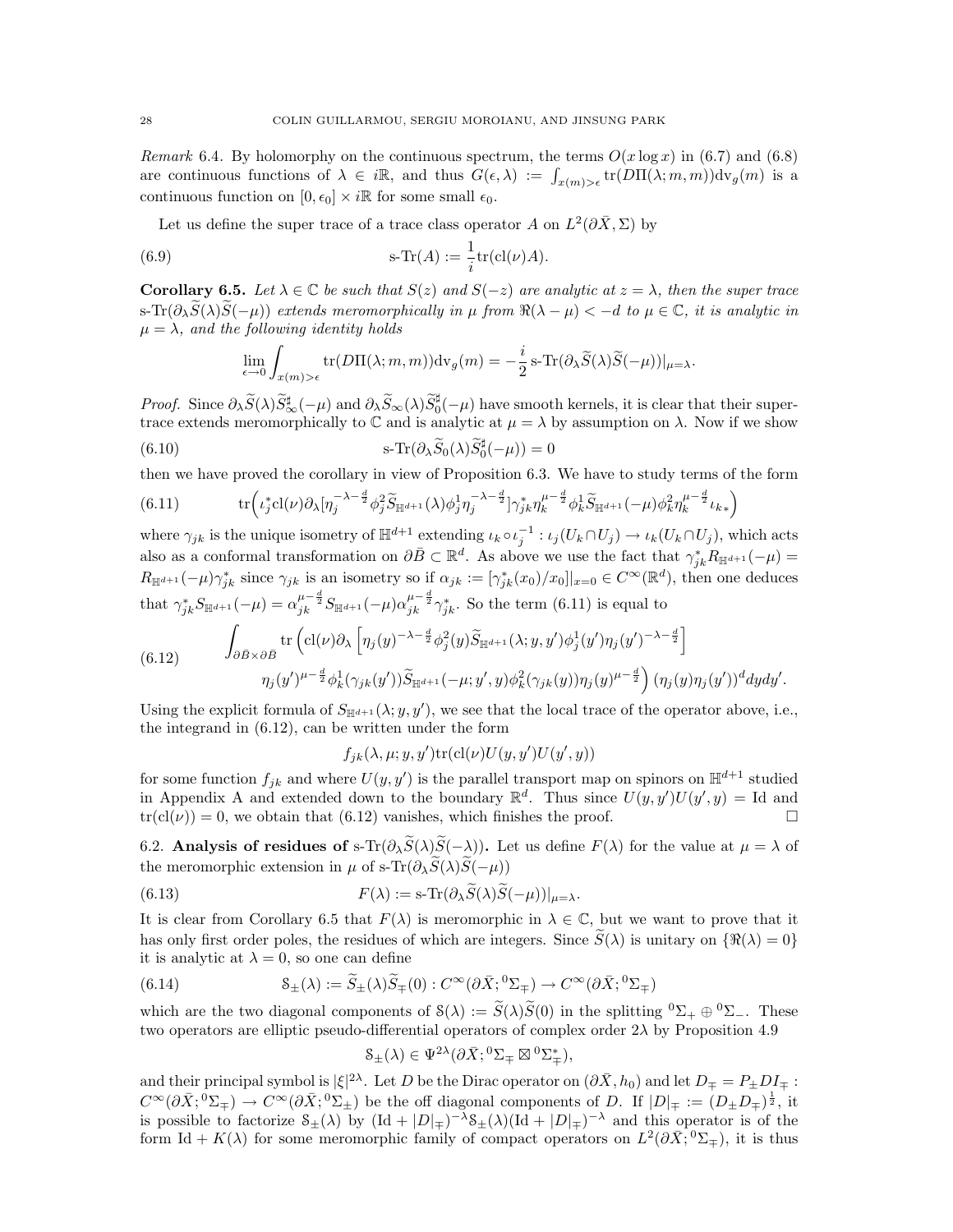*Remark* 6.4. By holomorphy on the continuous spectrum, the terms $O(x \log x)$ in (6.7) and (6.8) are continuous functions of $\lambda \in i\mathbb{R}$, and thus $G(\epsilon, \lambda) := \int_{x(m)>\epsilon} \mathrm{tr}(D\Pi(\lambda; m, m))\mathrm{dv}_g(m)$ is a continuous function on $[0, \epsilon_0] \times i\mathbb{R}$ for some small $\epsilon_0$.

Let us define the super trace of a trace class operator $A$ on $L^2(\partial\bar{X}, \Sigma)$ by

$$\text{s-Tr}(A) := \frac{1}{i}\mathrm{tr}(\mathrm{cl}(\nu)A). \tag{6.9}$$

**Corollary 6.5.** *Let $\lambda \in \mathbb{C}$ be such that $S(z)$ and $S(-z)$ are analytic at $z = \lambda$, then the super trace $\text{s-Tr}(\partial_\lambda \widetilde{S}(\lambda)\widetilde{S}(-\mu))$ extends meromorphically in $\mu$ from $\Re(\lambda - \mu) < -d$ to $\mu \in \mathbb{C}$, it is analytic in $\mu = \lambda$, and the following identity holds*

$$\lim_{\epsilon \to 0} \int_{x(m)>\epsilon} \mathrm{tr}(D\Pi(\lambda; m, m))\mathrm{dv}_g(m) = -\frac{i}{2}\,\text{s-Tr}(\partial_\lambda \widetilde{S}(\lambda)\widetilde{S}(-\mu))|_{\mu=\lambda}.$$

*Proof.* Since $\partial_\lambda \widetilde{S}(\lambda)\widetilde{S}^\sharp_\infty(-\mu)$ and $\partial_\lambda \widetilde{S}_\infty(\lambda)\widetilde{S}^\sharp_0(-\mu)$ have smooth kernels, it is clear that their super-trace extends meromorphically to $\mathbb{C}$ and is analytic at $\mu = \lambda$ by assumption on $\lambda$. Now if we show

$$\text{s-Tr}(\partial_\lambda \widetilde{S}_0(\lambda)\widetilde{S}^\sharp_0(-\mu)) = 0 \tag{6.10}$$

then we have proved the corollary in view of Proposition 6.3. We have to study terms of the form

$$\mathrm{tr}\Big(\iota_j^* \mathrm{cl}(\nu)\partial_\lambda[\eta_j^{-\lambda-\frac{d}{2}}\phi_j^2 \widetilde{S}_{\mathbb{H}^{d+1}}(\lambda)\phi_j^1\eta_j^{-\lambda-\frac{d}{2}}]\gamma_{jk}^*\eta_k^{\mu-\frac{d}{2}}\phi_k^1\widetilde{S}_{\mathbb{H}^{d+1}}(-\mu)\phi_k^2\eta_k^{\mu-\frac{d}{2}}\iota_{k*}\Big) \tag{6.11}$$

where $\gamma_{jk}$ is the unique isometry of $\mathbb{H}^{d+1}$ extending $\iota_k \circ \iota_j^{-1} : \iota_j(U_k \cap U_j) \to \iota_k(U_k \cap U_j)$, which acts also as a conformal transformation on $\partial\bar{B} \subset \mathbb{R}^d$. As above we use the fact that $\gamma_{jk}^* R_{\mathbb{H}^{d+1}}(-\mu) = R_{\mathbb{H}^{d+1}}(-\mu)\gamma_{jk}^*$ since $\gamma_{jk}$ is an isometry so if $\alpha_{jk} := [\gamma_{jk}^*(x_0)/x_0]|_{x=0} \in C^\infty(\mathbb{R}^d)$, then one deduces that $\gamma_{jk}^* S_{\mathbb{H}^{d+1}}(-\mu) = \alpha_{jk}^{\mu-\frac{d}{2}} S_{\mathbb{H}^{d+1}}(-\mu)\alpha_{jk}^{\mu-\frac{d}{2}}\gamma_{jk}^*$. So the term (6.11) is equal to

$$\begin{aligned}\int_{\partial\bar{B}\times\partial\bar{B}} \mathrm{tr}\Big(\mathrm{cl}(\nu)\partial_\lambda\Big[\eta_j(y)^{-\lambda-\frac{d}{2}}\phi_j^2(y)\widetilde{S}_{\mathbb{H}^{d+1}}(\lambda; y, y')\phi_j^1(y')\eta_j(y')^{-\lambda-\frac{d}{2}}\Big]\\ \eta_j(y')^{\mu-\frac{d}{2}}\phi_k^1(\gamma_{jk}(y'))\widetilde{S}_{\mathbb{H}^{d+1}}(-\mu; y', y)\phi_k^2(\gamma_{jk}(y))\eta_j(y)^{\mu-\frac{d}{2}}\Big)\,(\eta_j(y)\eta_j(y'))^d dy dy'.\end{aligned} \tag{6.12}$$

Using the explicit formula of $S_{\mathbb{H}^{d+1}}(\lambda; y, y')$, we see that the local trace of the operator above, i.e., the integrand in (6.12), can be written under the form

$$f_{jk}(\lambda, \mu; y, y')\mathrm{tr}(\mathrm{cl}(\nu)U(y, y')U(y', y))$$

for some function $f_{jk}$ and where $U(y, y')$ is the parallel transport map on spinors on $\mathbb{H}^{d+1}$ studied in Appendix A and extended down to the boundary $\mathbb{R}^d$. Thus since $U(y, y')U(y', y) = \mathrm{Id}$ and $\mathrm{tr}(\mathrm{cl}(\nu)) = 0$, we obtain that (6.12) vanishes, which finishes the proof. $\square$

## 6.2. Analysis of residues of $\text{s-Tr}(\partial_\lambda \widetilde{S}(\lambda)\widetilde{S}(-\lambda))$.

Let us define $F(\lambda)$ for the value at $\mu = \lambda$ of the meromorphic extension in $\mu$ of $\text{s-Tr}(\partial_\lambda \widetilde{S}(\lambda)\widetilde{S}(-\mu))$

$$F(\lambda) := \text{s-Tr}(\partial_\lambda \widetilde{S}(\lambda)\widetilde{S}(-\mu))|_{\mu=\lambda}. \tag{6.13}$$

It is clear from Corollary 6.5 that $F(\lambda)$ is meromorphic in $\lambda \in \mathbb{C}$, but we want to prove that it has only first order poles, the residues of which are integers. Since $\widetilde{S}(\lambda)$ is unitary on $\{\Re(\lambda) = 0\}$ it is analytic at $\lambda = 0$, so one can define

$$\mathcal{S}_\pm(\lambda) := \widetilde{S}_\pm(\lambda)\widetilde{S}_\mp(0) : C^\infty(\partial\bar{X}; {}^0\Sigma_\mp) \to C^\infty(\partial\bar{X}; {}^0\Sigma_\mp) \tag{6.14}$$

which are the two diagonal components of $\mathcal{S}(\lambda) := \widetilde{S}(\lambda)\widetilde{S}(0)$ in the splitting ${}^0\Sigma_+ \oplus {}^0\Sigma_-$. These two operators are elliptic pseudo-differential operators of complex order $2\lambda$ by Proposition 4.9

$$\mathcal{S}_\pm(\lambda) \in \Psi^{2\lambda}(\partial\bar{X}; {}^0\Sigma_\mp \boxtimes {}^0\Sigma_\mp^*),$$

and their principal symbol is $|\xi|^{2\lambda}$. Let $D$ be the Dirac operator on $(\partial\bar{X}, h_0)$ and let $D_\mp = P_\pm D I_\mp : C^\infty(\partial\bar{X}; {}^0\Sigma_\mp) \to C^\infty(\partial\bar{X}; {}^0\Sigma_\pm)$ be the off diagonal components of $D$. If $|D|_\mp := (D_\pm D_\mp)^{\frac{1}{2}}$, it is possible to factorize $\mathcal{S}_\pm(\lambda)$ by $(\mathrm{Id} + |D|_\mp)^{-\lambda}\mathcal{S}_\pm(\lambda)(\mathrm{Id} + |D|_\mp)^{-\lambda}$ and this operator is of the form $\mathrm{Id} + K(\lambda)$ for some meromorphic family of compact operators on $L^2(\partial\bar{X}; {}^0\Sigma_\mp)$, it is thus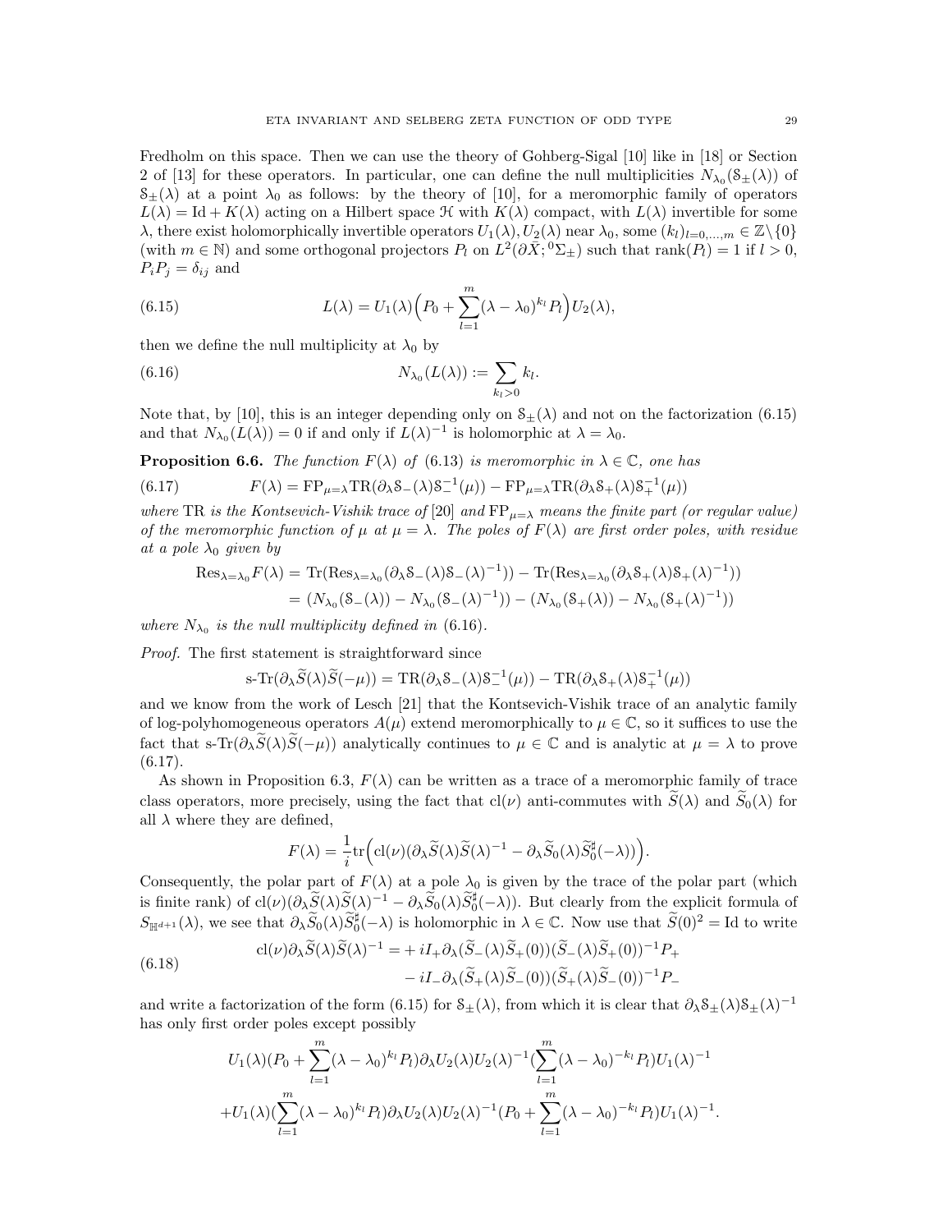Fredholm on this space. Then we can use the theory of Gohberg-Sigal [10] like in [18] or Section 2 of [13] for these operators. In particular, one can define the null multiplicities $N_{\lambda_0}(\mathcal{S}_\pm(\lambda))$ of $\mathcal{S}_\pm(\lambda)$ at a point $\lambda_0$ as follows: by the theory of [10], for a meromorphic family of operators $L(\lambda) = \mathrm{Id} + K(\lambda)$ acting on a Hilbert space $\mathcal{H}$ with $K(\lambda)$ compact, with $L(\lambda)$ invertible for some $\lambda$, there exist holomorphically invertible operators $U_1(\lambda), U_2(\lambda)$ near $\lambda_0$, some $(k_l)_{l=0,\dots,m} \in \mathbb{Z}\setminus\{0\}$ (with $m \in \mathbb{N}$) and some orthogonal projectors $P_l$ on $L^2(\partial\bar{X}; {}^0\Sigma_\pm)$ such that $\mathrm{rank}(P_l) = 1$ if $l > 0$, $P_iP_j = \delta_{ij}$ and

$$L(\lambda) = U_1(\lambda)\Big(P_0 + \sum_{l=1}^{m} (\lambda - \lambda_0)^{k_l} P_l\Big) U_2(\lambda), \tag{6.15}$$

then we define the null multiplicity at $\lambda_0$ by

$$N_{\lambda_0}(L(\lambda)) := \sum_{k_l > 0} k_l. \tag{6.16}$$

Note that, by [10], this is an integer depending only on $\mathcal{S}_\pm(\lambda)$ and not on the factorization (6.15) and that $N_{\lambda_0}(L(\lambda)) = 0$ if and only if $L(\lambda)^{-1}$ is holomorphic at $\lambda = \lambda_0$.

**Proposition 6.6.** *The function $F(\lambda)$ of* (6.13) *is meromorphic in $\lambda \in \mathbb{C}$, one has*

$$F(\lambda) = \mathrm{FP}_{\mu=\lambda}\mathrm{TR}(\partial_\lambda \mathcal{S}_-(\lambda)\mathcal{S}_-^{-1}(\mu)) - \mathrm{FP}_{\mu=\lambda}\mathrm{TR}(\partial_\lambda \mathcal{S}_+(\lambda)\mathcal{S}_+^{-1}(\mu)) \tag{6.17}$$

*where* TR *is the Kontsevich-Vishik trace of* [20] *and* $\mathrm{FP}_{\mu=\lambda}$ *means the finite part (or regular value) of the meromorphic function of $\mu$ at $\mu = \lambda$. The poles of $F(\lambda)$ are first order poles, with residue at a pole $\lambda_0$ given by*

$$\begin{aligned}
\mathrm{Res}_{\lambda=\lambda_0} F(\lambda) &= \mathrm{Tr}(\mathrm{Res}_{\lambda=\lambda_0}(\partial_\lambda \mathcal{S}_-(\lambda)\mathcal{S}_-(\lambda)^{-1})) - \mathrm{Tr}(\mathrm{Res}_{\lambda=\lambda_0}(\partial_\lambda \mathcal{S}_+(\lambda)\mathcal{S}_+(\lambda)^{-1})) \\
&= (N_{\lambda_0}(\mathcal{S}_-(\lambda)) - N_{\lambda_0}(\mathcal{S}_-(\lambda)^{-1})) - (N_{\lambda_0}(\mathcal{S}_+(\lambda)) - N_{\lambda_0}(\mathcal{S}_+(\lambda)^{-1}))
\end{aligned}$$

*where $N_{\lambda_0}$ is the null multiplicity defined in* (6.16).

*Proof.* The first statement is straightforward since

$$\text{s-Tr}(\partial_\lambda \widetilde{S}(\lambda)\widetilde{S}(-\mu)) = \mathrm{TR}(\partial_\lambda \mathcal{S}_-(\lambda)\mathcal{S}_-^{-1}(\mu)) - \mathrm{TR}(\partial_\lambda \mathcal{S}_+(\lambda)\mathcal{S}_+^{-1}(\mu))$$

and we know from the work of Lesch [21] that the Kontsevich-Vishik trace of an analytic family of log-polyhomogeneous operators $A(\mu)$ extend meromorphically to $\mu \in \mathbb{C}$, so it suffices to use the fact that $\text{s-Tr}(\partial_\lambda \widetilde{S}(\lambda)\widetilde{S}(-\mu))$ analytically continues to $\mu \in \mathbb{C}$ and is analytic at $\mu = \lambda$ to prove (6.17).

As shown in Proposition 6.3, $F(\lambda)$ can be written as a trace of a meromorphic family of trace class operators, more precisely, using the fact that $\mathrm{cl}(\nu)$ anti-commutes with $\widetilde{S}(\lambda)$ and $\widetilde{S}_0(\lambda)$ for all $\lambda$ where they are defined,

$$F(\lambda) = \frac{1}{i}\mathrm{tr}\Big(\mathrm{cl}(\nu)(\partial_\lambda \widetilde{S}(\lambda)\widetilde{S}(\lambda)^{-1} - \partial_\lambda \widetilde{S}_0(\lambda)\widetilde{S}_0^\sharp(-\lambda))\Big).$$

Consequently, the polar part of $F(\lambda)$ at a pole $\lambda_0$ is given by the trace of the polar part (which is finite rank) of $\mathrm{cl}(\nu)(\partial_\lambda \widetilde{S}(\lambda)\widetilde{S}(\lambda)^{-1} - \partial_\lambda \widetilde{S}_0(\lambda)\widetilde{S}_0^\sharp(-\lambda))$. But clearly from the explicit formula of $S_{\mathbb{H}^{d+1}}(\lambda)$, we see that $\partial_\lambda \widetilde{S}_0(\lambda)\widetilde{S}_0^\sharp(-\lambda)$ is holomorphic in $\lambda \in \mathbb{C}$. Now use that $\widetilde{S}(0)^2 = \mathrm{Id}$ to write

$$\begin{aligned}
\mathrm{cl}(\nu)\partial_\lambda \widetilde{S}(\lambda)\widetilde{S}(\lambda)^{-1} = &+ iI_+\partial_\lambda(\widetilde{S}_-(\lambda)\widetilde{S}_+(0))(\widetilde{S}_-(\lambda)\widetilde{S}_+(0))^{-1}P_+ \\
&- iI_-\partial_\lambda(\widetilde{S}_+(\lambda)\widetilde{S}_-(0))(\widetilde{S}_+(\lambda)\widetilde{S}_-(0))^{-1}P_-
\end{aligned} \tag{6.18}$$

and write a factorization of the form (6.15) for $\mathcal{S}_\pm(\lambda)$, from which it is clear that $\partial_\lambda \mathcal{S}_\pm(\lambda)\mathcal{S}_\pm(\lambda)^{-1}$ has only first order poles except possibly

$$\begin{gathered}
U_1(\lambda)(P_0 + \sum_{l=1}^{m}(\lambda - \lambda_0)^{k_l}P_l)\partial_\lambda U_2(\lambda)U_2(\lambda)^{-1}(\sum_{l=1}^{m}(\lambda - \lambda_0)^{-k_l}P_l)U_1(\lambda)^{-1} \\
+ U_1(\lambda)(\sum_{l=1}^{m}(\lambda - \lambda_0)^{k_l}P_l)\partial_\lambda U_2(\lambda)U_2(\lambda)^{-1}(P_0 + \sum_{l=1}^{m}(\lambda - \lambda_0)^{-k_l}P_l)U_1(\lambda)^{-1}.
\end{gathered}$$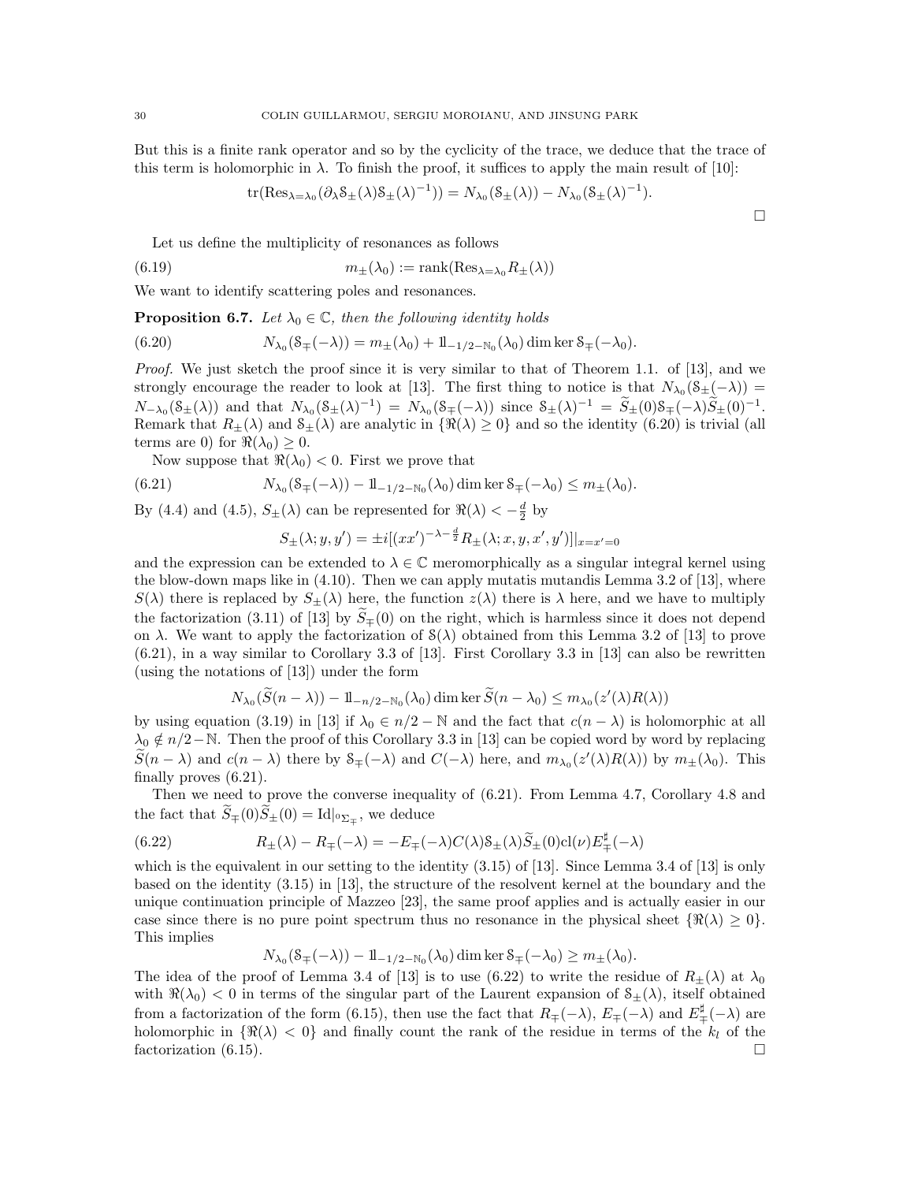But this is a finite rank operator and so by the cyclicity of the trace, we deduce that the trace of this term is holomorphic in $\lambda$. To finish the proof, it suffices to apply the main result of [10]:

$$\mathrm{tr}(\mathrm{Res}_{\lambda=\lambda_0}(\partial_\lambda \mathcal{S}_\pm(\lambda)\mathcal{S}_\pm(\lambda)^{-1})) = N_{\lambda_0}(\mathcal{S}_\pm(\lambda)) - N_{\lambda_0}(\mathcal{S}_\pm(\lambda)^{-1}).$$

□

Let us define the multiplicity of resonances as follows

$$m_\pm(\lambda_0) := \mathrm{rank}(\mathrm{Res}_{\lambda=\lambda_0} R_\pm(\lambda)) \tag{6.19}$$

We want to identify scattering poles and resonances.

**Proposition 6.7.** *Let $\lambda_0 \in \mathbb{C}$, then the following identity holds*

$$N_{\lambda_0}(\mathcal{S}_\mp(-\lambda)) = m_\pm(\lambda_0) + 1\!\!1_{-1/2-\mathbb{N}_0}(\lambda_0)\dim\ker \mathcal{S}_\mp(-\lambda_0). \tag{6.20}$$

*Proof.* We just sketch the proof since it is very similar to that of Theorem 1.1. of [13], and we strongly encourage the reader to look at [13]. The first thing to notice is that $N_{\lambda_0}(\mathcal{S}_\pm(-\lambda)) = N_{-\lambda_0}(\mathcal{S}_\pm(\lambda))$ and that $N_{\lambda_0}(\mathcal{S}_\pm(\lambda)^{-1}) = N_{\lambda_0}(\mathcal{S}_\mp(-\lambda))$ since $\mathcal{S}_\pm(\lambda)^{-1} = \widetilde{S}_\pm(0)\mathcal{S}_\mp(-\lambda)\widetilde{S}_\pm(0)^{-1}$. Remark that $R_\pm(\lambda)$ and $\mathcal{S}_\pm(\lambda)$ are analytic in $\{\Re(\lambda)\geq 0\}$ and so the identity (6.20) is trivial (all terms are 0) for $\Re(\lambda_0)\geq 0$.

Now suppose that $\Re(\lambda_0)<0$. First we prove that

$$N_{\lambda_0}(\mathcal{S}_\mp(-\lambda)) - 1\!\!1_{-1/2-\mathbb{N}_0}(\lambda_0)\dim\ker \mathcal{S}_\mp(-\lambda_0) \leq m_\pm(\lambda_0). \tag{6.21}$$

By (4.4) and (4.5), $S_\pm(\lambda)$ can be represented for $\Re(\lambda) < -\frac{d}{2}$ by

$$S_\pm(\lambda; y, y') = \pm i[(xx')^{-\lambda-\frac{d}{2}} R_\pm(\lambda; x, y, x', y')]|_{x=x'=0}$$

and the expression can be extended to $\lambda\in\mathbb{C}$ meromorphically as a singular integral kernel using the blow-down maps like in (4.10). Then we can apply mutatis mutandis Lemma 3.2 of [13], where $S(\lambda)$ there is replaced by $S_\pm(\lambda)$ here, the function $z(\lambda)$ there is $\lambda$ here, and we have to multiply the factorization (3.11) of [13] by $\widetilde{S}_\mp(0)$ on the right, which is harmless since it does not depend on $\lambda$. We want to apply the factorization of $\mathcal{S}(\lambda)$ obtained from this Lemma 3.2 of [13] to prove (6.21), in a way similar to Corollary 3.3 of [13]. First Corollary 3.3 in [13] can also be rewritten (using the notations of [13]) under the form

$$N_{\lambda_0}(\widetilde{S}(n-\lambda)) - 1\!\!1_{-n/2-\mathbb{N}_0}(\lambda_0)\dim\ker\widetilde{S}(n-\lambda_0) \leq m_{\lambda_0}(z'(\lambda)R(\lambda))$$

by using equation (3.19) in [13] if $\lambda_0\in n/2-\mathbb{N}$ and the fact that $c(n-\lambda)$ is holomorphic at all $\lambda_0\notin n/2-\mathbb{N}$. Then the proof of this Corollary 3.3 in [13] can be copied word by word by replacing $\widetilde{S}(n-\lambda)$ and $c(n-\lambda)$ there by $\mathcal{S}_\mp(-\lambda)$ and $C(-\lambda)$ here, and $m_{\lambda_0}(z'(\lambda)R(\lambda))$ by $m_\pm(\lambda_0)$. This finally proves (6.21).

Then we need to prove the converse inequality of (6.21). From Lemma 4.7, Corollary 4.8 and the fact that $\widetilde{S}_\mp(0)\widetilde{S}_\pm(0) = \mathrm{Id}|_{{}^0\Sigma_\mp}$, we deduce

$$R_\pm(\lambda) - R_\mp(-\lambda) = -E_\mp(-\lambda)C(\lambda)\mathcal{S}_\pm(\lambda)\widetilde{S}_\pm(0)\mathrm{cl}(\nu)E^\sharp_\mp(-\lambda) \tag{6.22}$$

which is the equivalent in our setting to the identity (3.15) of [13]. Since Lemma 3.4 of [13] is only based on the identity (3.15) in [13], the structure of the resolvent kernel at the boundary and the unique continuation principle of Mazzeo [23], the same proof applies and is actually easier in our case since there is no pure point spectrum thus no resonance in the physical sheet $\{\Re(\lambda)\geq 0\}$. This implies

$$N_{\lambda_0}(\mathcal{S}_\mp(-\lambda)) - 1\!\!1_{-1/2-\mathbb{N}_0}(\lambda_0)\dim\ker \mathcal{S}_\mp(-\lambda_0) \geq m_\pm(\lambda_0).$$

The idea of the proof of Lemma 3.4 of [13] is to use (6.22) to write the residue of $R_\pm(\lambda)$ at $\lambda_0$ with $\Re(\lambda_0)<0$ in terms of the singular part of the Laurent expansion of $\mathcal{S}_\pm(\lambda)$, itself obtained from a factorization of the form (6.15), then use the fact that $R_\mp(-\lambda)$, $E_\mp(-\lambda)$ and $E^\sharp_\mp(-\lambda)$ are holomorphic in $\{\Re(\lambda)<0\}$ and finally count the rank of the residue in terms of the $k_l$ of the factorization (6.15). □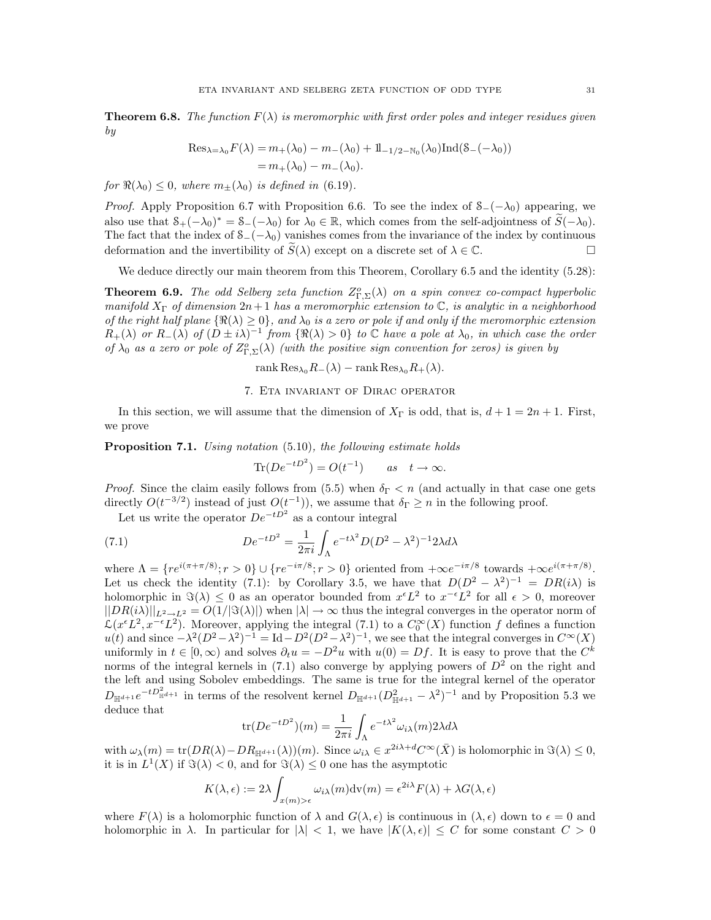**Theorem 6.8.** *The function $F(\lambda)$ is meromorphic with first order poles and integer residues given by*

$$\begin{aligned}\mathrm{Res}_{\lambda=\lambda_0}F(\lambda) &= m_+(\lambda_0) - m_-(\lambda_0) + 1\!\!1_{-1/2-\mathbb{N}_0}(\lambda_0)\mathrm{Ind}(\mathcal{S}_-(-\lambda_0)) \\ &= m_+(\lambda_0) - m_-(\lambda_0).\end{aligned}$$

*for $\Re(\lambda_0) \leq 0$, where $m_\pm(\lambda_0)$ is defined in* (6.19)*.*

*Proof.* Apply Proposition 6.7 with Proposition 6.6. To see the index of $\mathcal{S}_-(-\lambda_0)$ appearing, we also use that $\mathcal{S}_+(-\lambda_0)^* = \mathcal{S}_-(-\lambda_0)$ for $\lambda_0 \in \mathbb{R}$, which comes from the self-adjointness of $\widetilde{S}(-\lambda_0)$. The fact that the index of $\mathcal{S}_-(-\lambda_0)$ vanishes comes from the invariance of the index by continuous deformation and the invertibility of $\widetilde{S}(\lambda)$ except on a discrete set of $\lambda \in \mathbb{C}$. □

We deduce directly our main theorem from this Theorem, Corollary 6.5 and the identity (5.28):

**Theorem 6.9.** *The odd Selberg zeta function $Z^o_{\Gamma,\Sigma}(\lambda)$ on a spin convex co-compact hyperbolic manifold $X_\Gamma$ of dimension $2n+1$ has a meromorphic extension to $\mathbb{C}$, is analytic in a neighborhood of the right half plane $\{\Re(\lambda) \geq 0\}$, and $\lambda_0$ is a zero or pole if and only if the meromorphic extension $R_+(\lambda)$ or $R_-(\lambda)$ of $(D \pm i\lambda)^{-1}$ from $\{\Re(\lambda) > 0\}$ to $\mathbb{C}$ have a pole at $\lambda_0$, in which case the order of $\lambda_0$ as a zero or pole of $Z^o_{\Gamma,\Sigma}(\lambda)$ (with the positive sign convention for zeros) is given by*

$$\mathrm{rank}\,\mathrm{Res}_{\lambda_0}R_-(\lambda) - \mathrm{rank}\,\mathrm{Res}_{\lambda_0}R_+(\lambda).$$

## 7. Eta invariant of Dirac operator

In this section, we will assume that the dimension of $X_\Gamma$ is odd, that is, $d+1 = 2n+1$. First, we prove

**Proposition 7.1.** *Using notation* (5.10)*, the following estimate holds*

$$\mathrm{Tr}(De^{-tD^2}) = O(t^{-1}) \qquad as \quad t \to \infty.$$

*Proof.* Since the claim easily follows from (5.5) when $\delta_\Gamma < n$ (and actually in that case one gets directly $O(t^{-3/2})$ instead of just $O(t^{-1})$), we assume that $\delta_\Gamma \geq n$ in the following proof.

Let us write the operator $De^{-tD^2}$ as a contour integral

$$De^{-tD^2} = \frac{1}{2\pi i}\int_\Lambda e^{-t\lambda^2} D(D^2-\lambda^2)^{-1} 2\lambda d\lambda \tag{7.1}$$

where $\Lambda = \{re^{i(\pi+\pi/8)}; r > 0\} \cup \{re^{-i\pi/8}; r > 0\}$ oriented from $+\infty e^{-i\pi/8}$ towards $+\infty e^{i(\pi+\pi/8)}$. Let us check the identity (7.1): by Corollary 3.5, we have that $D(D^2-\lambda^2)^{-1} = DR(i\lambda)$ is holomorphic in $\Im(\lambda) \leq 0$ as an operator bounded from $x^\epsilon L^2$ to $x^{-\epsilon}L^2$ for all $\epsilon > 0$, moreover $||DR(i\lambda)||_{L^2\to L^2} = O(1/|\Im(\lambda)|)$ when $|\lambda| \to \infty$ thus the integral converges in the operator norm of $\mathcal{L}(x^\epsilon L^2, x^{-\epsilon}L^2)$. Moreover, applying the integral (7.1) to a $C_0^\infty(X)$ function $f$ defines a function $u(t)$ and since $-\lambda^2(D^2-\lambda^2)^{-1} = \mathrm{Id} - D^2(D^2-\lambda^2)^{-1}$, we see that the integral converges in $C^\infty(X)$ uniformly in $t \in [0,\infty)$ and solves $\partial_t u = -D^2 u$ with $u(0) = Df$. It is easy to prove that the $C^k$ norms of the integral kernels in (7.1) also converge by applying powers of $D^2$ on the right and the left and using Sobolev embeddings. The same is true for the integral kernel of the operator $D_{\mathbb{H}^{d+1}}e^{-tD^2_{\mathbb{H}^{d+1}}}$ in terms of the resolvent kernel $D_{\mathbb{H}^{d+1}}(D^2_{\mathbb{H}^{d+1}}-\lambda^2)^{-1}$ and by Proposition 5.3 we deduce that

$$\mathrm{tr}(De^{-tD^2})(m) = \frac{1}{2\pi i}\int_\Lambda e^{-t\lambda^2}\omega_{i\lambda}(m) 2\lambda d\lambda$$

with $\omega_\lambda(m) = \mathrm{tr}(DR(\lambda) - DR_{\mathbb{H}^{d+1}}(\lambda))(m)$. Since $\omega_{i\lambda} \in x^{2i\lambda+d}C^\infty(\bar{X})$ is holomorphic in $\Im(\lambda) \leq 0$, it is in $L^1(X)$ if $\Im(\lambda) < 0$, and for $\Im(\lambda) \leq 0$ one has the asymptotic

$$K(\lambda,\epsilon) := 2\lambda\int_{x(m)>\epsilon}\omega_{i\lambda}(m)\mathrm{dv}(m) = \epsilon^{2i\lambda}F(\lambda) + \lambda G(\lambda,\epsilon)$$

where $F(\lambda)$ is a holomorphic function of $\lambda$ and $G(\lambda,\epsilon)$ is continuous in $(\lambda,\epsilon)$ down to $\epsilon = 0$ and holomorphic in $\lambda$. In particular for $|\lambda| < 1$, we have $|K(\lambda,\epsilon)| \leq C$ for some constant $C > 0$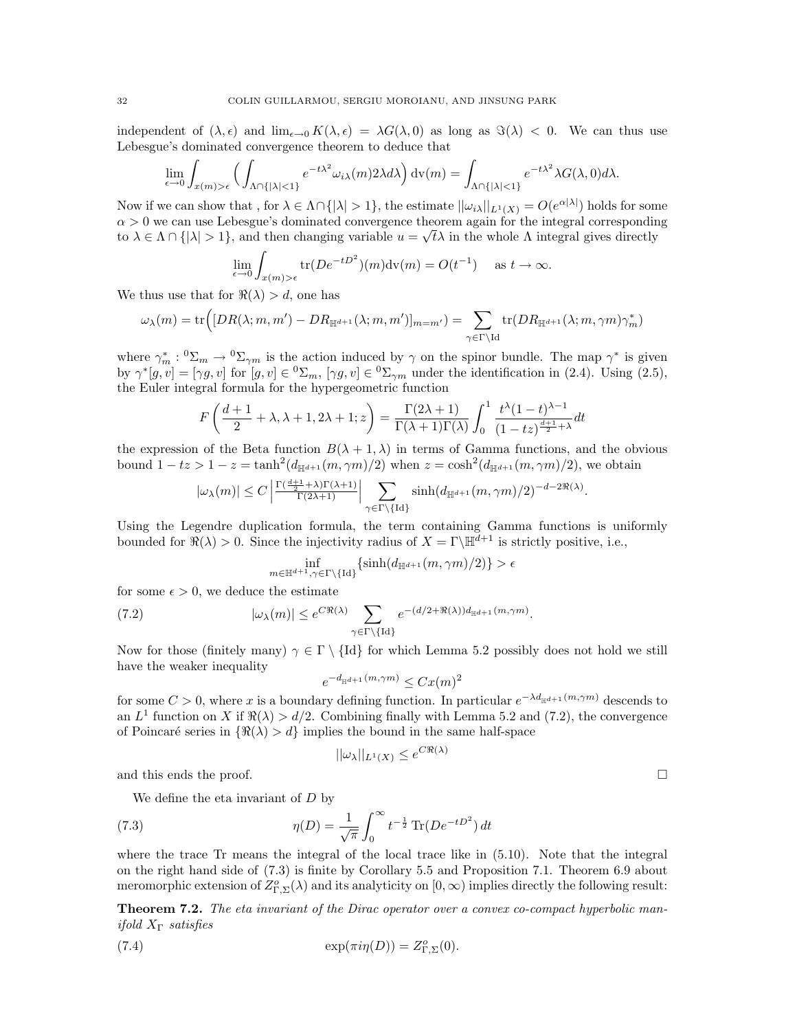independent of $(\lambda,\epsilon)$ and $\lim_{\epsilon\to 0} K(\lambda,\epsilon) = \lambda G(\lambda,0)$ as long as $\Im(\lambda) < 0$. We can thus use Lebesgue's dominated convergence theorem to deduce that

$$\lim_{\epsilon\to 0}\int_{x(m)>\epsilon}\Big(\int_{\Lambda\cap\{|\lambda|<1\}} e^{-t\lambda^2}\omega_{i\lambda}(m)2\lambda d\lambda\Big)\,\mathrm{dv}(m) = \int_{\Lambda\cap\{|\lambda|<1\}} e^{-t\lambda^2}\lambda G(\lambda,0)d\lambda.$$

Now if we can show that , for $\lambda\in\Lambda\cap\{|\lambda|>1\}$, the estimate $||\omega_{i\lambda}||_{L^1(X)} = O(e^{\alpha|\lambda|})$ holds for some $\alpha>0$ we can use Lebesgue's dominated convergence theorem again for the integral corresponding to $\lambda\in\Lambda\cap\{|\lambda|>1\}$, and then changing variable $u=\sqrt{t}\lambda$ in the whole $\Lambda$ integral gives directly

$$\lim_{\epsilon\to 0}\int_{x(m)>\epsilon} \mathrm{tr}(De^{-tD^2})(m)\mathrm{dv}(m) = O(t^{-1}) \quad \text{ as } t\to\infty.$$

We thus use that for $\Re(\lambda)>d$, one has

$$\omega_\lambda(m) = \mathrm{tr}\Big([DR(\lambda;m,m') - DR_{\mathbb{H}^{d+1}}(\lambda;m,m')]_{m=m'}\Big) = \sum_{\gamma\in\Gamma\setminus\mathrm{Id}} \mathrm{tr}(DR_{\mathbb{H}^{d+1}}(\lambda;m,\gamma m)\gamma_m^*)$$

where $\gamma_m^* : {}^0\Sigma_m \to {}^0\Sigma_{\gamma m}$ is the action induced by $\gamma$ on the spinor bundle. The map $\gamma^*$ is given by $\gamma^*[g,v] = [\gamma g, v]$ for $[g,v]\in {}^0\Sigma_m$, $[\gamma g, v]\in {}^0\Sigma_{\gamma m}$ under the identification in (2.4). Using (2.5), the Euler integral formula for the hypergeometric function

$$F\left(\frac{d+1}{2}+\lambda,\lambda+1,2\lambda+1;z\right) = \frac{\Gamma(2\lambda+1)}{\Gamma(\lambda+1)\Gamma(\lambda)}\int_0^1 \frac{t^\lambda(1-t)^{\lambda-1}}{(1-tz)^{\frac{d+1}{2}+\lambda}}dt$$

the expression of the Beta function $B(\lambda+1,\lambda)$ in terms of Gamma functions, and the obvious bound $1-tz > 1-z = \tanh^2(d_{\mathbb{H}^{d+1}}(m,\gamma m)/2)$ when $z=\cosh^2(d_{\mathbb{H}^{d+1}}(m,\gamma m)/2)$, we obtain

$$|\omega_\lambda(m)| \leq C\left|\tfrac{\Gamma(\frac{d+1}{2}+\lambda)\Gamma(\lambda+1)}{\Gamma(2\lambda+1)}\right| \sum_{\gamma\in\Gamma\setminus\{\mathrm{Id}\}} \sinh(d_{\mathbb{H}^{d+1}}(m,\gamma m)/2)^{-d-2\Re(\lambda)}.$$

Using the Legendre duplication formula, the term containing Gamma functions is uniformly bounded for $\Re(\lambda)>0$. Since the injectivity radius of $X=\Gamma\backslash\mathbb{H}^{d+1}$ is strictly positive, i.e.,

$$\inf_{m\in\mathbb{H}^{d+1},\gamma\in\Gamma\setminus\{\mathrm{Id}\}}\{\sinh(d_{\mathbb{H}^{d+1}}(m,\gamma m)/2)\} > \epsilon$$

for some $\epsilon>0$, we deduce the estimate

$$|\omega_\lambda(m)| \leq e^{C\Re(\lambda)}\sum_{\gamma\in\Gamma\setminus\{\mathrm{Id}\}} e^{-(d/2+\Re(\lambda))d_{\mathbb{H}^{d+1}}(m,\gamma m)}. \tag{7.2}$$

Now for those (finitely many) $\gamma\in\Gamma\setminus\{\mathrm{Id}\}$ for which Lemma 5.2 possibly does not hold we still have the weaker inequality

$$e^{-d_{\mathbb{H}^{d+1}}(m,\gamma m)} \leq Cx(m)^2$$

for some $C>0$, where $x$ is a boundary defining function. In particular $e^{-\lambda d_{\mathbb{H}^{d+1}}(m,\gamma m)}$ descends to an $L^1$ function on $X$ if $\Re(\lambda)>d/2$. Combining finally with Lemma 5.2 and (7.2), the convergence of Poincaré series in $\{\Re(\lambda)>d\}$ implies the bound in the same half-space

$$||\omega_\lambda||_{L^1(X)} \leq e^{C\Re(\lambda)}$$

and this ends the proof. □

We define the eta invariant of $D$ by

$$\eta(D) = \frac{1}{\sqrt{\pi}}\int_0^\infty t^{-\frac{1}{2}}\,\mathrm{Tr}(De^{-tD^2})\,dt \tag{7.3}$$

where the trace Tr means the integral of the local trace like in (5.10). Note that the integral on the right hand side of (7.3) is finite by Corollary 5.5 and Proposition 7.1. Theorem 6.9 about meromorphic extension of $Z^o_{\Gamma,\Sigma}(\lambda)$ and its analyticity on $[0,\infty)$ implies directly the following result:

**Theorem 7.2.** *The eta invariant of the Dirac operator over a convex co-compact hyperbolic manifold $X_\Gamma$ satisfies*

$$\exp(\pi i\eta(D)) = Z^o_{\Gamma,\Sigma}(0). \tag{7.4}$$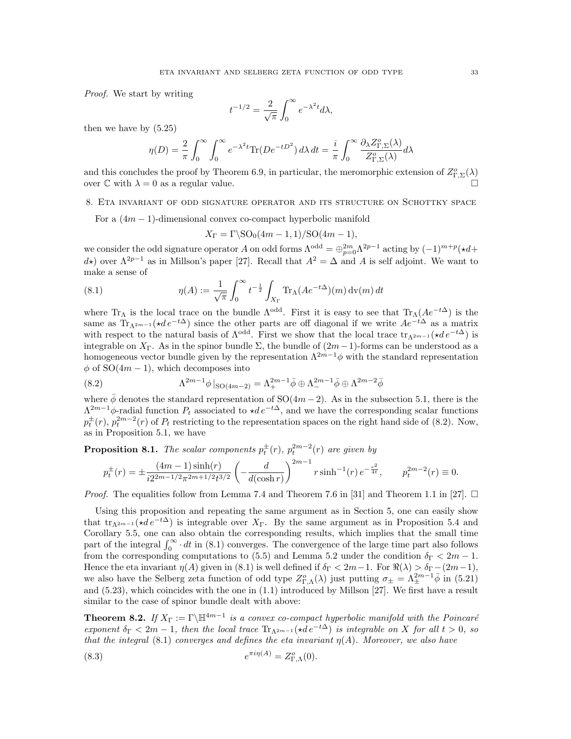*Proof.* We start by writing

$$t^{-1/2} = \frac{2}{\sqrt{\pi}} \int_0^\infty e^{-\lambda^2 t} d\lambda,$$

then we have by (5.25)

$$\eta(D) = \frac{2}{\pi} \int_0^\infty \int_0^\infty e^{-\lambda^2 t} \mathrm{Tr}(De^{-tD^2})\, d\lambda\, dt = \frac{i}{\pi} \int_0^\infty \frac{\partial_\lambda Z^o_{\Gamma,\Sigma}(\lambda)}{Z^o_{\Gamma,\Sigma}(\lambda)} d\lambda$$

and this concludes the proof by Theorem 6.9, in particular, the meromorphic extension of $Z^o_{\Gamma,\Sigma}(\lambda)$ over $\mathbb{C}$ with $\lambda = 0$ as a regular value. □

## 8. Eta invariant of odd signature operator and its structure on Schottky space

For a $(4m-1)$-dimensional convex co-compact hyperbolic manifold

$$X_\Gamma = \Gamma\backslash \mathrm{SO}_0(4m-1,1)/\mathrm{SO}(4m-1),$$

we consider the odd signature operator $A$ on odd forms $\Lambda^{\mathrm{odd}} = \oplus_{p=0}^{2m} \Lambda^{2p-1}$ acting by $(-1)^{m+p}(\star d + d\star)$ over $\Lambda^{2p-1}$ as in Millson's paper [27]. Recall that $A^2 = \Delta$ and $A$ is self adjoint. We want to make a sense of

$$\eta(A) := \frac{1}{\sqrt{\pi}} \int_0^\infty t^{-\frac{1}{2}} \int_{X_\Gamma} \mathrm{Tr}_\Lambda(Ae^{-t\Delta})(m)\, \mathrm{dv}(m)\, dt \tag{8.1}$$

where $\mathrm{Tr}_\Lambda$ is the local trace on the bundle $\Lambda^{\mathrm{odd}}$. First it is easy to see that $\mathrm{Tr}_\Lambda(Ae^{-t\Delta})$ is the same as $\mathrm{Tr}_{\Lambda^{2m-1}}(\star d\, e^{-t\Delta})$ since the other parts are off diagonal if we write $Ae^{-t\Delta}$ as a matrix with respect to the natural basis of $\Lambda^{\mathrm{odd}}$. First we show that the local trace $\mathrm{tr}_{\Lambda^{2m-1}}(\star d\, e^{-t\Delta})$ is integrable on $X_\Gamma$. As in the spinor bundle $\Sigma$, the bundle of $(2m-1)$-forms can be understood as a homogeneous vector bundle given by the representation $\Lambda^{2m-1}\phi$ with the standard representation $\phi$ of $\mathrm{SO}(4m-1)$, which decomposes into

$$\Lambda^{2m-1}\phi\,|_{\mathrm{SO}(4m-2)} = \Lambda_+^{2m-1}\bar{\phi} \oplus \Lambda_-^{2m-1}\bar{\phi} \oplus \Lambda^{2m-2}\bar{\phi} \tag{8.2}$$

where $\bar{\phi}$ denotes the standard representation of $\mathrm{SO}(4m-2)$. As in the subsection 5.1, there is the $\Lambda^{2m-1}\phi$-radial function $P_t$ associated to $\star d\, e^{-t\Delta}$, and we have the corresponding scalar functions $p_t^\pm(r)$, $p_t^{2m-2}(r)$ of $P_t$ restricting to the representation spaces on the right hand side of (8.2). Now, as in Proposition 5.1, we have

**Proposition 8.1.** *The scalar components $p_t^\pm(r)$, $p_t^{2m-2}(r)$ are given by*

$$p_t^\pm(r) = \pm \frac{(4m-1)\sinh(r)}{i 2^{2m-1/2} \pi^{2m+1/2} t^{3/2}} \left(-\frac{d}{d(\cosh r)}\right)^{2m-1} r \sinh^{-1}(r)\, e^{-\frac{r^2}{4t}}, \qquad p_t^{2m-2}(r) \equiv 0.$$

*Proof.* The equalities follow from Lemma 7.4 and Theorem 7.6 in [31] and Theorem 1.1 in [27]. □

Using this proposition and repeating the same argument as in Section 5, one can easily show that $\mathrm{tr}_{\Lambda^{2m-1}}(\star d\, e^{-t\Delta})$ is integrable over $X_\Gamma$. By the same argument as in Proposition 5.4 and Corollary 5.5, one can also obtain the corresponding results, which implies that the small time part of the integral $\int_0^\infty \cdot\, dt$ in (8.1) converges. The convergence of the large time part also follows from the corresponding computations to (5.5) and Lemma 5.2 under the condition $\delta_\Gamma < 2m-1$. Hence the eta invariant $\eta(A)$ given in (8.1) is well defined if $\delta_\Gamma < 2m-1$. For $\Re(\lambda) > \delta_\Gamma - (2m-1)$, we also have the Selberg zeta function of odd type $Z^o_{\Gamma,\Lambda}(\lambda)$ just putting $\sigma_\pm = \Lambda_\pm^{2m-1}\bar{\phi}$ in (5.21) and (5.23), which coincides with the one in (1.1) introduced by Millson [27]. We first have a result similar to the case of spinor bundle dealt with above:

**Theorem 8.2.** *If $X_\Gamma := \Gamma\backslash\mathbb{H}^{4m-1}$ is a convex co-compact hyperbolic manifold with the Poincaré exponent $\delta_\Gamma < 2m-1$, then the local trace $\mathrm{Tr}_{\Lambda^{2m-1}}(\star d\, e^{-t\Delta})$ is integrable on $X$ for all $t > 0$, so that the integral (8.1) converges and defines the eta invariant $\eta(A)$. Moreover, we also have*

$$e^{\pi i \eta(A)} = Z^o_{\Gamma,\Lambda}(0). \tag{8.3}$$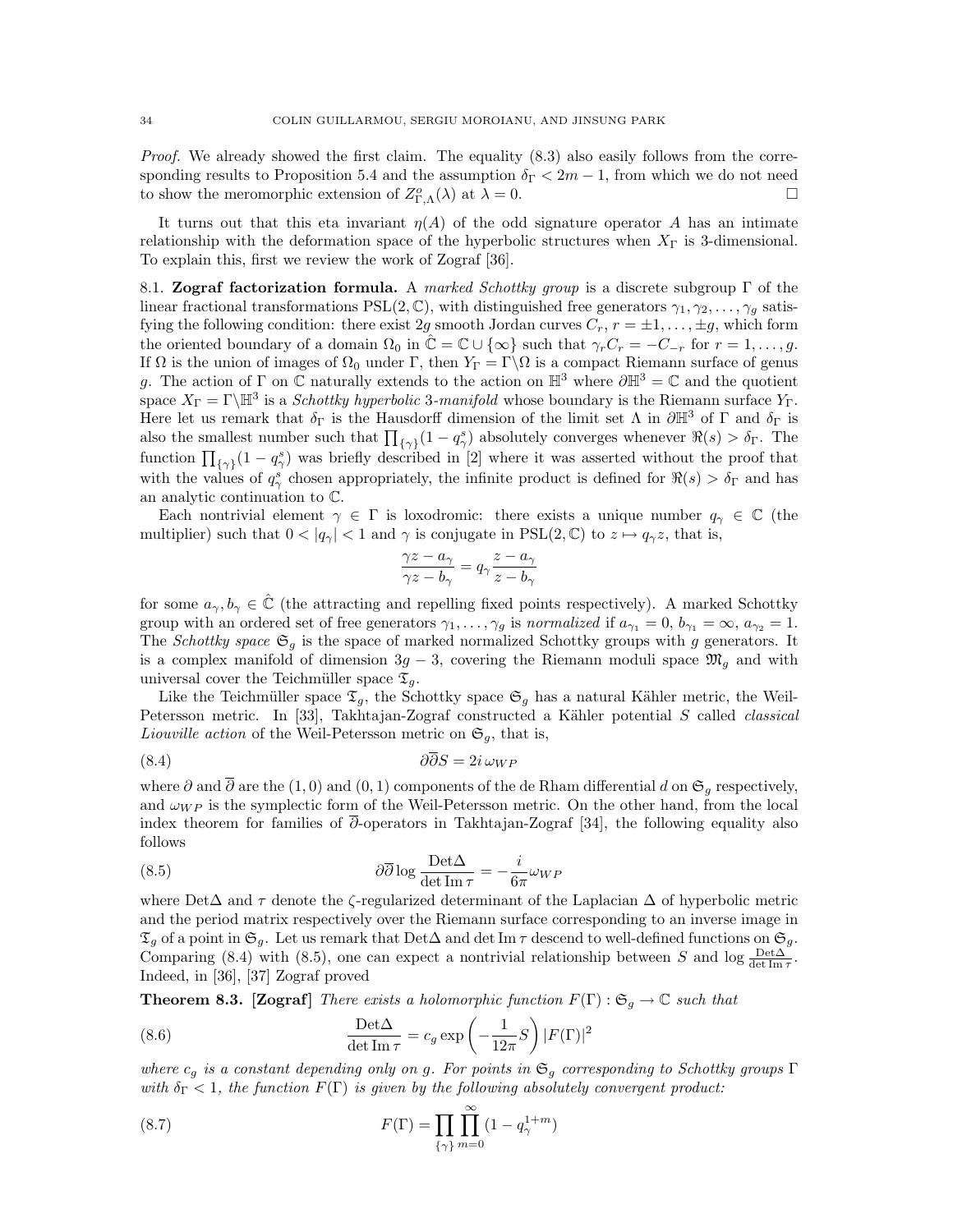*Proof.* We already showed the first claim. The equality (8.3) also easily follows from the corresponding results to Proposition 5.4 and the assumption $\delta_\Gamma < 2m-1$, from which we do not need to show the meromorphic extension of $Z^o_{\Gamma,\Lambda}(\lambda)$ at $\lambda = 0$. $\square$

It turns out that this eta invariant $\eta(A)$ of the odd signature operator $A$ has an intimate relationship with the deformation space of the hyperbolic structures when $X_\Gamma$ is 3-dimensional. To explain this, first we review the work of Zograf [36].

8.1. **Zograf factorization formula.** A *marked Schottky group* is a discrete subgroup $\Gamma$ of the linear fractional transformations $\mathrm{PSL}(2,\mathbb{C})$, with distinguished free generators $\gamma_1, \gamma_2, \ldots, \gamma_g$ satisfying the following condition: there exist $2g$ smooth Jordan curves $C_r$, $r = \pm 1, \ldots, \pm g$, which form the oriented boundary of a domain $\Omega_0$ in $\hat{\mathbb{C}} = \mathbb{C} \cup \{\infty\}$ such that $\gamma_r C_r = -C_{-r}$ for $r = 1, \ldots, g$. If $\Omega$ is the union of images of $\Omega_0$ under $\Gamma$, then $Y_\Gamma = \Gamma\backslash\Omega$ is a compact Riemann surface of genus $g$. The action of $\Gamma$ on $\mathbb{C}$ naturally extends to the action on $\mathbb{H}^3$ where $\partial\mathbb{H}^3 = \mathbb{C}$ and the quotient space $X_\Gamma = \Gamma\backslash\mathbb{H}^3$ is a *Schottky hyperbolic* 3*-manifold* whose boundary is the Riemann surface $Y_\Gamma$. Here let us remark that $\delta_\Gamma$ is the Hausdorff dimension of the limit set $\Lambda$ in $\partial\mathbb{H}^3$ of $\Gamma$ and $\delta_\Gamma$ is also the smallest number such that $\prod_{\{\gamma\}}(1 - q_\gamma^s)$ absolutely converges whenever $\Re(s) > \delta_\Gamma$. The function $\prod_{\{\gamma\}}(1 - q_\gamma^s)$ was briefly described in [2] where it was asserted without the proof that with the values of $q_\gamma^s$ chosen appropriately, the infinite product is defined for $\Re(s) > \delta_\Gamma$ and has an analytic continuation to $\mathbb{C}$.

Each nontrivial element $\gamma \in \Gamma$ is loxodromic: there exists a unique number $q_\gamma \in \mathbb{C}$ (the multiplier) such that $0 < |q_\gamma| < 1$ and $\gamma$ is conjugate in $\mathrm{PSL}(2,\mathbb{C})$ to $z \mapsto q_\gamma z$, that is,

$$\frac{\gamma z - a_\gamma}{\gamma z - b_\gamma} = q_\gamma \frac{z - a_\gamma}{z - b_\gamma}$$

for some $a_\gamma, b_\gamma \in \hat{\mathbb{C}}$ (the attracting and repelling fixed points respectively). A marked Schottky group with an ordered set of free generators $\gamma_1, \ldots, \gamma_g$ is *normalized* if $a_{\gamma_1} = 0$, $b_{\gamma_1} = \infty$, $a_{\gamma_2} = 1$. The *Schottky space* $\mathfrak{S}_g$ is the space of marked normalized Schottky groups with $g$ generators. It is a complex manifold of dimension $3g-3$, covering the Riemann moduli space $\mathfrak{M}_g$ and with universal cover the Teichmüller space $\mathfrak{T}_g$.

Like the Teichmüller space $\mathfrak{T}_g$, the Schottky space $\mathfrak{S}_g$ has a natural Kähler metric, the Weil-Petersson metric. In [33], Takhtajan-Zograf constructed a Kähler potential $S$ called *classical Liouville action* of the Weil-Petersson metric on $\mathfrak{S}_g$, that is,

$$\partial\overline{\partial} S = 2i\,\omega_{WP} \tag{8.4}$$

where $\partial$ and $\overline{\partial}$ are the $(1,0)$ and $(0,1)$ components of the de Rham differential $d$ on $\mathfrak{S}_g$ respectively, and $\omega_{WP}$ is the symplectic form of the Weil-Petersson metric. On the other hand, from the local index theorem for families of $\overline{\partial}$-operators in Takhtajan-Zograf [34], the following equality also follows

$$\partial\overline{\partial} \log \frac{\mathrm{Det}\Delta}{\det \mathrm{Im}\,\tau} = -\frac{i}{6\pi}\omega_{WP} \tag{8.5}$$

where $\mathrm{Det}\Delta$ and $\tau$ denote the $\zeta$-regularized determinant of the Laplacian $\Delta$ of hyperbolic metric and the period matrix respectively over the Riemann surface corresponding to an inverse image in $\mathfrak{T}_g$ of a point in $\mathfrak{S}_g$. Let us remark that $\mathrm{Det}\Delta$ and $\det \mathrm{Im}\,\tau$ descend to well-defined functions on $\mathfrak{S}_g$. Comparing (8.4) with (8.5), one can expect a nontrivial relationship between $S$ and $\log \frac{\mathrm{Det}\Delta}{\det \mathrm{Im}\,\tau}$. Indeed, in [36], [37] Zograf proved

**Theorem 8.3. [Zograf]** *There exists a holomorphic function $F(\Gamma) : \mathfrak{S}_g \to \mathbb{C}$ such that*

$$\frac{\mathrm{Det}\Delta}{\det \mathrm{Im}\,\tau} = c_g \exp\left(-\frac{1}{12\pi} S\right) |F(\Gamma)|^2 \tag{8.6}$$

*where $c_g$ is a constant depending only on $g$. For points in $\mathfrak{S}_g$ corresponding to Schottky groups $\Gamma$ with $\delta_\Gamma < 1$, the function $F(\Gamma)$ is given by the following absolutely convergent product:*

$$F(\Gamma) = \prod_{\{\gamma\}} \prod_{m=0}^{\infty} (1 - q_\gamma^{1+m}) \tag{8.7}$$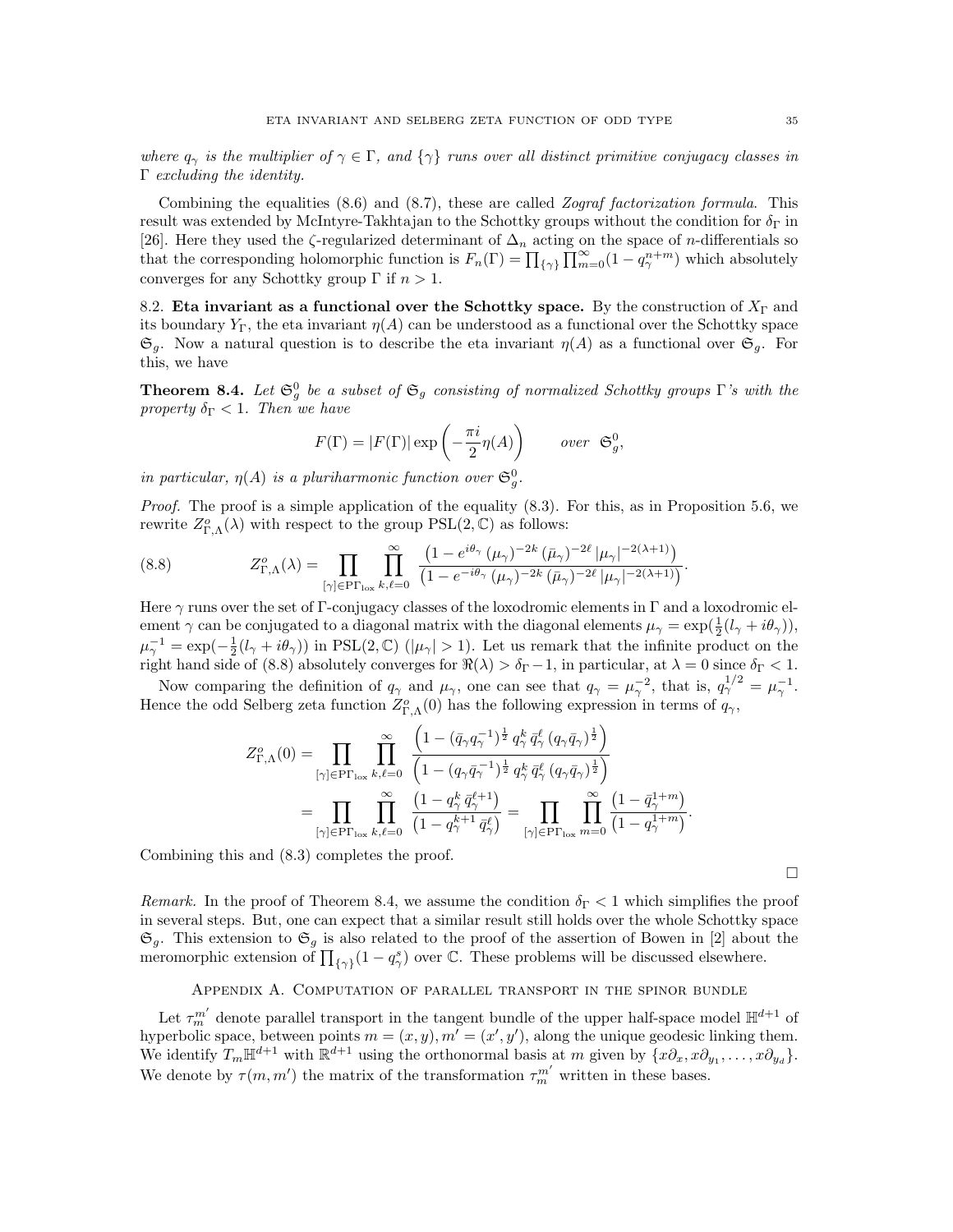*where $q_\gamma$ is the multiplier of $\gamma \in \Gamma$, and $\{\gamma\}$ runs over all distinct primitive conjugacy classes in $\Gamma$ excluding the identity.*

Combining the equalities (8.6) and (8.7), these are called *Zograf factorization formula*. This result was extended by McIntyre-Takhtajan to the Schottky groups without the condition for $\delta_\Gamma$ in [26]. Here they used the $\zeta$-regularized determinant of $\Delta_n$ acting on the space of $n$-differentials so that the corresponding holomorphic function is $F_n(\Gamma) = \prod_{\{\gamma\}} \prod_{m=0}^{\infty} (1 - q_\gamma^{n+m})$ which absolutely converges for any Schottky group $\Gamma$ if $n > 1$.

8.2. **Eta invariant as a functional over the Schottky space.** By the construction of $X_\Gamma$ and its boundary $Y_\Gamma$, the eta invariant $\eta(A)$ can be understood as a functional over the Schottky space $\mathfrak{S}_g$. Now a natural question is to describe the eta invariant $\eta(A)$ as a functional over $\mathfrak{S}_g$. For this, we have

**Theorem 8.4.** *Let $\mathfrak{S}_g^0$ be a subset of $\mathfrak{S}_g$ consisting of normalized Schottky groups $\Gamma$'s with the property $\delta_\Gamma < 1$. Then we have*

$$F(\Gamma) = |F(\Gamma)| \exp\left(-\frac{\pi i}{2}\eta(A)\right) \qquad \text{over} \;\; \mathfrak{S}_g^0,$$

*in particular, $\eta(A)$ is a pluriharmonic function over $\mathfrak{S}_g^0$.*

*Proof.* The proof is a simple application of the equality (8.3). For this, as in Proposition 5.6, we rewrite $Z^o_{\Gamma,\Lambda}(\lambda)$ with respect to the group $\mathrm{PSL}(2,\mathbb{C})$ as follows:

$$Z^o_{\Gamma,\Lambda}(\lambda) = \prod_{[\gamma]\in \mathrm{P}\Gamma_{\mathrm{lox}}} \prod_{k,\ell=0}^{\infty} \frac{\left(1 - e^{i\theta_\gamma}\,(\mu_\gamma)^{-2k}\,(\bar{\mu}_\gamma)^{-2\ell}\,|\mu_\gamma|^{-2(\lambda+1)}\right)}{\left(1 - e^{-i\theta_\gamma}\,(\mu_\gamma)^{-2k}\,(\bar{\mu}_\gamma)^{-2\ell}\,|\mu_\gamma|^{-2(\lambda+1)}\right)}. \tag{8.8}$$

Here $\gamma$ runs over the set of $\Gamma$-conjugacy classes of the loxodromic elements in $\Gamma$ and a loxodromic element $\gamma$ can be conjugated to a diagonal matrix with the diagonal elements $\mu_\gamma = \exp(\frac{1}{2}(l_\gamma + i\theta_\gamma))$, $\mu_\gamma^{-1} = \exp(-\frac{1}{2}(l_\gamma + i\theta_\gamma))$ in $\mathrm{PSL}(2,\mathbb{C})$ ($|\mu_\gamma| > 1$). Let us remark that the infinite product on the right hand side of (8.8) absolutely converges for $\Re(\lambda) > \delta_\Gamma - 1$, in particular, at $\lambda = 0$ since $\delta_\Gamma < 1$.

Now comparing the definition of $q_\gamma$ and $\mu_\gamma$, one can see that $q_\gamma = \mu_\gamma^{-2}$, that is, $q_\gamma^{1/2} = \mu_\gamma^{-1}$. Hence the odd Selberg zeta function $Z^o_{\Gamma,\Lambda}(0)$ has the following expression in terms of $q_\gamma$,

$$\begin{aligned}
Z^o_{\Gamma,\Lambda}(0) &= \prod_{[\gamma]\in \mathrm{P}\Gamma_{\mathrm{lox}}} \prod_{k,\ell=0}^{\infty} \frac{\left(1 - (\bar{q}_\gamma q_\gamma^{-1})^{\frac{1}{2}}\, q_\gamma^k\, \bar{q}_\gamma^\ell\, (q_\gamma \bar{q}_\gamma)^{\frac{1}{2}}\right)}{\left(1 - (q_\gamma \bar{q}_\gamma^{-1})^{\frac{1}{2}}\, q_\gamma^k\, \bar{q}_\gamma^\ell\, (q_\gamma \bar{q}_\gamma)^{\frac{1}{2}}\right)} \\
&= \prod_{[\gamma]\in \mathrm{P}\Gamma_{\mathrm{lox}}} \prod_{k,\ell=0}^{\infty} \frac{\left(1 - q_\gamma^k\, \bar{q}_\gamma^{\ell+1}\right)}{\left(1 - q_\gamma^{k+1}\, \bar{q}_\gamma^{\ell}\right)} = \prod_{[\gamma]\in \mathrm{P}\Gamma_{\mathrm{lox}}} \prod_{m=0}^{\infty} \frac{\left(1 - \bar{q}_\gamma^{1+m}\right)}{\left(1 - q_\gamma^{1+m}\right)}.
\end{aligned}$$

Combining this and (8.3) completes the proof.

□

*Remark.* In the proof of Theorem 8.4, we assume the condition $\delta_\Gamma < 1$ which simplifies the proof in several steps. But, one can expect that a similar result still holds over the whole Schottky space $\mathfrak{S}_g$. This extension to $\mathfrak{S}_g$ is also related to the proof of the assertion of Bowen in [2] about the meromorphic extension of $\prod_{\{\gamma\}}(1 - q_\gamma^s)$ over $\mathbb{C}$. These problems will be discussed elsewhere.

## Appendix A. Computation of parallel transport in the spinor bundle

Let $\tau_m^{m'}$ denote parallel transport in the tangent bundle of the upper half-space model $\mathbb{H}^{d+1}$ of hyperbolic space, between points $m = (x, y), m' = (x', y')$, along the unique geodesic linking them. We identify $T_m\mathbb{H}^{d+1}$ with $\mathbb{R}^{d+1}$ using the orthonormal basis at $m$ given by $\{x\partial_x, x\partial_{y_1}, \ldots, x\partial_{y_d}\}$. We denote by $\tau(m, m')$ the matrix of the transformation $\tau_m^{m'}$ written in these bases.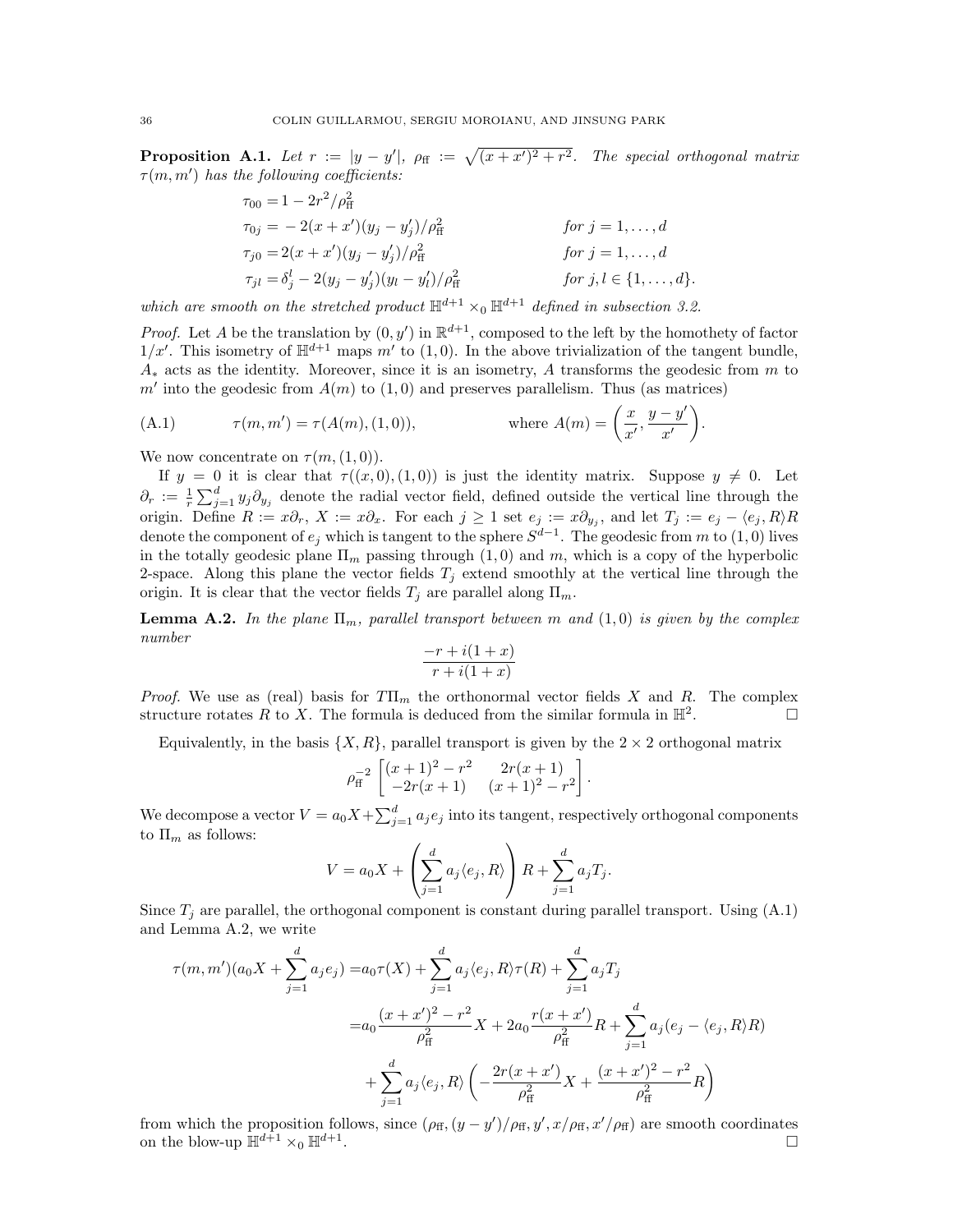**Proposition A.1.** *Let $r := |y - y'|$, $\rho_{\rm ff} := \sqrt{(x+x')^2 + r^2}$. The special orthogonal matrix $\tau(m, m')$ has the following coefficients:*

$$
\begin{aligned}
\tau_{00} &= 1 - 2r^2/\rho_{\rm ff}^2 \\
\tau_{0j} &= -2(x+x')(y_j - y_j')/\rho_{\rm ff}^2 && \text{for } j = 1, \dots, d \\
\tau_{j0} &= 2(x+x')(y_j - y_j')/\rho_{\rm ff}^2 && \text{for } j = 1, \dots, d \\
\tau_{jl} &= \delta_j^l - 2(y_j - y_j')(y_l - y_l')/\rho_{\rm ff}^2 && \text{for } j, l \in \{1, \dots, d\}.
\end{aligned}
$$

*which are smooth on the stretched product $\mathbb{H}^{d+1} \times_0 \mathbb{H}^{d+1}$ defined in subsection 3.2.*

*Proof.* Let $A$ be the translation by $(0, y')$ in $\mathbb{R}^{d+1}$, composed to the left by the homothety of factor $1/x'$. This isometry of $\mathbb{H}^{d+1}$ maps $m'$ to $(1, 0)$. In the above trivialization of the tangent bundle, $A_*$ acts as the identity. Moreover, since it is an isometry, $A$ transforms the geodesic from $m$ to $m'$ into the geodesic from $A(m)$ to $(1,0)$ and preserves parallelism. Thus (as matrices)

$$
\tau(m, m') = \tau(A(m), (1,0)), \qquad \text{where } A(m) = \left( \frac{x}{x'}, \frac{y - y'}{x'} \right). \tag{A.1}
$$

We now concentrate on $\tau(m, (1,0))$.

If $y = 0$ it is clear that $\tau((x,0),(1,0))$ is just the identity matrix. Suppose $y \neq 0$. Let $\partial_r := \frac{1}{r} \sum_{j=1}^d y_j \partial_{y_j}$ denote the radial vector field, defined outside the vertical line through the origin. Define $R := x\partial_r$, $X := x\partial_x$. For each $j \geq 1$ set $e_j := x\partial_{y_j}$, and let $T_j := e_j - \langle e_j, R \rangle R$ denote the component of $e_j$ which is tangent to the sphere $S^{d-1}$. The geodesic from $m$ to $(1,0)$ lives in the totally geodesic plane $\Pi_m$ passing through $(1,0)$ and $m$, which is a copy of the hyperbolic 2-space. Along this plane the vector fields $T_j$ extend smoothly at the vertical line through the origin. It is clear that the vector fields $T_j$ are parallel along $\Pi_m$.

**Lemma A.2.** *In the plane $\Pi_m$, parallel transport between $m$ and $(1,0)$ is given by the complex number*

$$
\frac{-r + i(1+x)}{r + i(1+x)}
$$

*Proof.* We use as (real) basis for $T\Pi_m$ the orthonormal vector fields $X$ and $R$. The complex structure rotates $R$ to $X$. The formula is deduced from the similar formula in $\mathbb{H}^2$. $\square$

Equivalently, in the basis $\{X, R\}$, parallel transport is given by the $2 \times 2$ orthogonal matrix

$$
\rho_{\rm ff}^{-2} \begin{bmatrix} (x+1)^2 - r^2 & 2r(x+1) \\ -2r(x+1) & (x+1)^2 - r^2 \end{bmatrix}.
$$

We decompose a vector $V = a_0 X + \sum_{j=1}^d a_j e_j$ into its tangent, respectively orthogonal components to $\Pi_m$ as follows:

$$
V = a_0 X + \left( \sum_{j=1}^d a_j \langle e_j, R \rangle \right) R + \sum_{j=1}^d a_j T_j.
$$

Since $T_j$ are parallel, the orthogonal component is constant during parallel transport. Using (A.1) and Lemma A.2, we write

$$
\begin{aligned}
\tau(m, m')(a_0 X + \sum_{j=1}^d a_j e_j) =& a_0 \tau(X) + \sum_{j=1}^d a_j \langle e_j, R \rangle \tau(R) + \sum_{j=1}^d a_j T_j \\
=& a_0 \frac{(x+x')^2 - r^2}{\rho_{\rm ff}^2} X + 2a_0 \frac{r(x+x')}{\rho_{\rm ff}^2} R + \sum_{j=1}^d a_j (e_j - \langle e_j, R \rangle R) \\
&+ \sum_{j=1}^d a_j \langle e_j, R \rangle \left( -\frac{2r(x+x')}{\rho_{\rm ff}^2} X + \frac{(x+x')^2 - r^2}{\rho_{\rm ff}^2} R \right)
\end{aligned}
$$

from which the proposition follows, since $(\rho_{\rm ff}, (y-y')/\rho_{\rm ff}, y', x/\rho_{\rm ff}, x'/\rho_{\rm ff})$ are smooth coordinates on the blow-up $\mathbb{H}^{d+1} \times_0 \mathbb{H}^{d+1}$. $\square$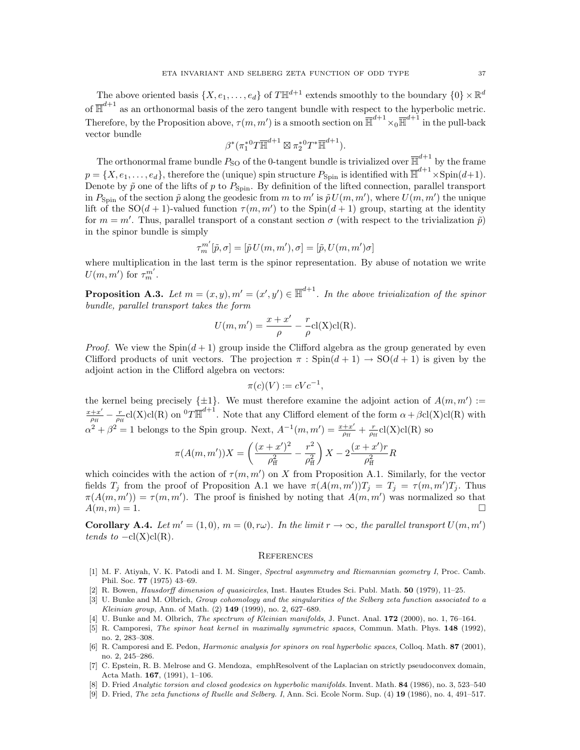The above oriented basis $\{X, e_1, \ldots, e_d\}$ of $T\mathbb{H}^{d+1}$ extends smoothly to the boundary $\{0\} \times \mathbb{R}^d$ of $\overline{\mathbb{H}}^{d+1}$ as an orthonormal basis of the zero tangent bundle with respect to the hyperbolic metric. Therefore, by the Proposition above, $\tau(m, m')$ is a smooth section on $\overline{\mathbb{H}}^{d+1} \times_0 \overline{\mathbb{H}}^{d+1}$ in the pull-back vector bundle

$$\beta^*(\pi_1^{*0}T\overline{\mathbb{H}}^{d+1} \boxtimes \pi_2^{*0}T^*\overline{\mathbb{H}}^{d+1}).$$

The orthonormal frame bundle $P_{\rm SO}$ of the 0-tangent bundle is trivialized over $\overline{\mathbb{H}}^{d+1}$ by the frame $p = \{X, e_1, \ldots, e_d\}$, therefore the (unique) spin structure $P_{\rm Spin}$ is identified with $\overline{\mathbb{H}}^{d+1} \times \mathrm{Spin}(d+1)$. Denote by $\tilde{p}$ one of the lifts of $p$ to $P_{\rm Spin}$. By definition of the lifted connection, parallel transport in $P_{\rm Spin}$ of the section $\tilde{p}$ along the geodesic from $m$ to $m'$ is $\tilde{p}\, U(m, m')$, where $U(m, m')$ the unique lift of the $\mathrm{SO}(d+1)$-valued function $\tau(m, m')$ to the $\mathrm{Spin}(d+1)$ group, starting at the identity for $m = m'$. Thus, parallel transport of a constant section $\sigma$ (with respect to the trivialization $\tilde{p}$) in the spinor bundle is simply

$$\tau_m^{m'}[\tilde{p}, \sigma] = [\tilde{p}\, U(m, m'), \sigma] = [\tilde{p}, U(m, m')\sigma]$$

where multiplication in the last term is the spinor representation. By abuse of notation we write $U(m, m')$ for $\tau_m^{m'}$.

**Proposition A.3.** *Let $m = (x, y), m' = (x', y') \in \overline{\mathbb{H}}^{d+1}$. In the above trivialization of the spinor bundle, parallel transport takes the form*

$$U(m, m') = \frac{x + x'}{\rho} - \frac{r}{\rho}\mathrm{cl}(\mathrm{X})\mathrm{cl}(\mathrm{R}).$$

*Proof.* We view the $\mathrm{Spin}(d+1)$ group inside the Clifford algebra as the group generated by even Clifford products of unit vectors. The projection $\pi : \mathrm{Spin}(d+1) \to \mathrm{SO}(d+1)$ is given by the adjoint action in the Clifford algebra on vectors:

$$\pi(c)(V) := cVc^{-1},$$

the kernel being precisely $\{\pm 1\}$. We must therefore examine the adjoint action of $A(m, m') := \frac{x+x'}{\rho_{\rm ff}} - \frac{r}{\rho_{\rm ff}}\mathrm{cl}(\mathrm{X})\mathrm{cl}(\mathrm{R})$ on ${}^0T\overline{\mathbb{H}}^{d+1}$. Note that any Clifford element of the form $\alpha + \beta\mathrm{cl}(\mathrm{X})\mathrm{cl}(\mathrm{R})$ with $\alpha^2 + \beta^2 = 1$ belongs to the Spin group. Next, $A^{-1}(m, m') = \frac{x+x'}{\rho_{\rm ff}} + \frac{r}{\rho_{\rm ff}}\mathrm{cl}(\mathrm{X})\mathrm{cl}(\mathrm{R})$ so

$$\pi(A(m, m'))X = \left(\frac{(x + x')^2}{\rho_{\rm ff}^2} - \frac{r^2}{\rho_{\rm ff}^2}\right) X - 2\frac{(x + x')r}{\rho_{\rm ff}^2} R$$

which coincides with the action of $\tau(m, m')$ on $X$ from Proposition A.1. Similarly, for the vector fields $T_j$ from the proof of Proposition A.1 we have $\pi(A(m, m'))T_j = T_j = \tau(m, m')T_j$. Thus $\pi(A(m, m')) = \tau(m, m')$. The proof is finished by noting that $A(m, m')$ was normalized so that $A(m, m) = 1$. □

**Corollary A.4.** *Let $m' = (1, 0)$, $m = (0, r\omega)$. In the limit $r \to \infty$, the parallel transport $U(m, m')$ tends to $-\mathrm{cl}(\mathrm{X})\mathrm{cl}(\mathrm{R})$.*

## References

[1] M. F. Atiyah, V. K. Patodi and I. M. Singer, *Spectral asymmetry and Riemannian geometry I*, Proc. Camb. Phil. Soc. **77** (1975) 43–69.

[2] R. Bowen, *Hausdorff dimension of quasicircles*, Inst. Hautes Etudes Sci. Publ. Math. **50** (1979), 11–25.

[3] U. Bunke and M. Olbrich, *Group cohomology and the singularities of the Selberg zeta function associated to a Kleinian group*, Ann. of Math. (2) **149** (1999), no. 2, 627–689.

[4] U. Bunke and M. Olbrich, *The spectrum of Kleinian manifolds*, J. Funct. Anal. **172** (2000), no. 1, 76–164.

[5] R. Camporesi, *The spinor heat kernel in maximally symmetric spaces*, Commun. Math. Phys. **148** (1992), no. 2, 283–308.

[6] R. Camporesi and E. Pedon, *Harmonic analysis for spinors on real hyperbolic spaces*, Colloq. Math. **87** (2001), no. 2, 245–286.

[7] C. Epstein, R. B. Melrose and G. Mendoza, emphResolvent of the Laplacian on strictly pseudoconvex domain, Acta Math. **167**, (1991), 1–106.

[8] D. Fried *Analytic torsion and closed geodesics on hyperbolic manifolds*. Invent. Math. **84** (1986), no. 3, 523–540

[9] D. Fried, *The zeta functions of Ruelle and Selberg. I*, Ann. Sci. Ecole Norm. Sup. (4) **19** (1986), no. 4, 491–517.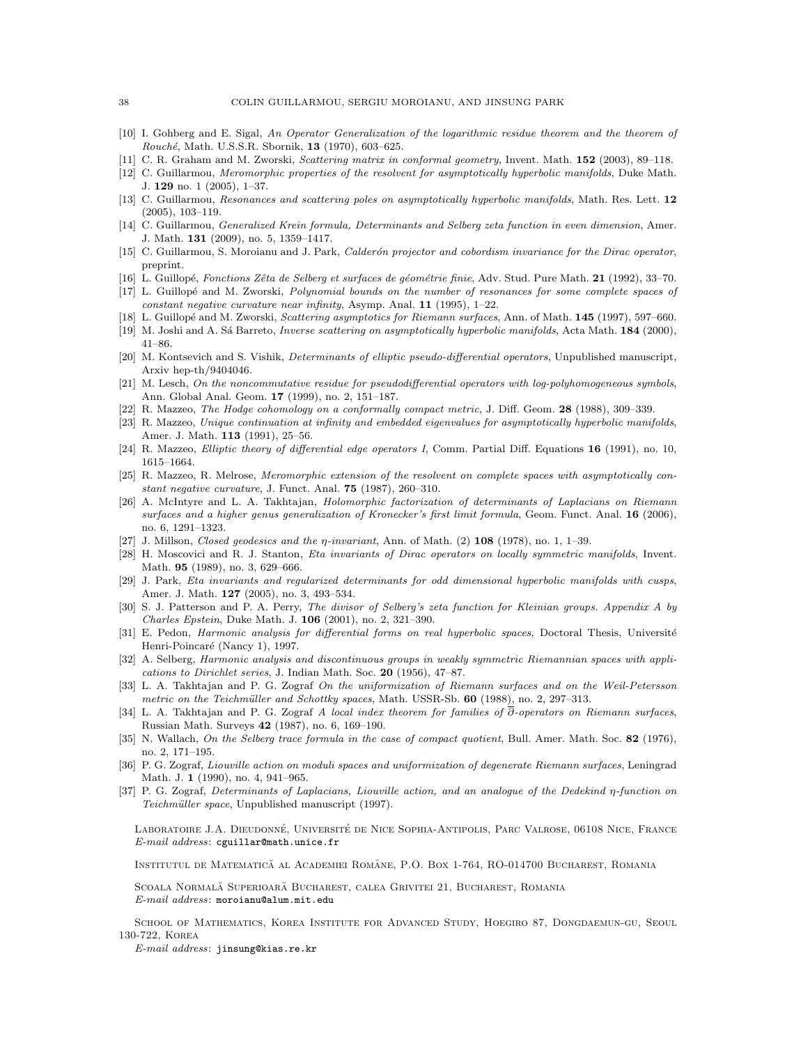[10] I. Gohberg and E. Sigal, *An Operator Generalization of the logarithmic residue theorem and the theorem of Rouché*, Math. U.S.S.R. Sbornik, **13** (1970), 603–625.

[11] C. R. Graham and M. Zworski, *Scattering matrix in conformal geometry*, Invent. Math. **152** (2003), 89–118.

[12] C. Guillarmou, *Meromorphic properties of the resolvent for asymptotically hyperbolic manifolds*, Duke Math. J. **129** no. 1 (2005), 1–37.

[13] C. Guillarmou, *Resonances and scattering poles on asymptotically hyperbolic manifolds*, Math. Res. Lett. **12** (2005), 103–119.

[14] C. Guillarmou, *Generalized Krein formula, Determinants and Selberg zeta function in even dimension*, Amer. J. Math. **131** (2009), no. 5, 1359–1417.

[15] C. Guillarmou, S. Moroianu and J. Park, *Calderón projector and cobordism invariance for the Dirac operator*, preprint.

[16] L. Guillopé, *Fonctions Zêta de Selberg et surfaces de géométrie finie*, Adv. Stud. Pure Math. **21** (1992), 33–70.

[17] L. Guillopé and M. Zworski, *Polynomial bounds on the number of resonances for some complete spaces of constant negative curvature near infinity*, Asymp. Anal. **11** (1995), 1–22.

[18] L. Guillopé and M. Zworski, *Scattering asymptotics for Riemann surfaces*, Ann. of Math. **145** (1997), 597–660.

[19] M. Joshi and A. Sá Barreto, *Inverse scattering on asymptotically hyperbolic manifolds*, Acta Math. **184** (2000), 41–86.

[20] M. Kontsevich and S. Vishik, *Determinants of elliptic pseudo-differential operators*, Unpublished manuscript, Arxiv hep-th/9404046.

[21] M. Lesch, *On the noncommutative residue for pseudodifferential operators with log-polyhomogeneous symbols*, Ann. Global Anal. Geom. **17** (1999), no. 2, 151–187.

[22] R. Mazzeo, *The Hodge cohomology on a conformally compact metric*, J. Diff. Geom. **28** (1988), 309–339.

[23] R. Mazzeo, *Unique continuation at infinity and embedded eigenvalues for asymptotically hyperbolic manifolds*, Amer. J. Math. **113** (1991), 25–56.

[24] R. Mazzeo, *Elliptic theory of differential edge operators I*, Comm. Partial Diff. Equations **16** (1991), no. 10, 1615–1664.

[25] R. Mazzeo, R. Melrose, *Meromorphic extension of the resolvent on complete spaces with asymptotically constant negative curvature*, J. Funct. Anal. **75** (1987), 260–310.

[26] A. McIntyre and L. A. Takhtajan, *Holomorphic factorization of determinants of Laplacians on Riemann surfaces and a higher genus generalization of Kronecker's first limit formula*, Geom. Funct. Anal. **16** (2006), no. 6, 1291–1323.

[27] J. Millson, *Closed geodesics and the η-invariant*, Ann. of Math. (2) **108** (1978), no. 1, 1–39.

[28] H. Moscovici and R. J. Stanton, *Eta invariants of Dirac operators on locally symmetric manifolds*, Invent. Math. **95** (1989), no. 3, 629–666.

[29] J. Park, *Eta invariants and regularized determinants for odd dimensional hyperbolic manifolds with cusps*, Amer. J. Math. **127** (2005), no. 3, 493–534.

[30] S. J. Patterson and P. A. Perry, *The divisor of Selberg's zeta function for Kleinian groups. Appendix A by Charles Epstein*, Duke Math. J. **106** (2001), no. 2, 321–390.

[31] E. Pedon, *Harmonic analysis for differential forms on real hyperbolic spaces*, Doctoral Thesis, Université Henri-Poincaré (Nancy 1), 1997.

[32] A. Selberg, *Harmonic analysis and discontinuous groups in weakly symmetric Riemannian spaces with applications to Dirichlet series*, J. Indian Math. Soc. **20** (1956), 47–87.

[33] L. A. Takhtajan and P. G. Zograf *On the uniformization of Riemann surfaces and on the Weil-Petersson metric on the Teichmüller and Schottky spaces*, Math. USSR-Sb. **60** (1988), no. 2, 297–313.

[34] L. A. Takhtajan and P. G. Zograf *A local index theorem for families of $\overline{\partial}$-operators on Riemann surfaces*, Russian Math. Surveys **42** (1987), no. 6, 169–190.

[35] N. Wallach, *On the Selberg trace formula in the case of compact quotient*, Bull. Amer. Math. Soc. **82** (1976), no. 2, 171–195.

[36] P. G. Zograf, *Liouville action on moduli spaces and uniformization of degenerate Riemann surfaces*, Leningrad Math. J. **1** (1990), no. 4, 941–965.

[37] P. G. Zograf, *Determinants of Laplacians, Liouville action, and an analogue of the Dedekind η-function on Teichmüller space*, Unpublished manuscript (1997).

Laboratoire J.A. Dieudonné, Université de Nice Sophia-Antipolis, Parc Valrose, 06108 Nice, France
*E-mail address*: cguillar@math.unice.fr

Institutul de Matematică al Academiei Române, P.O. Box 1-764, RO-014700 Bucharest, Romania

Scoala Normală Superioară Bucharest, calea Grivitei 21, Bucharest, Romania
*E-mail address*: moroianu@alum.mit.edu

School of Mathematics, Korea Institute for Advanced Study, Hoegiro 87, Dongdaemun-gu, Seoul 130-722, Korea
*E-mail address*: jinsung@kias.re.kr